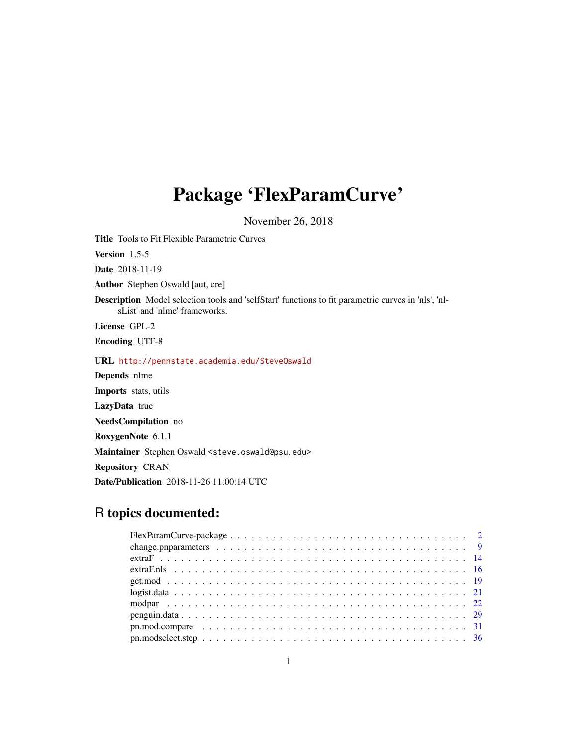# Package 'FlexParamCurve'

November 26, 2018

**Title** Tools to Fit Flexible Parametric Curves

**Version** 1.5-5

**Date** 2018-11-19

**Author** Stephen Oswald [aut, cre]

**Description** Model selection tools and 'selfStart' functions to fit parametric curves in 'nls', 'nlsList' and 'nlme' frameworks.

**License** GPL-2

**Encoding** UTF-8

**URL** http://pennstate.academia.edu/SteveOswald

**Depends** nlme

**Imports** stats, utils

**LazyData** true

**NeedsCompilation** no

**RoxygenNote** 6.1.1

**Maintainer** Stephen Oswald <steve.oswald@psu.edu>

**Repository** CRAN

**Date/Publication** 2018-11-26 11:00:14 UTC

## R topics documented:

| | |
|---|---|
| FlexParamCurve-package | 2 |
| change.pnparameters | 9 |
| extraF | 14 |
| extraF.nls | 16 |
| get.mod | 19 |
| logist.data | 21 |
| modpar | 22 |
| penguin.data | 29 |
| pn.mod.compare | 31 |
| pn.modselect.step | 36 |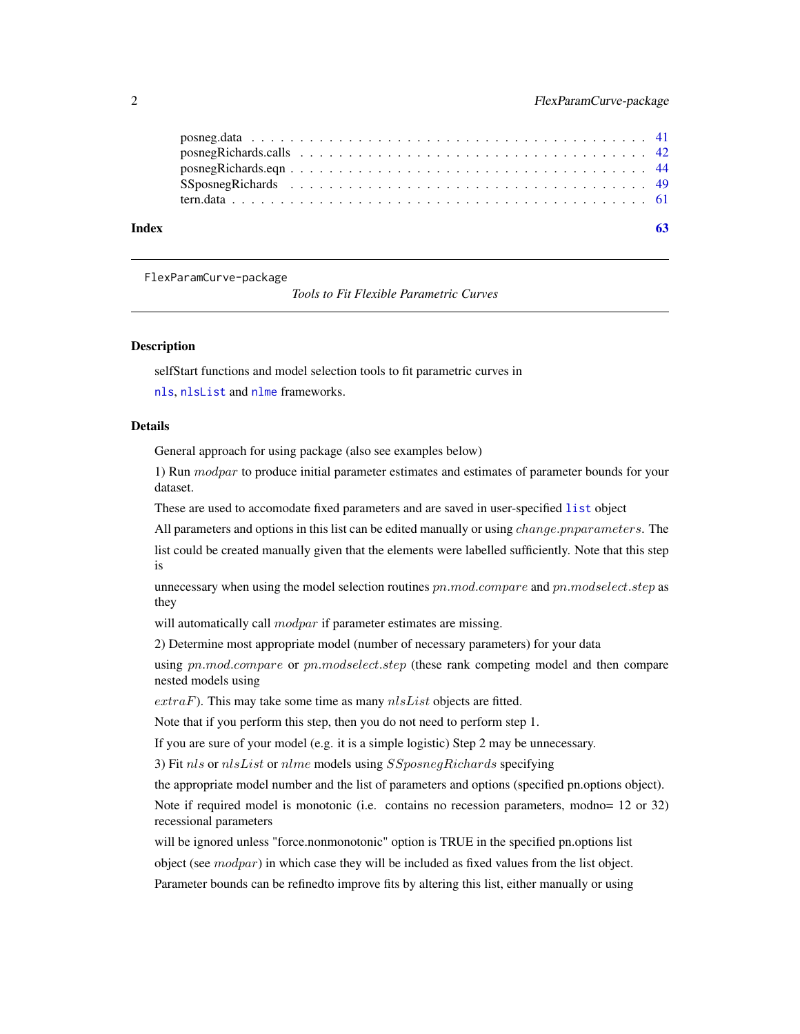| | |
|---|---|
| posneg.data | 41 |
| posnegRichards.calls | 42 |
| posnegRichards.eqn | 44 |
| SSposnegRichards | 49 |
| tern.data | 61 |

**Index** **63**

---

FlexParamCurve-package *Tools to Fit Flexible Parametric Curves*

---

### Description

selfStart functions and model selection tools to fit parametric curves in

`nls`, `nlsList` and `nlme` frameworks.

### Details

General approach for using package (also see examples below)

1) Run *modpar* to produce initial parameter estimates and estimates of parameter bounds for your dataset.

These are used to accomodate fixed parameters and are saved in user-specified `list` object

All parameters and options in this list can be edited manually or using *change.pnparameters*. The

list could be created manually given that the elements were labelled sufficiently. Note that this step is

unnecessary when using the model selection routines *pn.mod.compare* and *pn.modselect.step* as they

will automatically call *modpar* if parameter estimates are missing.

2) Determine most appropriate model (number of necessary parameters) for your data

using *pn.mod.compare* or *pn.modselect.step* (these rank competing model and then compare nested models using

*extraF*). This may take some time as many *nlsList* objects are fitted.

Note that if you perform this step, then you do not need to perform step 1.

If you are sure of your model (e.g. it is a simple logistic) Step 2 may be unnecessary.

3) Fit *nls* or *nlsList* or *nlme* models using *SSposnegRichards* specifying

the appropriate model number and the list of parameters and options (specified pn.options object).

Note if required model is monotonic (i.e. contains no recession parameters, modno= 12 or 32) recessional parameters

will be ignored unless "force.nonmonotonic" option is TRUE in the specified pn.options list

object (see *modpar*) in which case they will be included as fixed values from the list object.

Parameter bounds can be refinedto improve fits by altering this list, either manually or using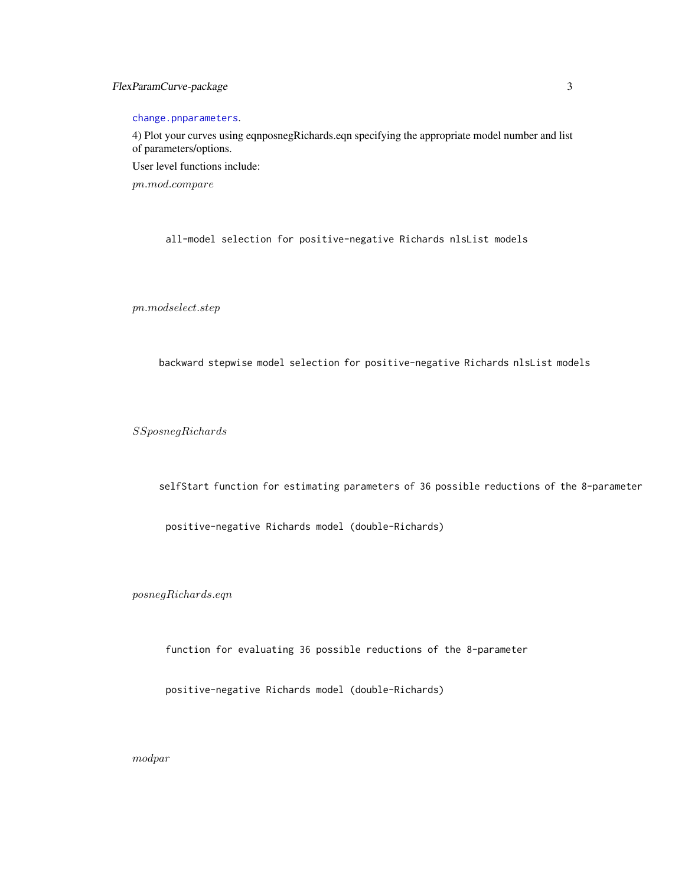change.pnparameters.

4) Plot your curves using eqnposnegRichards.eqn specifying the appropriate model number and list of parameters/options.

User level functions include:

*pn.mod.compare*

```
all-model selection for positive-negative Richards nlsList models
```

*pn.modselect.step*

```
backward stepwise model selection for positive-negative Richards nlsList models
```

*SSposnegRichards*

```
selfStart function for estimating parameters of 36 possible reductions of the 8-parameter

positive-negative Richards model (double-Richards)
```

*posnegRichards.eqn*

```
function for evaluating 36 possible reductions of the 8-parameter

positive-negative Richards model (double-Richards)
```

*modpar*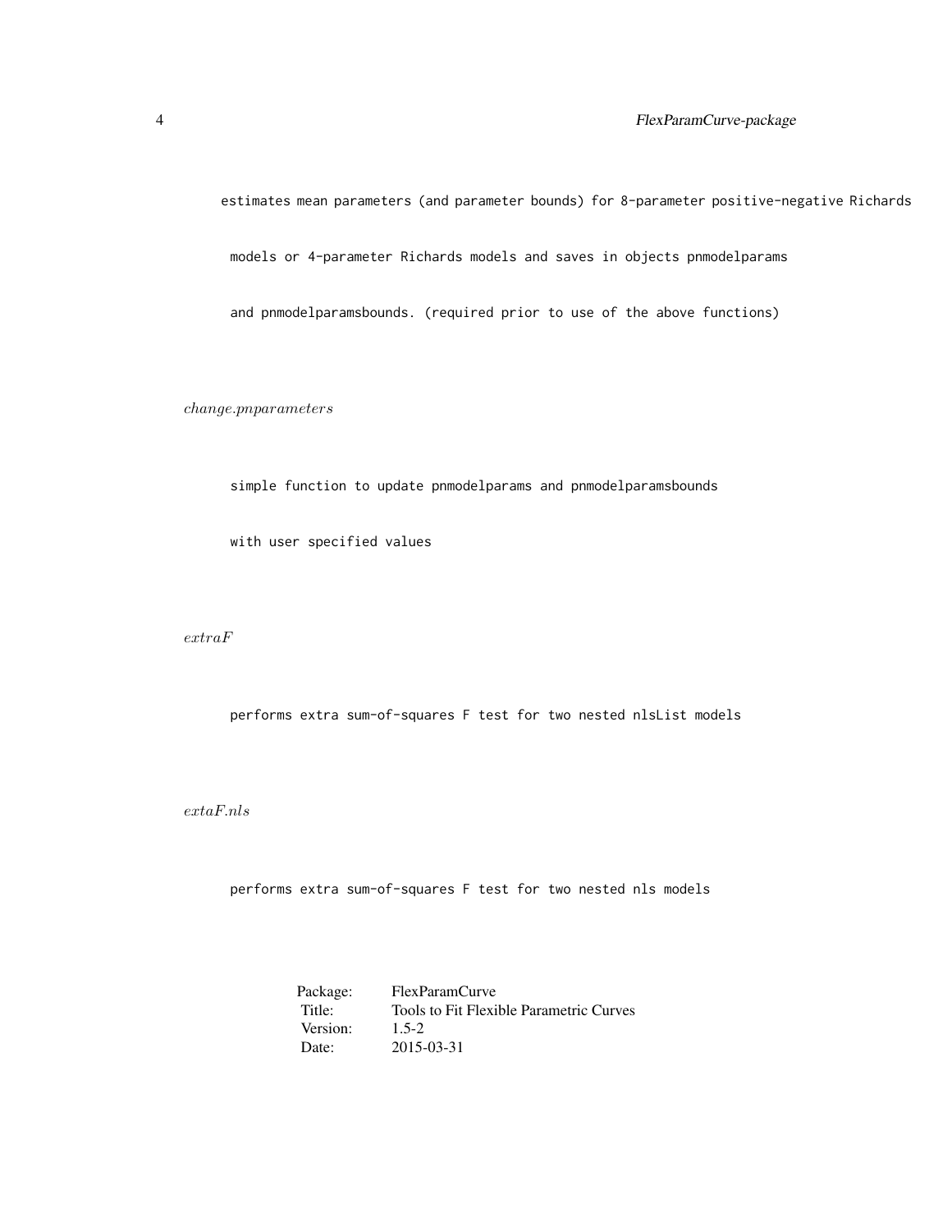estimates mean parameters (and parameter bounds) for 8-parameter positive-negative Richards models or 4-parameter Richards models and saves in objects pnmodelparams and pnmodelparamsbounds. (required prior to use of the above functions)

*change.pnparameters*

simple function to update pnmodelparams and pnmodelparamsbounds with user specified values

*extraF*

performs extra sum-of-squares F test for two nested nlsList models

*extaF.nls*

performs extra sum-of-squares F test for two nested nls models

| | |
|---|---|
| Package: | FlexParamCurve |
| Title: | Tools to Fit Flexible Parametric Curves |
| Version: | 1.5-2 |
| Date: | 2015-03-31 |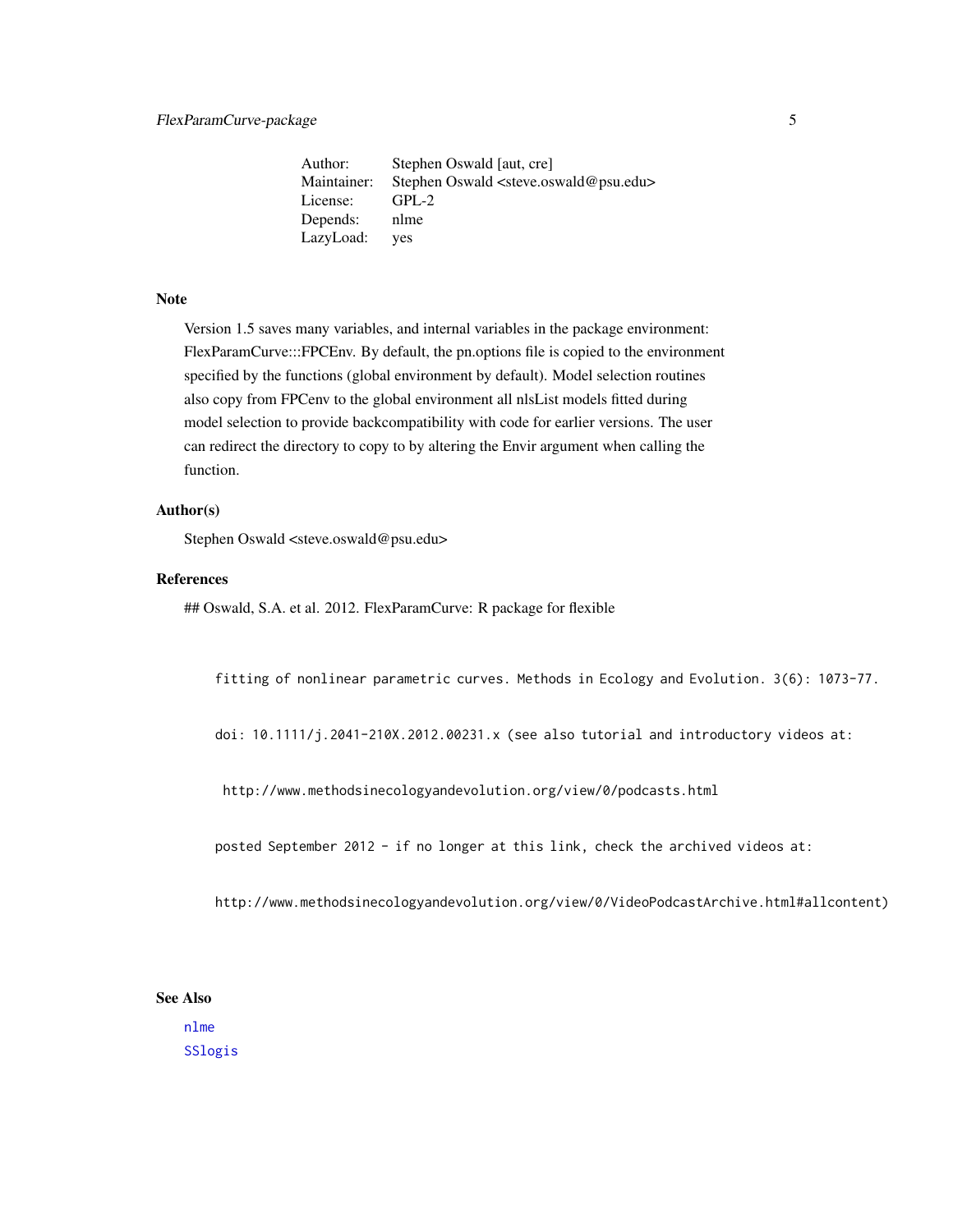| | |
|---|---|
| Author: | Stephen Oswald [aut, cre] |
| Maintainer: | Stephen Oswald <steve.oswald@psu.edu> |
| License: | GPL-2 |
| Depends: | nlme |
| LazyLoad: | yes |

## Note

Version 1.5 saves many variables, and internal variables in the package environment: FlexParamCurve:::FPCEnv. By default, the pn.options file is copied to the environment specified by the functions (global environment by default). Model selection routines also copy from FPCenv to the global environment all nlsList models fitted during model selection to provide backcompatibility with code for earlier versions. The user can redirect the directory to copy to by altering the Envir argument when calling the function.

## Author(s)

Stephen Oswald <steve.oswald@psu.edu>

## References

## Oswald, S.A. et al. 2012. FlexParamCurve: R package for flexible

```
fitting of nonlinear parametric curves. Methods in Ecology and Evolution. 3(6): 1073-77.

doi: 10.1111/j.2041-210X.2012.00231.x (see also tutorial and introductory videos at:

 http://www.methodsinecologyandevolution.org/view/0/podcasts.html

posted September 2012 - if no longer at this link, check the archived videos at:

http://www.methodsinecologyandevolution.org/view/0/VideoPodcastArchive.html#allcontent)
```

## See Also

nlme
SSlogis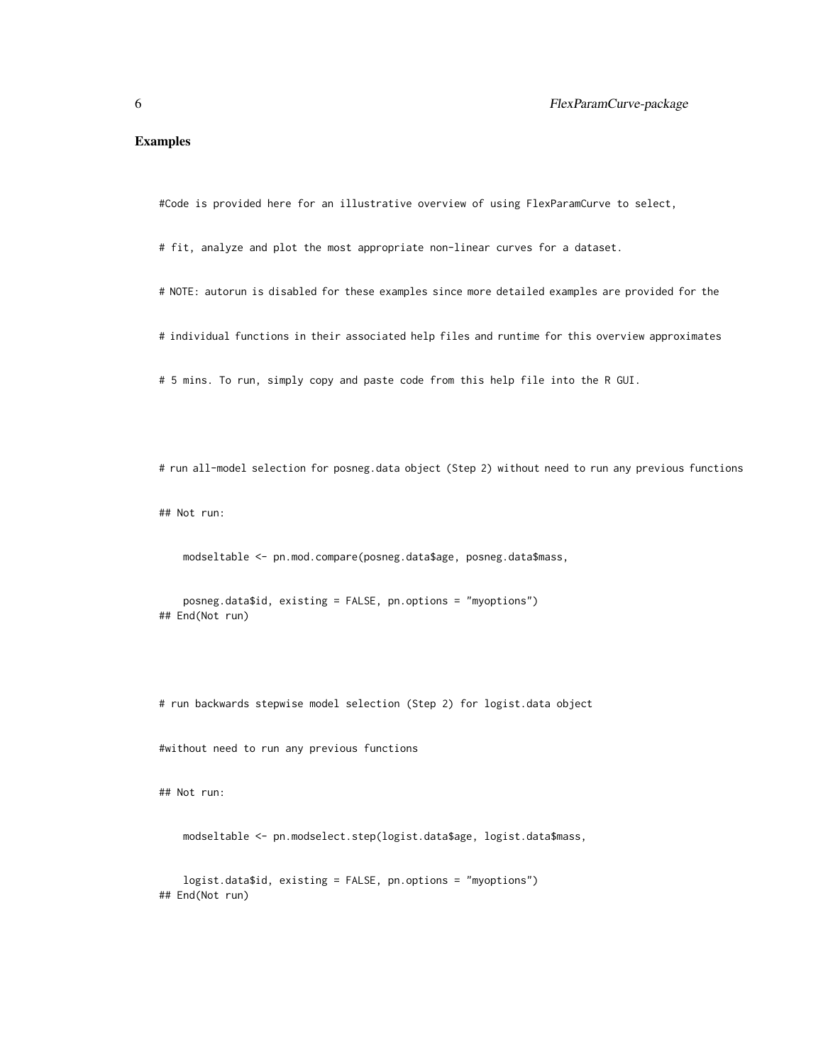## Examples

```
#Code is provided here for an illustrative overview of using FlexParamCurve to select,

# fit, analyze and plot the most appropriate non-linear curves for a dataset.

# NOTE: autorun is disabled for these examples since more detailed examples are provided for the

# individual functions in their associated help files and runtime for this overview approximates

# 5 mins. To run, simply copy and paste code from this help file into the R GUI.



# run all-model selection for posneg.data object (Step 2) without need to run any previous functions

## Not run:

    modseltable <- pn.mod.compare(posneg.data$age, posneg.data$mass,

    posneg.data$id, existing = FALSE, pn.options = "myoptions")
## End(Not run)



# run backwards stepwise model selection (Step 2) for logist.data object

#without need to run any previous functions

## Not run:

    modseltable <- pn.modselect.step(logist.data$age, logist.data$mass,

    logist.data$id, existing = FALSE, pn.options = "myoptions")
## End(Not run)
```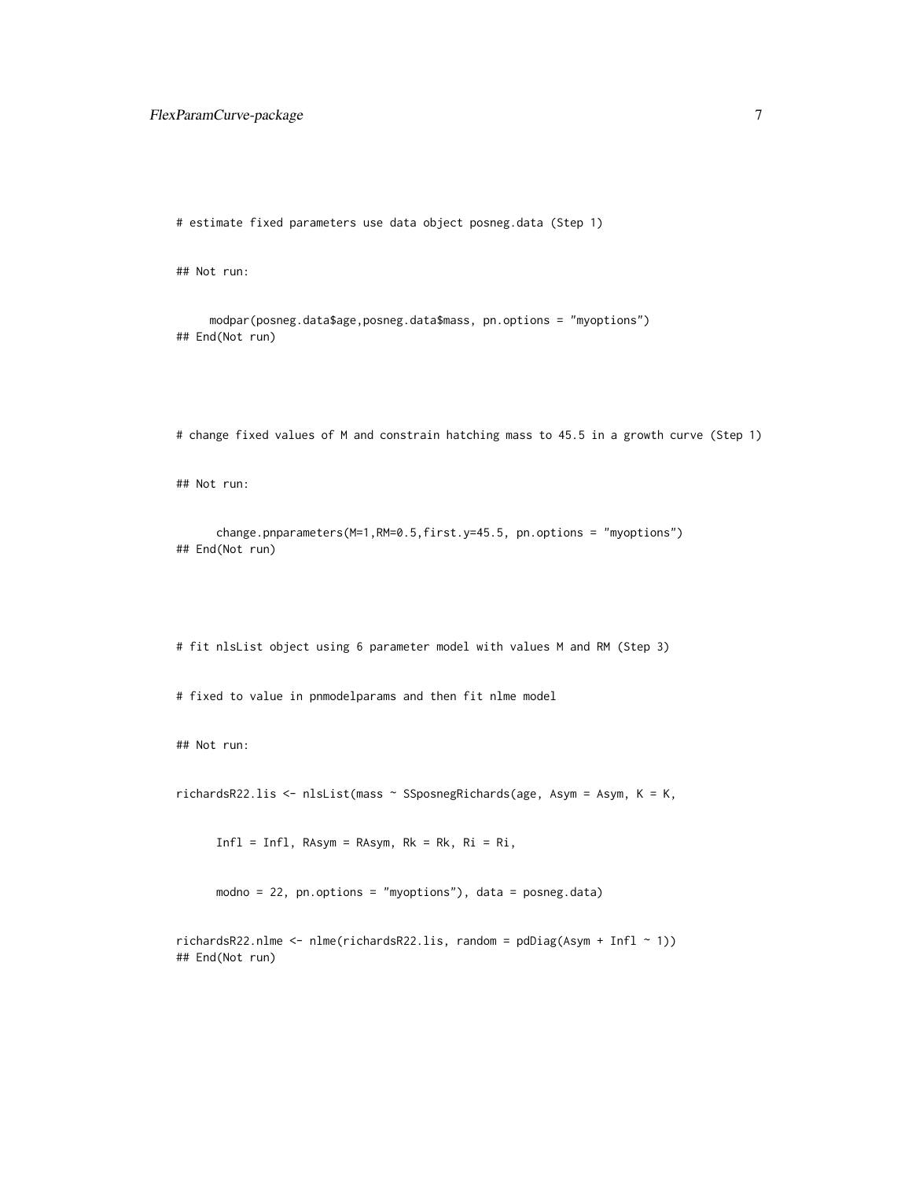```
# estimate fixed parameters use data object posneg.data (Step 1)

## Not run:

     modpar(posneg.data$age,posneg.data$mass, pn.options = "myoptions")
## End(Not run)



# change fixed values of M and constrain hatching mass to 45.5 in a growth curve (Step 1)

## Not run:

      change.pnparameters(M=1,RM=0.5,first.y=45.5, pn.options = "myoptions")
## End(Not run)



# fit nlsList object using 6 parameter model with values M and RM (Step 3)

# fixed to value in pnmodelparams and then fit nlme model

## Not run:

richardsR22.lis <- nlsList(mass ~ SSposnegRichards(age, Asym = Asym, K = K,

      Infl = Infl, RAsym = RAsym, Rk = Rk, Ri = Ri,

      modno = 22, pn.options = "myoptions"), data = posneg.data)

richardsR22.nlme <- nlme(richardsR22.lis, random = pdDiag(Asym + Infl ~ 1))
## End(Not run)
```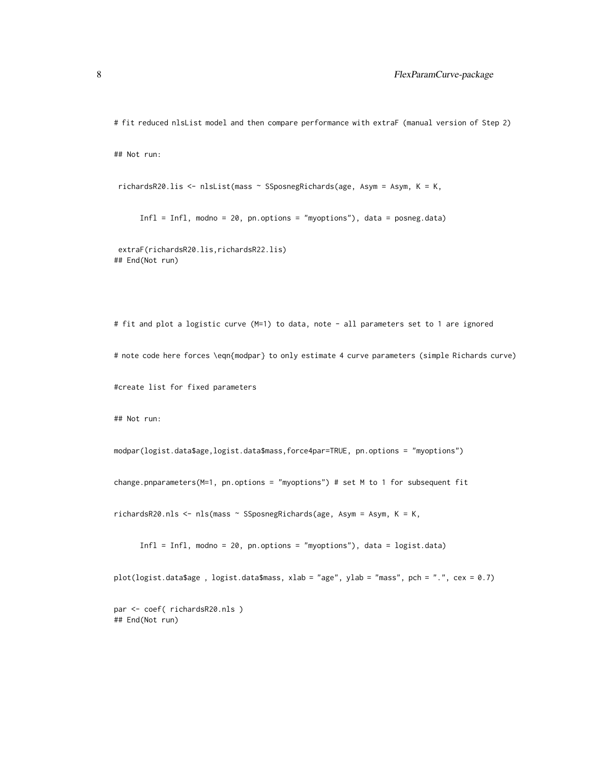```
# fit reduced nlsList model and then compare performance with extraF (manual version of Step 2)

## Not run:

 richardsR20.lis <- nlsList(mass ~ SSposnegRichards(age, Asym = Asym, K = K,

      Infl = Infl, modno = 20, pn.options = "myoptions"), data = posneg.data)

 extraF(richardsR20.lis,richardsR22.lis)
## End(Not run)




# fit and plot a logistic curve (M=1) to data, note - all parameters set to 1 are ignored

# note code here forces \eqn{modpar} to only estimate 4 curve parameters (simple Richards curve)

#create list for fixed parameters

## Not run:

modpar(logist.data$age,logist.data$mass,force4par=TRUE, pn.options = "myoptions")

change.pnparameters(M=1, pn.options = "myoptions") # set M to 1 for subsequent fit

richardsR20.nls <- nls(mass ~ SSposnegRichards(age, Asym = Asym, K = K,

      Infl = Infl, modno = 20, pn.options = "myoptions"), data = logist.data)

plot(logist.data$age , logist.data$mass, xlab = "age", ylab = "mass", pch = ".", cex = 0.7)

par <- coef( richardsR20.nls )
## End(Not run)
```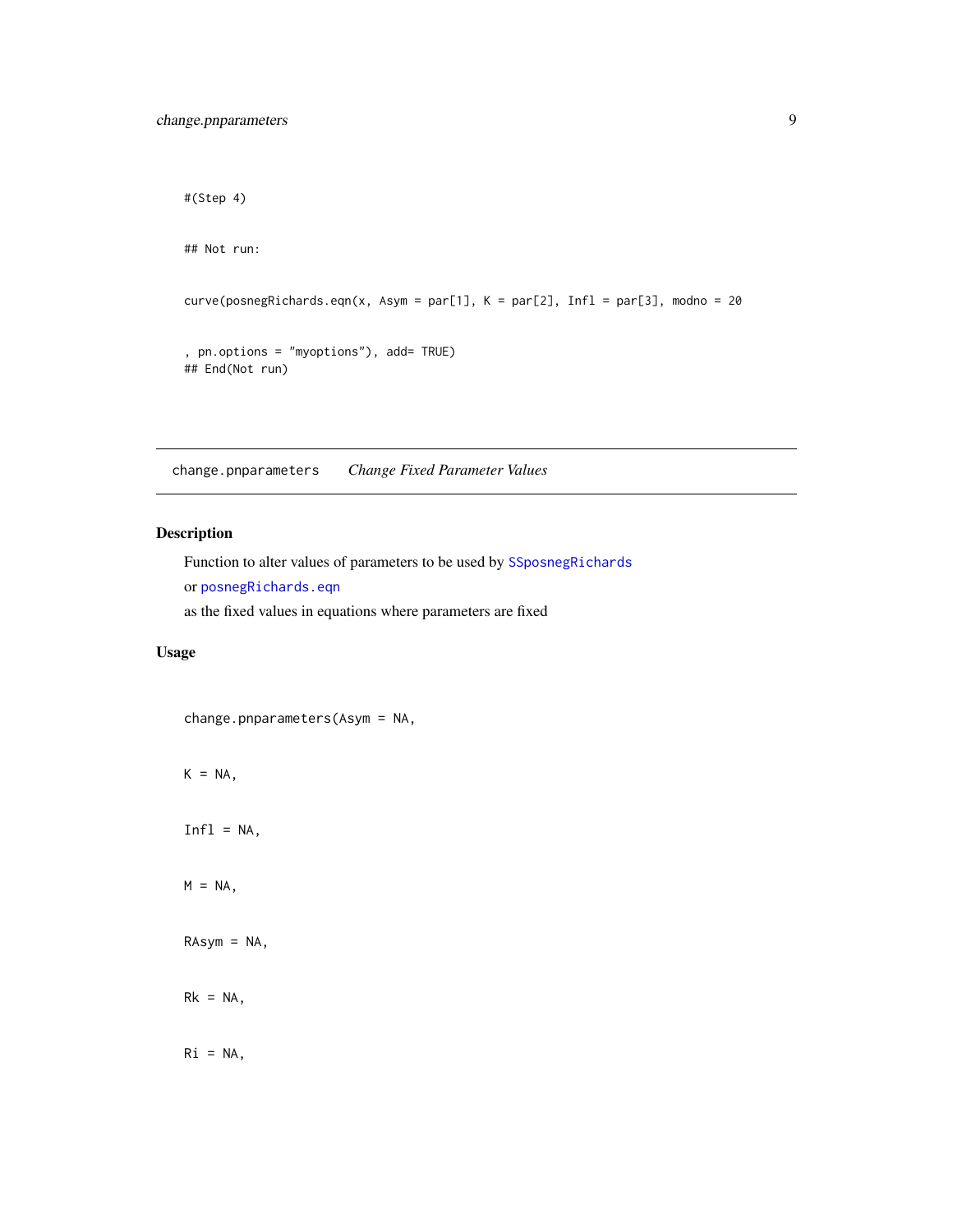```
#(Step 4)

## Not run:

curve(posnegRichards.eqn(x, Asym = par[1], K = par[2], Infl = par[3], modno = 20

, pn.options = "myoptions"), add= TRUE)
## End(Not run)
```

## change.pnparameters *Change Fixed Parameter Values*

### Description

Function to alter values of parameters to be used by `SSposnegRichards`

or `posnegRichards.eqn`

as the fixed values in equations where parameters are fixed

### Usage

```
change.pnparameters(Asym = NA,

K = NA,

Infl = NA,

M = NA,

RAsym = NA,

Rk = NA,

Ri = NA,
```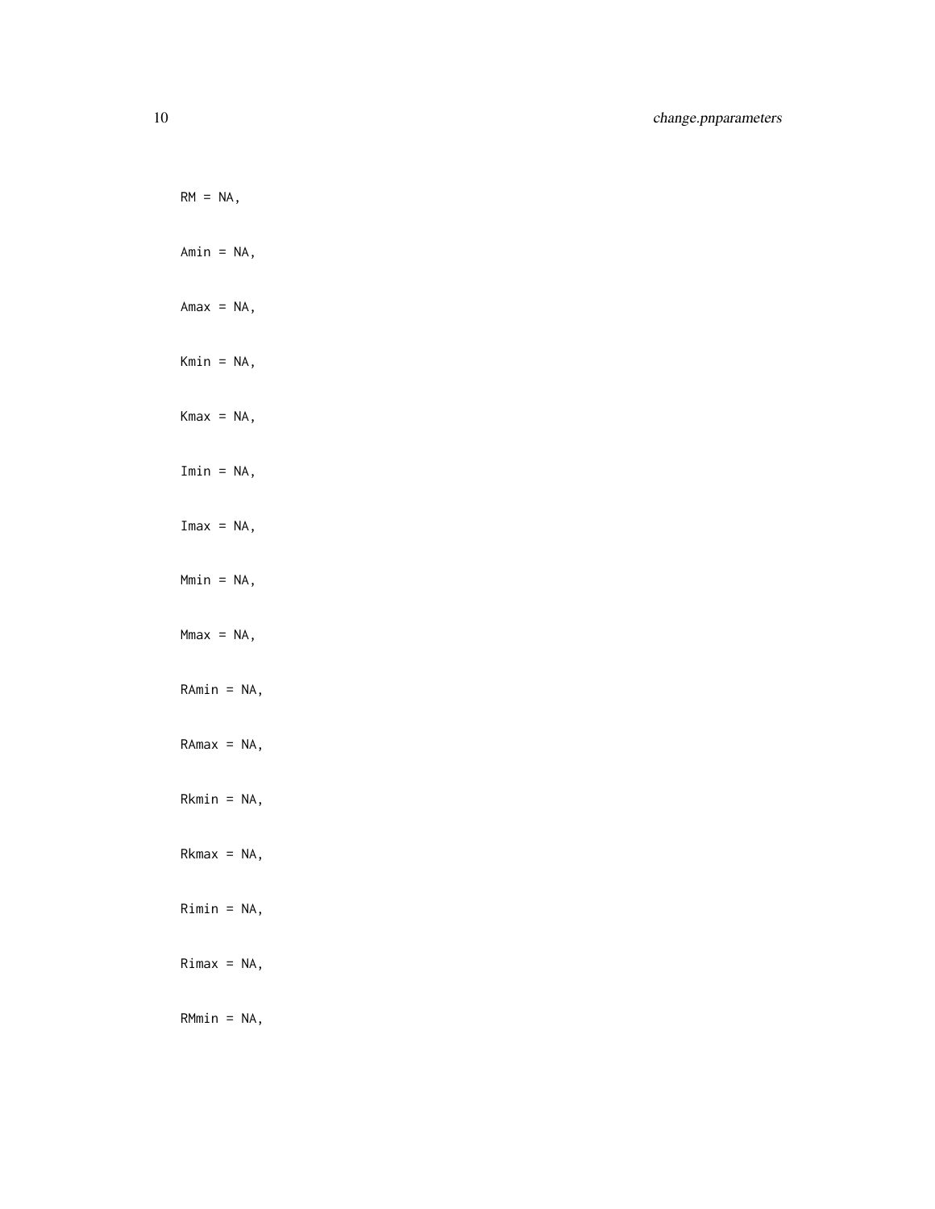```
RM = NA,
Amin = NA,
Amax = NA,
Kmin = NA,
Kmax = NA,
Imin = NA,
Imax = NA,
Mmin = NA,
Mmax = NA,
RAmin = NA,
RAmax = NA,
Rkmin = NA,
Rkmax = NA,
Rimin = NA,
Rimax = NA,
RMmin = NA,
```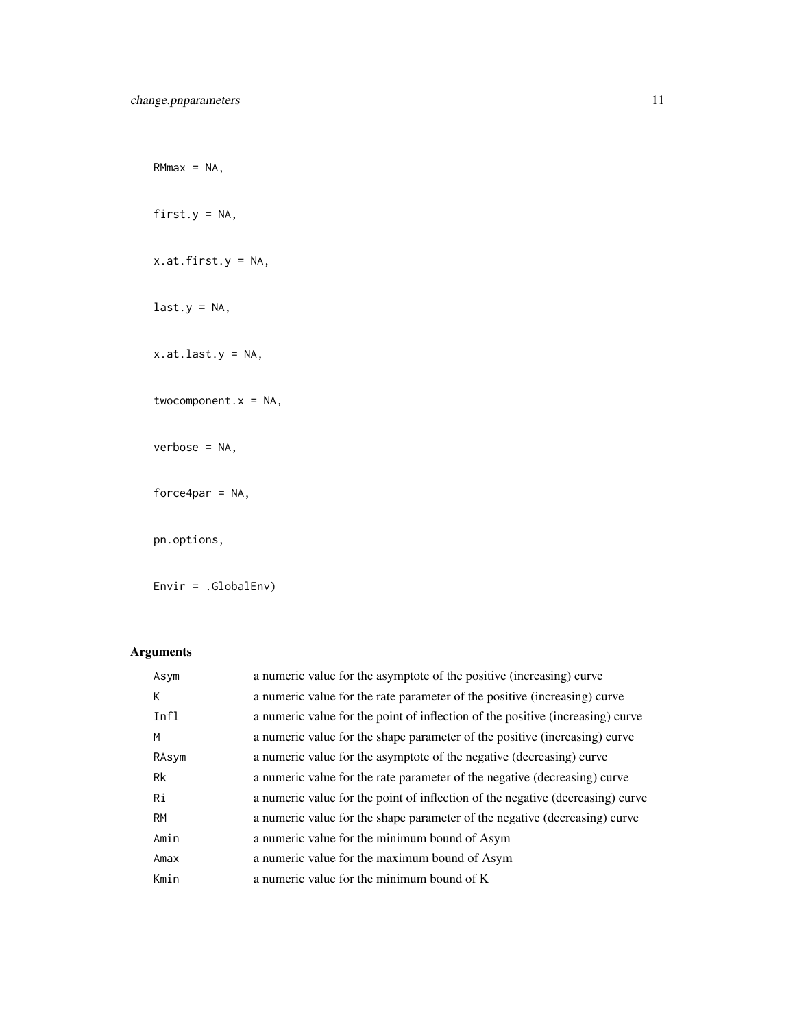```
RMmax = NA,

first.y = NA,

x.at.first.y = NA,

last.y = NA,

x.at.last.y = NA,

twocomponent.x = NA,

verbose = NA,

force4par = NA,

pn.options,

Envir = .GlobalEnv)
```

## Arguments

| | |
|---|---|
| `Asym` | a numeric value for the asymptote of the positive (increasing) curve |
| `K` | a numeric value for the rate parameter of the positive (increasing) curve |
| `Infl` | a numeric value for the point of inflection of the positive (increasing) curve |
| `M` | a numeric value for the shape parameter of the positive (increasing) curve |
| `RAsym` | a numeric value for the asymptote of the negative (decreasing) curve |
| `Rk` | a numeric value for the rate parameter of the negative (decreasing) curve |
| `Ri` | a numeric value for the point of inflection of the negative (decreasing) curve |
| `RM` | a numeric value for the shape parameter of the negative (decreasing) curve |
| `Amin` | a numeric value for the minimum bound of Asym |
| `Amax` | a numeric value for the maximum bound of Asym |
| `Kmin` | a numeric value for the minimum bound of K |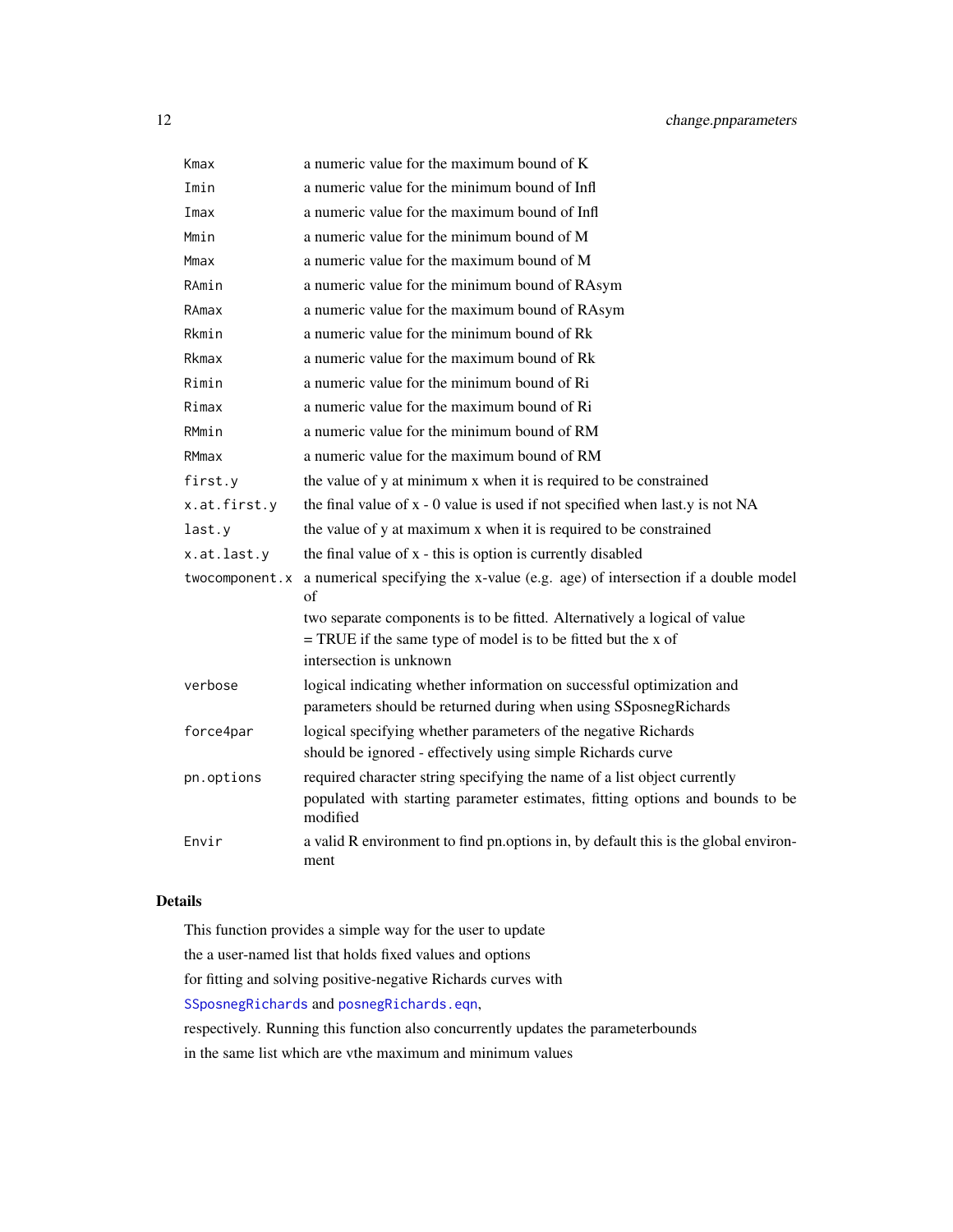| | |
|---|---|
| `Kmax` | a numeric value for the maximum bound of K |
| `Imin` | a numeric value for the minimum bound of Infl |
| `Imax` | a numeric value for the maximum bound of Infl |
| `Mmin` | a numeric value for the minimum bound of M |
| `Mmax` | a numeric value for the maximum bound of M |
| `RAmin` | a numeric value for the minimum bound of RAsym |
| `RAmax` | a numeric value for the maximum bound of RAsym |
| `Rkmin` | a numeric value for the minimum bound of Rk |
| `Rkmax` | a numeric value for the maximum bound of Rk |
| `Rimin` | a numeric value for the minimum bound of Ri |
| `Rimax` | a numeric value for the maximum bound of Ri |
| `RMmin` | a numeric value for the minimum bound of RM |
| `RMmax` | a numeric value for the maximum bound of RM |
| `first.y` | the value of y at minimum x when it is required to be constrained |
| `x.at.first.y` | the final value of x - 0 value is used if not specified when last.y is not NA |
| `last.y` | the value of y at maximum x when it is required to be constrained |
| `x.at.last.y` | the final value of x - this is option is currently disabled |
| `twocomponent.x` | a numerical specifying the x-value (e.g. age) of intersection if a double model of two separate components is to be fitted. Alternatively a logical of value = TRUE if the same type of model is to be fitted but the x of intersection is unknown |
| `verbose` | logical indicating whether information on successful optimization and parameters should be returned during when using SSposnegRichards |
| `force4par` | logical specifying whether parameters of the negative Richards should be ignored - effectively using simple Richards curve |
| `pn.options` | required character string specifying the name of a list object currently populated with starting parameter estimates, fitting options and bounds to be modified |
| `Envir` | a valid R environment to find pn.options in, by default this is the global environment |

### Details

This function provides a simple way for the user to update the a user-named list that holds fixed values and options for fitting and solving positive-negative Richards curves with `SSposnegRichards` and `posnegRichards.eqn`, respectively. Running this function also concurrently updates the parameterbounds in the same list which are vthe maximum and minimum values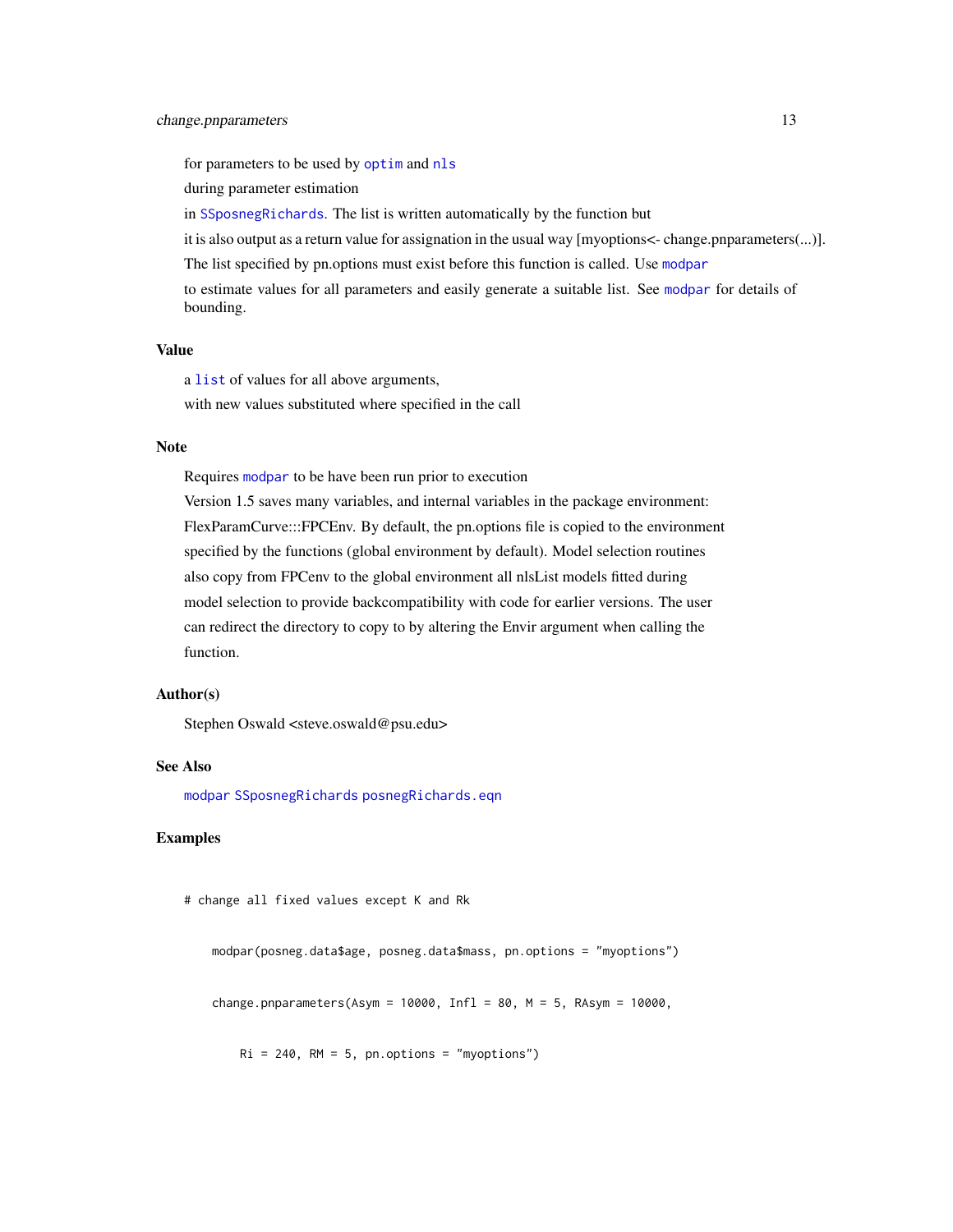for parameters to be used by optim and nls

during parameter estimation

in SSposnegRichards. The list is written automatically by the function but

it is also output as a return value for assignation in the usual way [myoptions<- change.pnparameters(...)].

The list specified by pn.options must exist before this function is called. Use modpar

to estimate values for all parameters and easily generate a suitable list. See modpar for details of bounding.

### Value

a list of values for all above arguments,

with new values substituted where specified in the call

### Note

Requires modpar to be have been run prior to execution

Version 1.5 saves many variables, and internal variables in the package environment:

FlexParamCurve:::FPCEnv. By default, the pn.options file is copied to the environment

specified by the functions (global environment by default). Model selection routines

also copy from FPCenv to the global environment all nlsList models fitted during

model selection to provide backcompatibility with code for earlier versions. The user

can redirect the directory to copy to by altering the Envir argument when calling the

function.

### Author(s)

Stephen Oswald <steve.oswald@psu.edu>

### See Also

modpar SSposnegRichards posnegRichards.eqn

### Examples

```
# change all fixed values except K and Rk

    modpar(posneg.data$age, posneg.data$mass, pn.options = "myoptions")

    change.pnparameters(Asym = 10000, Infl = 80, M = 5, RAsym = 10000,

        Ri = 240, RM = 5, pn.options = "myoptions")
```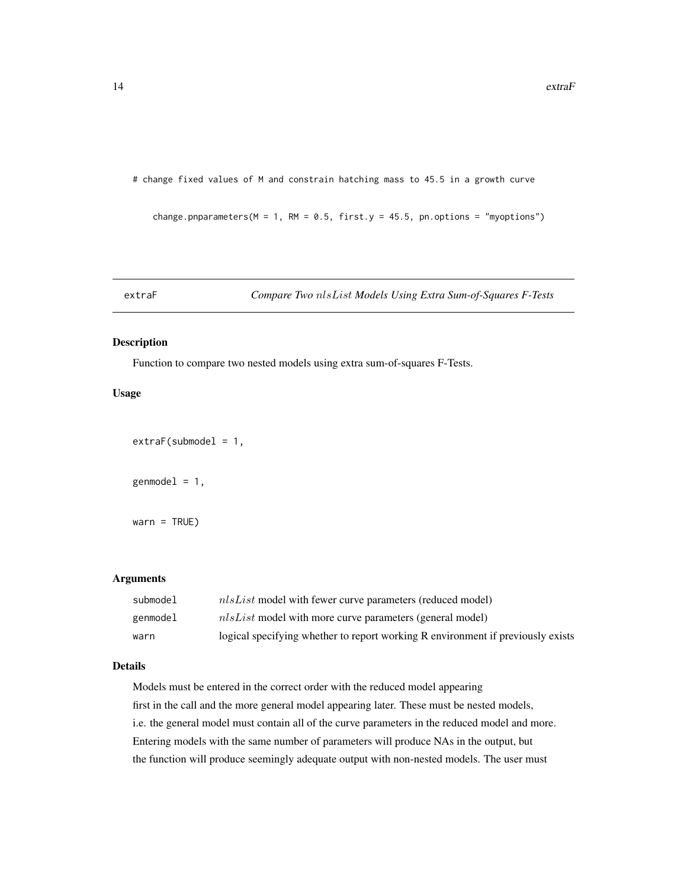```
# change fixed values of M and constrain hatching mass to 45.5 in a growth curve

    change.pnparameters(M = 1, RM = 0.5, first.y = 45.5, pn.options = "myoptions")
```

## extraF — *Compare Two nlsList Models Using Extra Sum-of-Squares F-Tests*

### Description

Function to compare two nested models using extra sum-of-squares F-Tests.

### Usage

```
extraF(submodel = 1,

genmodel = 1,

warn = TRUE)
```

### Arguments

| | |
|---|---|
| submodel | *nlsList* model with fewer curve parameters (reduced model) |
| genmodel | *nlsList* model with more curve parameters (general model) |
| warn | logical specifying whether to report working R environment if previously exists |

### Details

Models must be entered in the correct order with the reduced model appearing first in the call and the more general model appearing later. These must be nested models, i.e. the general model must contain all of the curve parameters in the reduced model and more. Entering models with the same number of parameters will produce NAs in the output, but the function will produce seemingly adequate output with non-nested models. The user must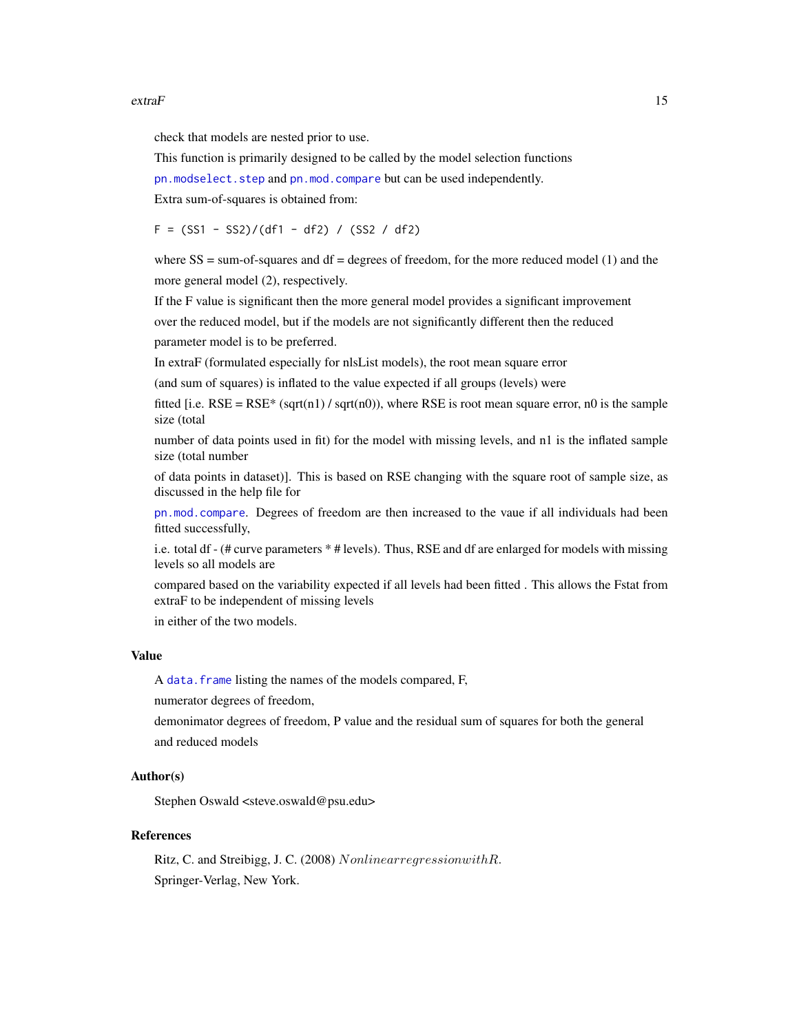check that models are nested prior to use.

This function is primarily designed to be called by the model selection functions

pn.modselect.step and pn.mod.compare but can be used independently.

Extra sum-of-squares is obtained from:

```
F = (SS1 - SS2)/(df1 - df2) / (SS2 / df2)
```

where SS = sum-of-squares and df = degrees of freedom, for the more reduced model (1) and the more general model (2), respectively.

If the F value is significant then the more general model provides a significant improvement over the reduced model, but if the models are not significantly different then the reduced parameter model is to be preferred.

In extraF (formulated especially for nlsList models), the root mean square error

(and sum of squares) is inflated to the value expected if all groups (levels) were

fitted [i.e. RSE = RSE* (sqrt(n1) / sqrt(n0)), where RSE is root mean square error, n0 is the sample size (total

number of data points used in fit) for the model with missing levels, and n1 is the inflated sample size (total number

of data points in dataset)]. This is based on RSE changing with the square root of sample size, as discussed in the help file for

pn.mod.compare. Degrees of freedom are then increased to the vaue if all individuals had been fitted successfully,

i.e. total df - (# curve parameters * # levels). Thus, RSE and df are enlarged for models with missing levels so all models are

compared based on the variability expected if all levels had been fitted . This allows the Fstat from extraF to be independent of missing levels

in either of the two models.

## Value

A data.frame listing the names of the models compared, F,

numerator degrees of freedom,

demonimator degrees of freedom, P value and the residual sum of squares for both the general

and reduced models

## Author(s)

Stephen Oswald <steve.oswald@psu.edu>

## References

Ritz, C. and Streibigg, J. C. (2008) *Nonlinear regression with R.*

Springer-Verlag, New York.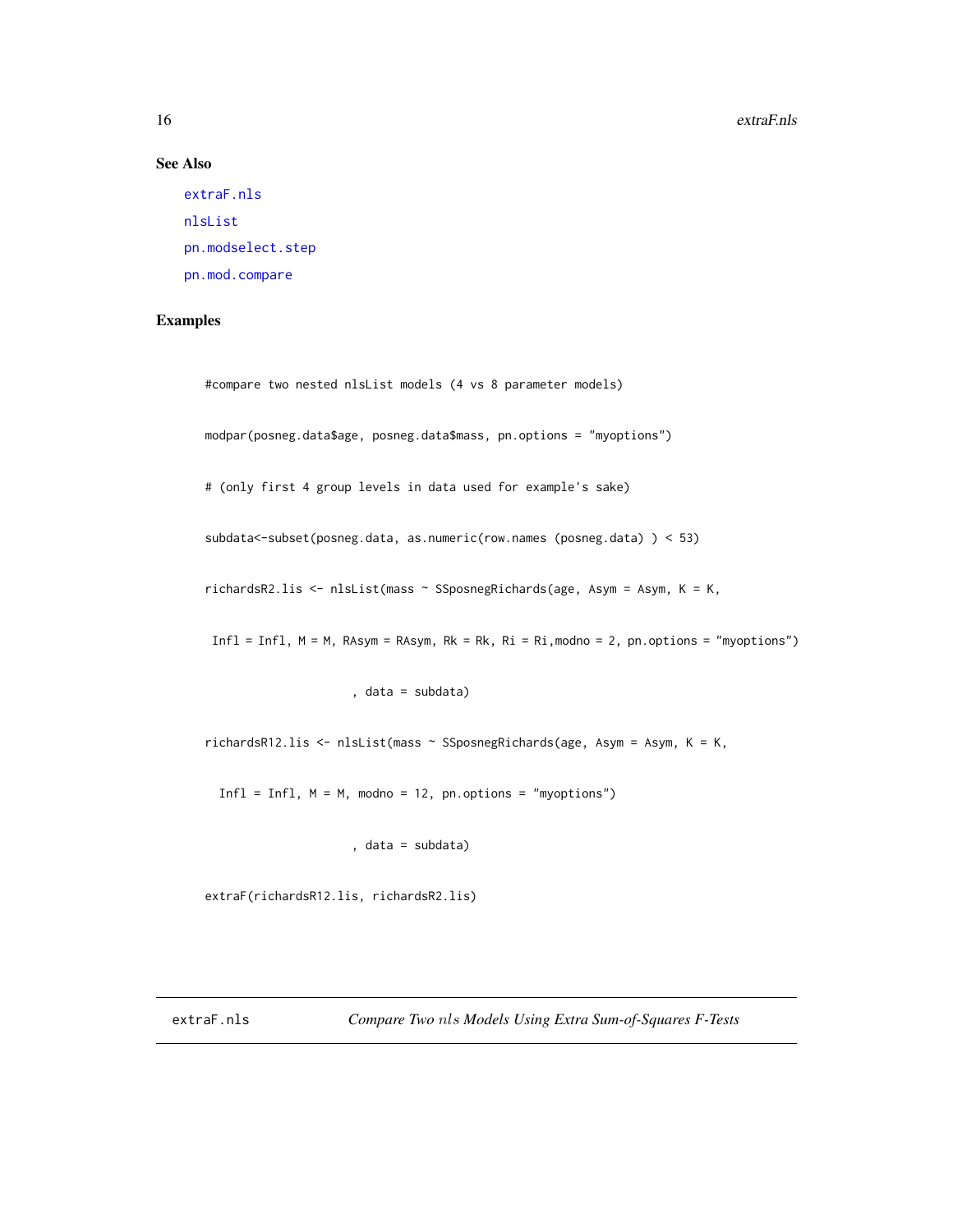## See Also

extraF.nls

nlsList

pn.modselect.step

pn.mod.compare

## Examples

```
#compare two nested nlsList models (4 vs 8 parameter models)

modpar(posneg.data$age, posneg.data$mass, pn.options = "myoptions")

# (only first 4 group levels in data used for example's sake)

subdata<-subset(posneg.data, as.numeric(row.names (posneg.data) ) < 53)

richardsR2.lis <- nlsList(mass ~ SSposnegRichards(age, Asym = Asym, K = K,

 Infl = Infl, M = M, RAsym = RAsym, Rk = Rk, Ri = Ri,modno = 2, pn.options = "myoptions")

                     , data = subdata)

richardsR12.lis <- nlsList(mass ~ SSposnegRichards(age, Asym = Asym, K = K,

  Infl = Infl, M = M, modno = 12, pn.options = "myoptions")

                     , data = subdata)

extraF(richardsR12.lis, richardsR2.lis)
```

---

extraF.nls &emsp; *Compare Two nls Models Using Extra Sum-of-Squares F-Tests*

---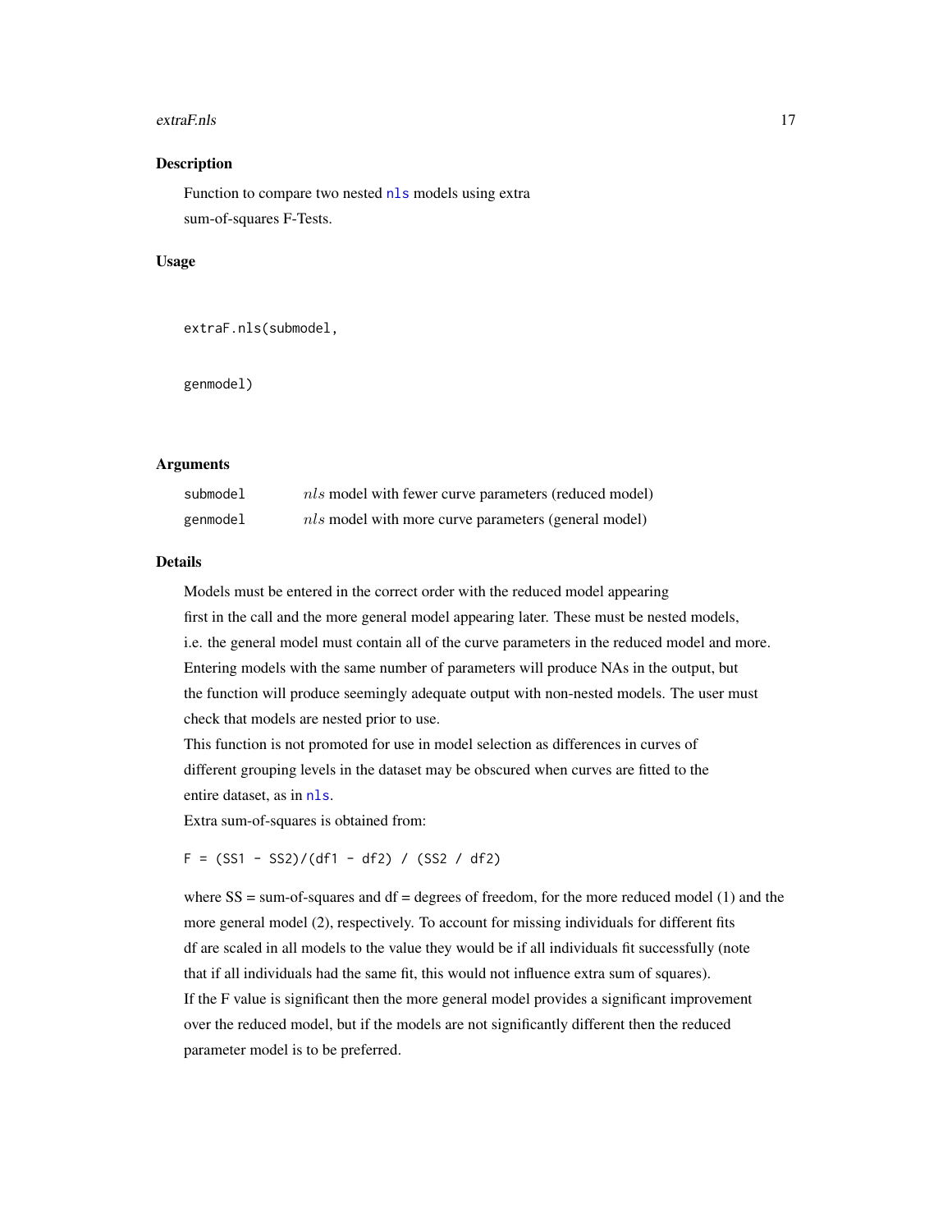### Description

Function to compare two nested nls models using extra sum-of-squares F-Tests.

### Usage

```
extraF.nls(submodel,

genmodel)
```

### Arguments

| | |
|---|---|
| submodel | $nls$ model with fewer curve parameters (reduced model) |
| genmodel | $nls$ model with more curve parameters (general model) |

### Details

Models must be entered in the correct order with the reduced model appearing first in the call and the more general model appearing later. These must be nested models, i.e. the general model must contain all of the curve parameters in the reduced model and more. Entering models with the same number of parameters will produce NAs in the output, but the function will produce seemingly adequate output with non-nested models. The user must check that models are nested prior to use.

This function is not promoted for use in model selection as differences in curves of different grouping levels in the dataset may be obscured when curves are fitted to the entire dataset, as in nls.

Extra sum-of-squares is obtained from:

```
F = (SS1 - SS2)/(df1 - df2) / (SS2 / df2)
```

where SS = sum-of-squares and df = degrees of freedom, for the more reduced model (1) and the more general model (2), respectively. To account for missing individuals for different fits df are scaled in all models to the value they would be if all individuals fit successfully (note that if all individuals had the same fit, this would not influence extra sum of squares).

If the F value is significant then the more general model provides a significant improvement over the reduced model, but if the models are not significantly different then the reduced parameter model is to be preferred.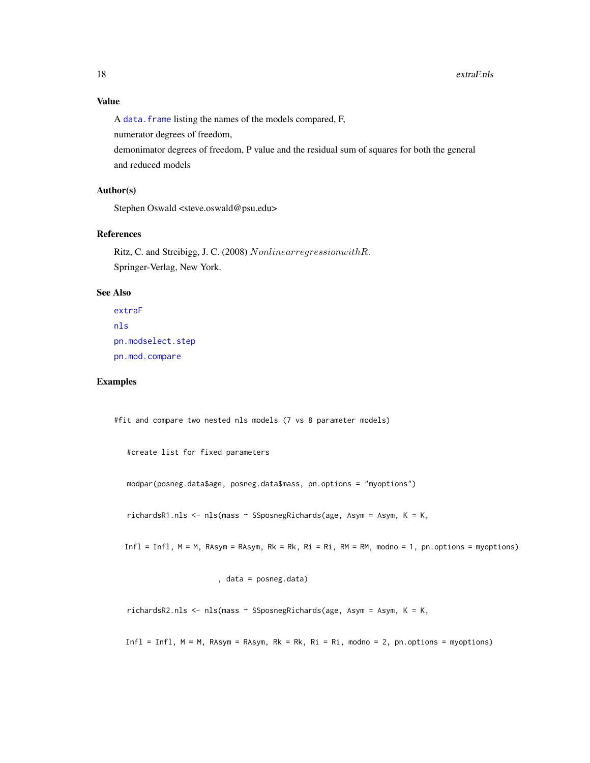## Value

A `data.frame` listing the names of the models compared, F,
numerator degrees of freedom,
demonimator degrees of freedom, P value and the residual sum of squares for both the general and reduced models

## Author(s)

Stephen Oswald <steve.oswald@psu.edu>

## References

Ritz, C. and Streibigg, J. C. (2008) *Nonlinear regression with R.*
Springer-Verlag, New York.

## See Also

`extraF`
`nls`
`pn.modselect.step`
`pn.mod.compare`

## Examples

```
#fit and compare two nested nls models (7 vs 8 parameter models)

    #create list for fixed parameters

    modpar(posneg.data$age, posneg.data$mass, pn.options = "myoptions")

    richardsR1.nls <- nls(mass ~ SSposnegRichards(age, Asym = Asym, K = K,

   Infl = Infl, M = M, RAsym = RAsym, Rk = Rk, Ri = Ri, RM = RM, modno = 1, pn.options = myoptions)

                        , data = posneg.data)

    richardsR2.nls <- nls(mass ~ SSposnegRichards(age, Asym = Asym, K = K,

   Infl = Infl, M = M, RAsym = RAsym, Rk = Rk, Ri = Ri, modno = 2, pn.options = myoptions)
```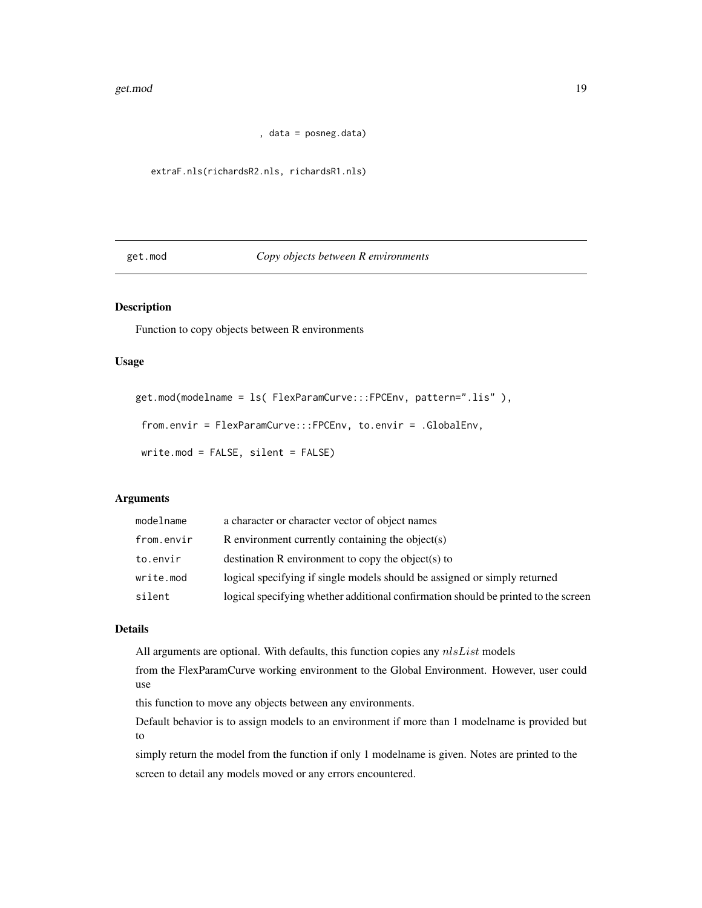```
                        , data = posneg.data)

    extraF.nls(richardsR2.nls, richardsR1.nls)
```

## get.mod — *Copy objects between R environments*

### Description

Function to copy objects between R environments

### Usage

```
get.mod(modelname = ls( FlexParamCurve:::FPCEnv, pattern=".lis" ),

 from.envir = FlexParamCurve:::FPCEnv, to.envir = .GlobalEnv,

 write.mod = FALSE, silent = FALSE)
```

### Arguments

| | |
|---|---|
| `modelname` | a character or character vector of object names |
| `from.envir` | R environment currently containing the object(s) |
| `to.envir` | destination R environment to copy the object(s) to |
| `write.mod` | logical specifying if single models should be assigned or simply returned |
| `silent` | logical specifying whether additional confirmation should be printed to the screen |

### Details

All arguments are optional. With defaults, this function copies any $nlsList$ models

from the FlexParamCurve working environment to the Global Environment. However, user could use

this function to move any objects between any environments.

Default behavior is to assign models to an environment if more than 1 modelname is provided but to

simply return the model from the function if only 1 modelname is given. Notes are printed to the

screen to detail any models moved or any errors encountered.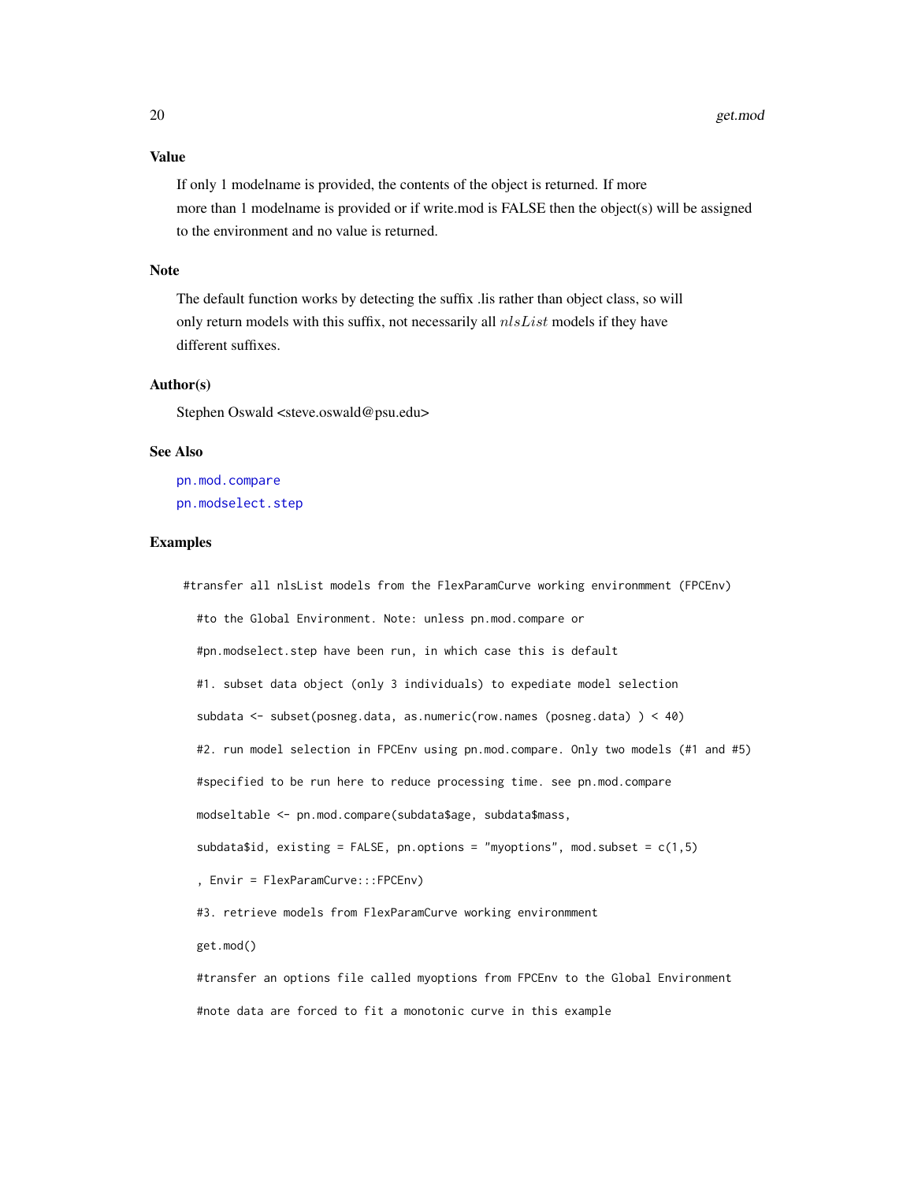## Value

If only 1 modelname is provided, the contents of the object is returned. If more more than 1 modelname is provided or if write.mod is FALSE then the object(s) will be assigned to the environment and no value is returned.

## Note

The default function works by detecting the suffix .lis rather than object class, so will only return models with this suffix, not necessarily all $nlsList$ models if they have different suffixes.

## Author(s)

Stephen Oswald <steve.oswald@psu.edu>

## See Also

pn.mod.compare
pn.modselect.step

## Examples

```
#transfer all nlsList models from the FlexParamCurve working environmment (FPCEnv)

  #to the Global Environment. Note: unless pn.mod.compare or

  #pn.modselect.step have been run, in which case this is default

  #1. subset data object (only 3 individuals) to expediate model selection

  subdata <- subset(posneg.data, as.numeric(row.names (posneg.data) ) < 40)

  #2. run model selection in FPCEnv using pn.mod.compare. Only two models (#1 and #5)

  #specified to be run here to reduce processing time. see pn.mod.compare

  modseltable <- pn.mod.compare(subdata$age, subdata$mass,

  subdata$id, existing = FALSE, pn.options = "myoptions", mod.subset = c(1,5)

  , Envir = FlexParamCurve:::FPCEnv)

  #3. retrieve models from FlexParamCurve working environmment

  get.mod()

  #transfer an options file called myoptions from FPCEnv to the Global Environment

  #note data are forced to fit a monotonic curve in this example
```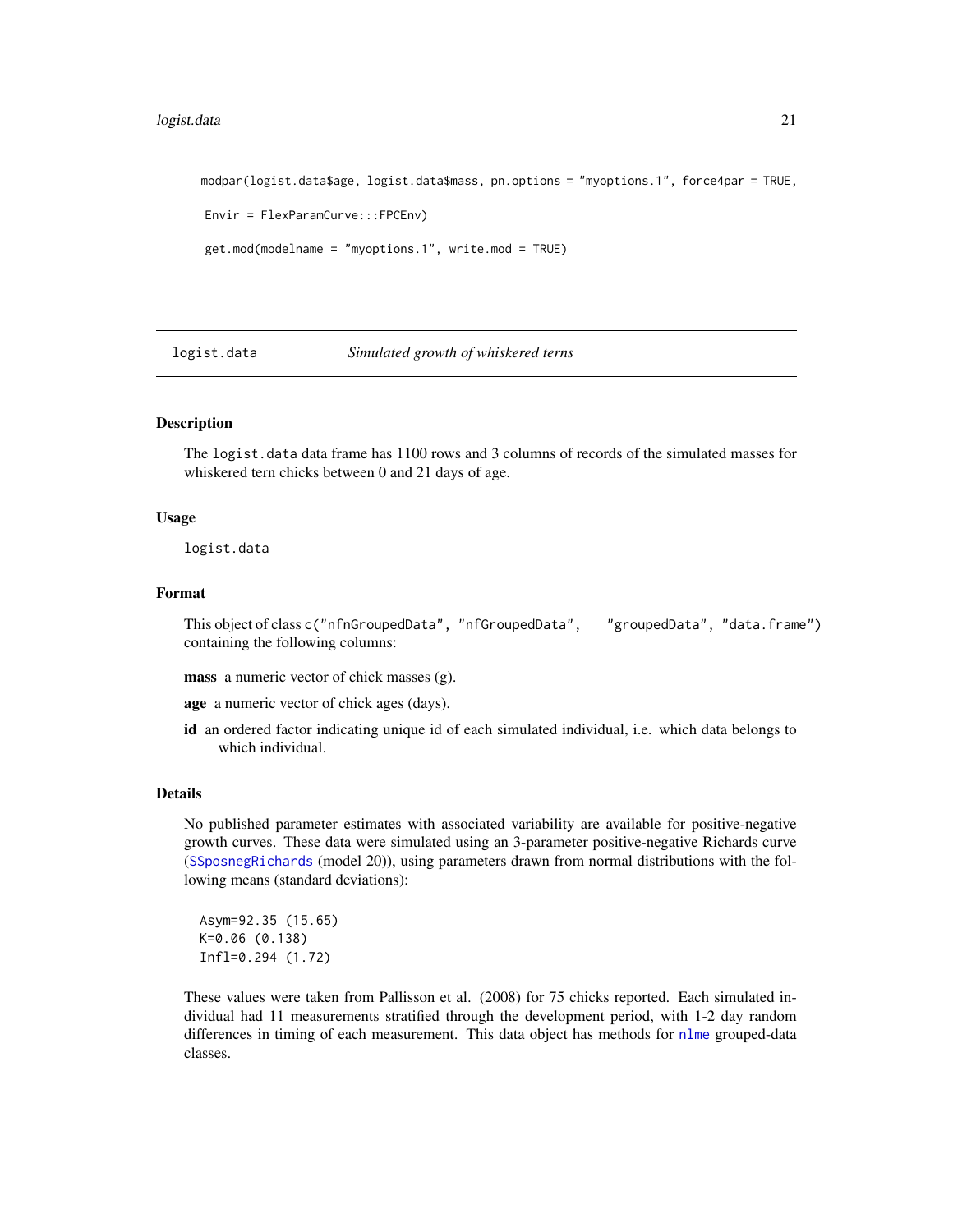```
modpar(logist.data$age, logist.data$mass, pn.options = "myoptions.1", force4par = TRUE,

 Envir = FlexParamCurve:::FPCEnv)

 get.mod(modelname = "myoptions.1", write.mod = TRUE)
```

## logist.data *Simulated growth of whiskered terns*

### Description

The `logist.data` data frame has 1100 rows and 3 columns of records of the simulated masses for whiskered tern chicks between 0 and 21 days of age.

### Usage

```
logist.data
```

### Format

This object of class `c("nfnGroupedData", "nfGroupedData", "groupedData", "data.frame")` containing the following columns:

**mass** a numeric vector of chick masses (g).

**age** a numeric vector of chick ages (days).

**id** an ordered factor indicating unique id of each simulated individual, i.e. which data belongs to which individual.

### Details

No published parameter estimates with associated variability are available for positive-negative growth curves. These data were simulated using an 3-parameter positive-negative Richards curve (`SSposnegRichards` (model 20)), using parameters drawn from normal distributions with the following means (standard deviations):

```
Asym=92.35 (15.65)
K=0.06 (0.138)
Infl=0.294 (1.72)
```

These values were taken from Pallisson et al. (2008) for 75 chicks reported. Each simulated individual had 11 measurements stratified through the development period, with 1-2 day random differences in timing of each measurement. This data object has methods for `nlme` grouped-data classes.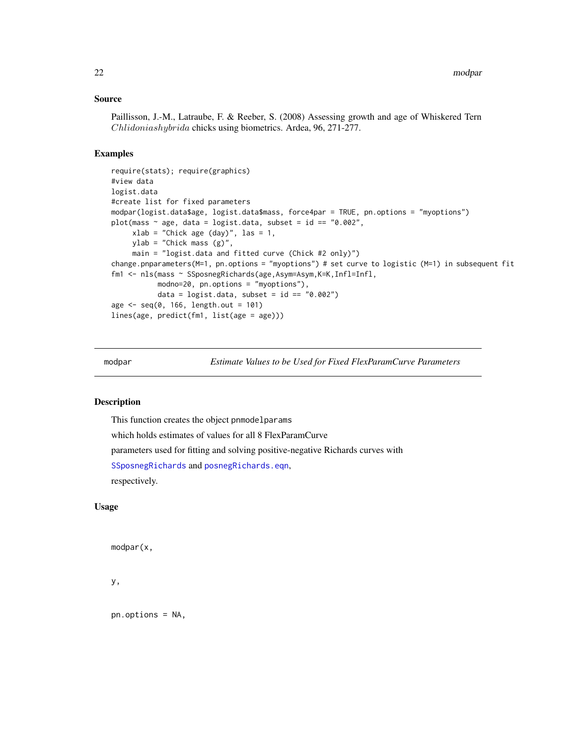## Source

Paillisson, J.-M., Latraube, F. & Reeber, S. (2008) Assessing growth and age of Whiskered Tern $Chlidoniashybrida$ chicks using biometrics. Ardea, 96, 271-277.

## Examples

```
require(stats); require(graphics)
#view data
logist.data
#create list for fixed parameters
modpar(logist.data$age, logist.data$mass, force4par = TRUE, pn.options = "myoptions")
plot(mass ~ age, data = logist.data, subset = id == "0.002",
     xlab = "Chick age (day)", las = 1,
     ylab = "Chick mass (g)",
     main = "logist.data and fitted curve (Chick #2 only)")
change.pnparameters(M=1, pn.options = "myoptions") # set curve to logistic (M=1) in subsequent fit
fm1 <- nls(mass ~ SSposnegRichards(age,Asym=Asym,K=K,Infl=Infl,
           modno=20, pn.options = "myoptions"),
           data = logist.data, subset = id == "0.002")
age <- seq(0, 166, length.out = 101)
lines(age, predict(fm1, list(age = age)))
```

---

# modpar — *Estimate Values to be Used for Fixed FlexParamCurve Parameters*

## Description

This function creates the object pnmodelparams

which holds estimates of values for all 8 FlexParamCurve

parameters used for fitting and solving positive-negative Richards curves with

SSposnegRichards and posnegRichards.eqn,

respectively.

## Usage

```
modpar(x,

y,

pn.options = NA,
```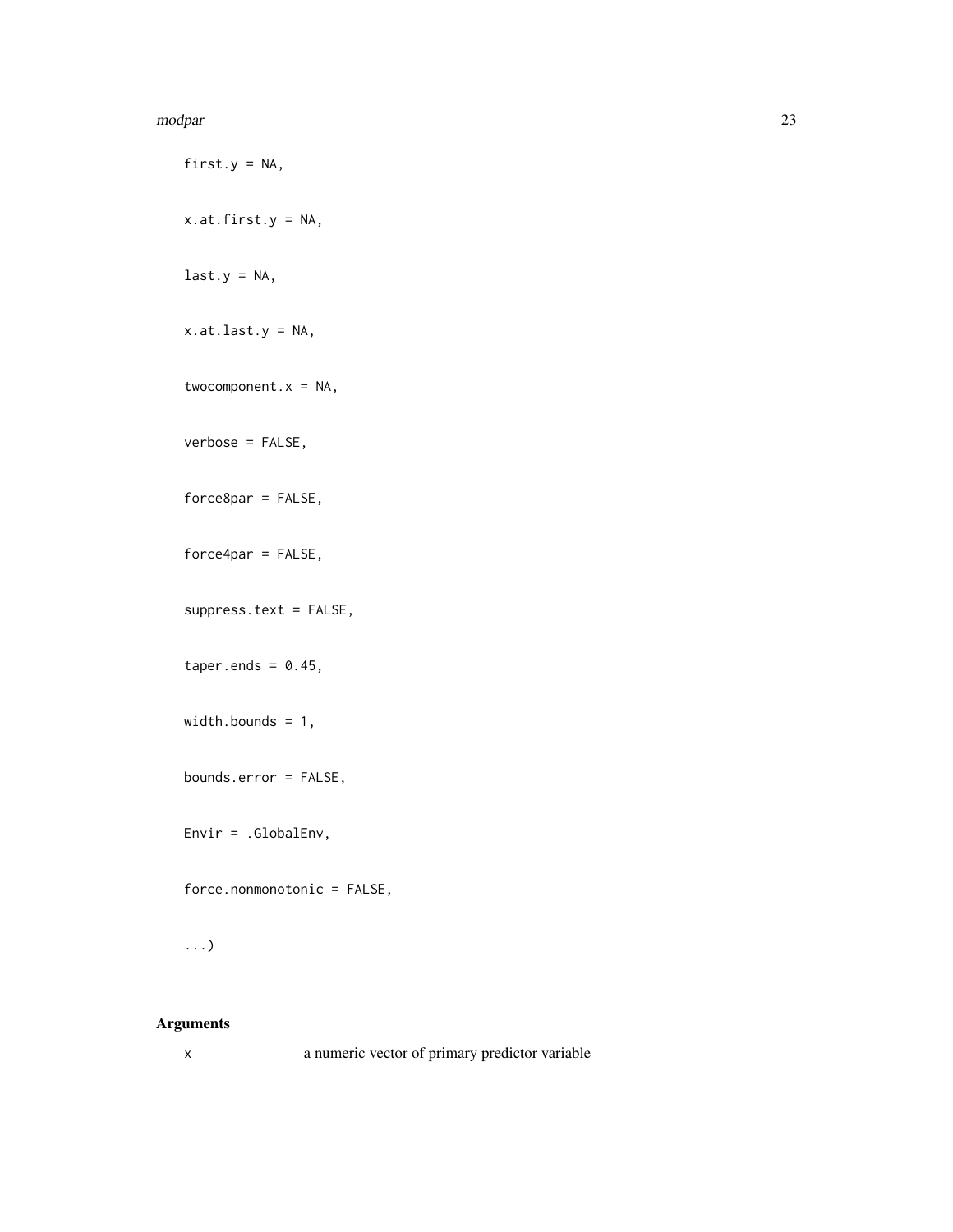```
first.y = NA,

x.at.first.y = NA,

last.y = NA,

x.at.last.y = NA,

twocomponent.x = NA,

verbose = FALSE,

force8par = FALSE,

force4par = FALSE,

suppress.text = FALSE,

taper.ends = 0.45,

width.bounds = 1,

bounds.error = FALSE,

Envir = .GlobalEnv,

force.nonmonotonic = FALSE,

...)
```

## Arguments

| | |
|---|---|
| x | a numeric vector of primary predictor variable |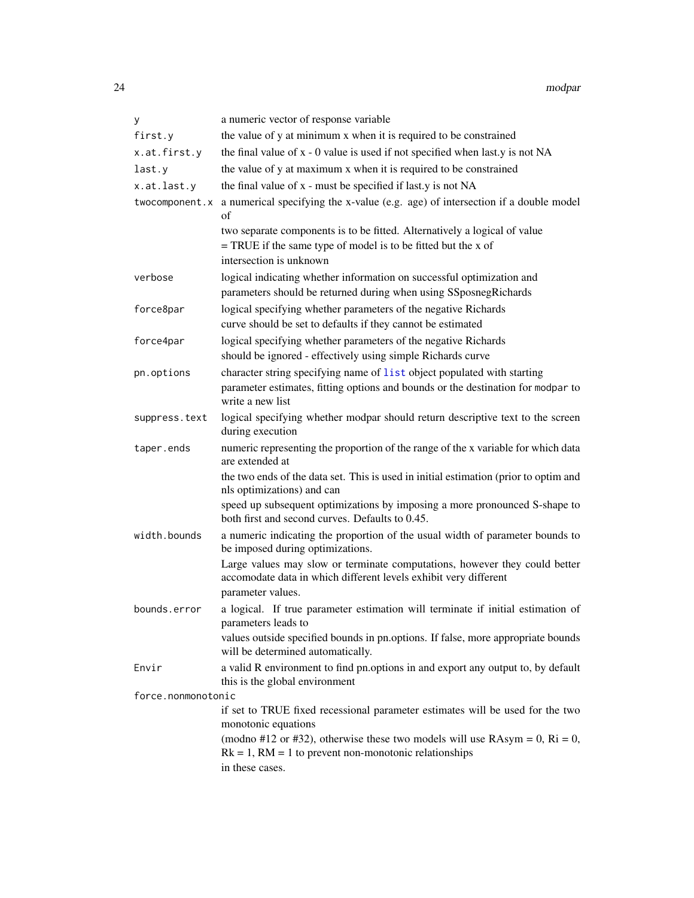| | |
|---|---|
| y | a numeric vector of response variable |
| first.y | the value of y at minimum x when it is required to be constrained |
| x.at.first.y | the final value of x - 0 value is used if not specified when last.y is not NA |
| last.y | the value of y at maximum x when it is required to be constrained |
| x.at.last.y | the final value of x - must be specified if last.y is not NA |
| twocomponent.x | a numerical specifying the x-value (e.g. age) of intersection if a double model of two separate components is to be fitted. Alternatively a logical of value = TRUE if the same type of model is to be fitted but the x of intersection is unknown |
| verbose | logical indicating whether information on successful optimization and parameters should be returned during when using SSposnegRichards |
| force8par | logical specifying whether parameters of the negative Richards curve should be set to defaults if they cannot be estimated |
| force4par | logical specifying whether parameters of the negative Richards should be ignored - effectively using simple Richards curve |
| pn.options | character string specifying name of list object populated with starting parameter estimates, fitting options and bounds or the destination for modpar to write a new list |
| suppress.text | logical specifying whether modpar should return descriptive text to the screen during execution |
| taper.ends | numeric representing the proportion of the range of the x variable for which data are extended at the two ends of the data set. This is used in initial estimation (prior to optim and nls optimizations) and can speed up subsequent optimizations by imposing a more pronounced S-shape to both first and second curves. Defaults to 0.45. |
| width.bounds | a numeric indicating the proportion of the usual width of parameter bounds to be imposed during optimizations. Large values may slow or terminate computations, however they could better accomodate data in which different levels exhibit very different parameter values. |
| bounds.error | a logical. If true parameter estimation will terminate if initial estimation of parameters leads to values outside specified bounds in pn.options. If false, more appropriate bounds will be determined automatically. |
| Envir | a valid R environment to find pn.options in and export any output to, by default this is the global environment |
| force.nonmonotonic | if set to TRUE fixed recessional parameter estimates will be used for the two monotonic equations (modno #12 or #32), otherwise these two models will use RAsym = 0, Ri = 0, Rk = 1, RM = 1 to prevent non-monotonic relationships in these cases. |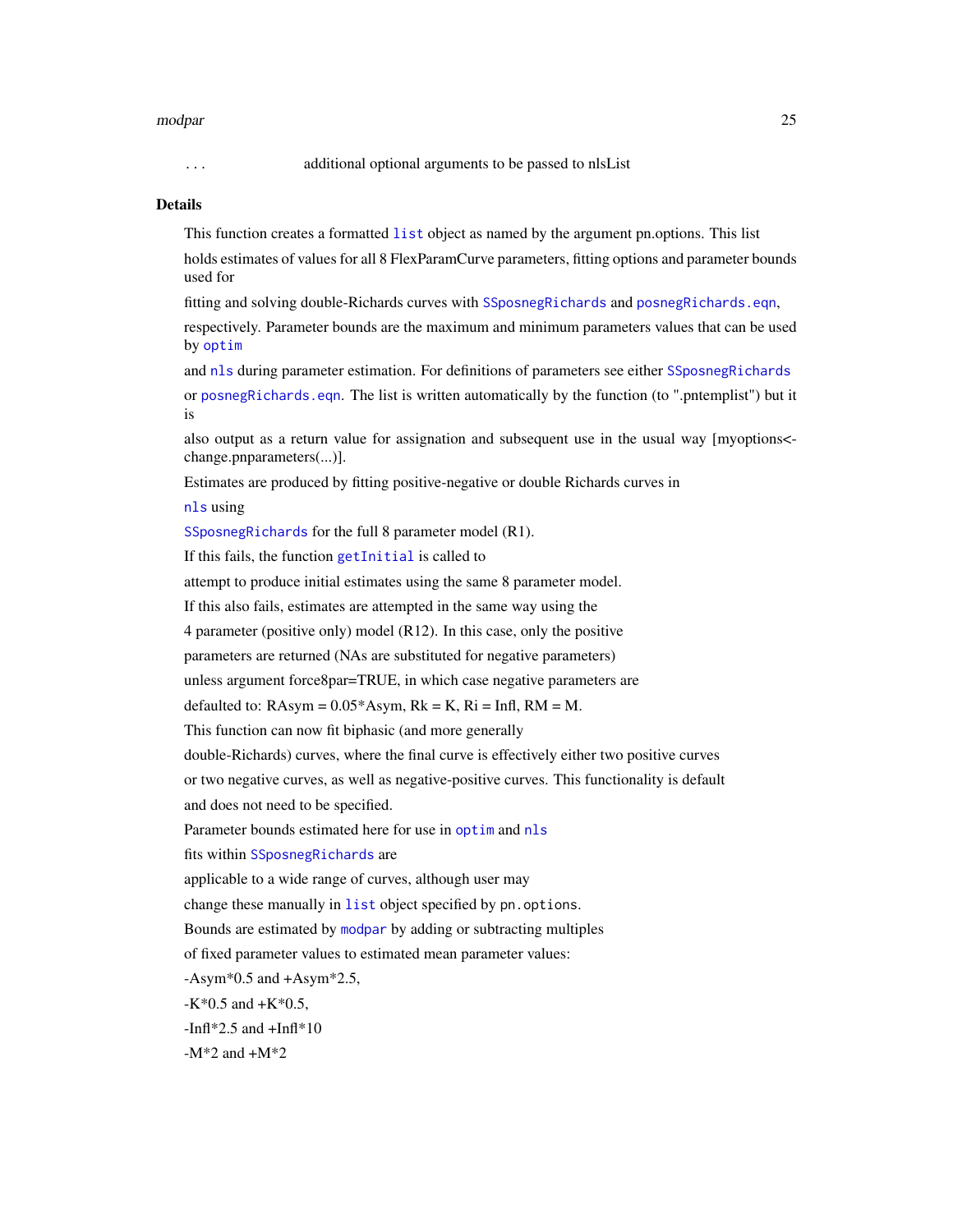... additional optional arguments to be passed to nlsList

## Details

This function creates a formatted `list` object as named by the argument pn.options. This list holds estimates of values for all 8 FlexParamCurve parameters, fitting options and parameter bounds used for fitting and solving double-Richards curves with `SSposnegRichards` and `posnegRichards.eqn`, respectively. Parameter bounds are the maximum and minimum parameters values that can be used by `optim` and `nls` during parameter estimation. For definitions of parameters see either `SSposnegRichards` or `posnegRichards.eqn`. The list is written automatically by the function (to ".pntemplist") but it is also output as a return value for assignation and subsequent use in the usual way [myoptions<-change.pnparameters(...)].

Estimates are produced by fitting positive-negative or double Richards curves in `nls` using `SSposnegRichards` for the full 8 parameter model (R1).

If this fails, the function `getInitial` is called to attempt to produce initial estimates using the same 8 parameter model.

If this also fails, estimates are attempted in the same way using the 4 parameter (positive only) model (R12). In this case, only the positive parameters are returned (NAs are substituted for negative parameters) unless argument force8par=TRUE, in which case negative parameters are defaulted to: RAsym = 0.05*Asym, Rk = K, Ri = Infl, RM = M.

This function can now fit biphasic (and more generally double-Richards) curves, where the final curve is effectively either two positive curves or two negative curves, as well as negative-positive curves. This functionality is default and does not need to be specified.

Parameter bounds estimated here for use in `optim` and `nls` fits within `SSposnegRichards` are applicable to a wide range of curves, although user may change these manually in `list` object specified by `pn.options`.

Bounds are estimated by `modpar` by adding or subtracting multiples of fixed parameter values to estimated mean parameter values:

-Asym*0.5 and +Asym*2.5,

-K*0.5 and +K*0.5,

-Infl*2.5 and +Infl*10

-M*2 and +M*2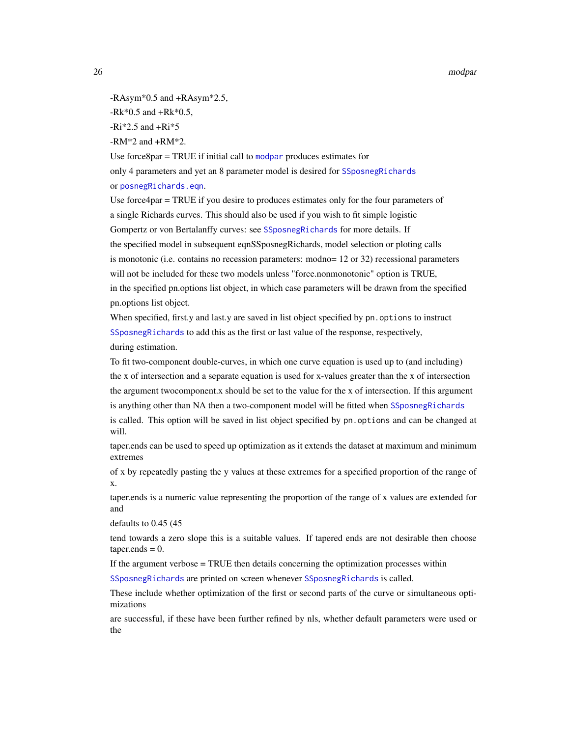-RAsym*0.5 and +RAsym*2.5,

-Rk*0.5 and +Rk*0.5,

-Ri*2.5 and +Ri*5

-RM*2 and +RM*2.

Use force8par = TRUE if initial call to `modpar` produces estimates for

only 4 parameters and yet an 8 parameter model is desired for `SSposnegRichards`

or `posnegRichards.eqn`.

Use force4par = TRUE if you desire to produces estimates only for the four parameters of

a single Richards curves. This should also be used if you wish to fit simple logistic

Gompertz or von Bertalanffy curves: see `SSposnegRichards` for more details. If

the specified model in subsequent eqnSSposnegRichards, model selection or ploting calls

is monotonic (i.e. contains no recession parameters: modno= 12 or 32) recessional parameters

will not be included for these two models unless "force.nonmonotonic" option is TRUE,

in the specified pn.options list object, in which case parameters will be drawn from the specified

pn.options list object.

When specified, first.y and last.y are saved in list object specified by `pn.options` to instruct

`SSposnegRichards` to add this as the first or last value of the response, respectively,

during estimation.

To fit two-component double-curves, in which one curve equation is used up to (and including)

the x of intersection and a separate equation is used for x-values greater than the x of intersection

the argument twocomponent.x should be set to the value for the x of intersection. If this argument

is anything other than NA then a two-component model will be fitted when `SSposnegRichards`

is called. This option will be saved in list object specified by `pn.options` and can be changed at will.

taper.ends can be used to speed up optimization as it extends the dataset at maximum and minimum extremes

of x by repeatedly pasting the y values at these extremes for a specified proportion of the range of x.

taper.ends is a numeric value representing the proportion of the range of x values are extended for and

defaults to 0.45 (45

tend towards a zero slope this is a suitable values. If tapered ends are not desirable then choose taper.ends = 0.

If the argument verbose = TRUE then details concerning the optimization processes within

`SSposnegRichards` are printed on screen whenever `SSposnegRichards` is called.

These include whether optimization of the first or second parts of the curve or simultaneous optimizations

are successful, if these have been further refined by nls, whether default parameters were used or the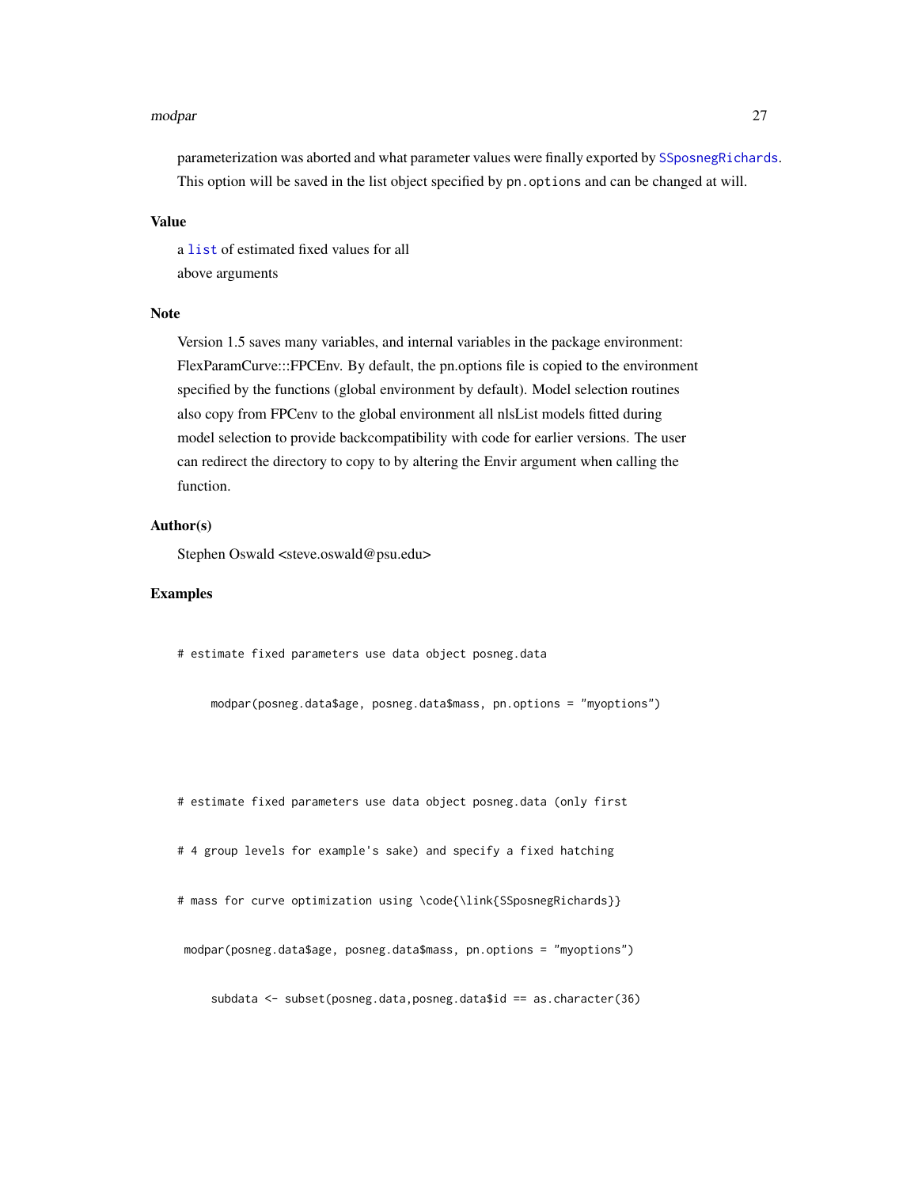parameterization was aborted and what parameter values were finally exported by SSposnegRichards. This option will be saved in the list object specified by pn.options and can be changed at will.

### Value

a list of estimated fixed values for all
above arguments

### Note

Version 1.5 saves many variables, and internal variables in the package environment: FlexParamCurve:::FPCEnv. By default, the pn.options file is copied to the environment specified by the functions (global environment by default). Model selection routines also copy from FPCenv to the global environment all nlsList models fitted during model selection to provide backcompatibility with code for earlier versions. The user can redirect the directory to copy to by altering the Envir argument when calling the function.

### Author(s)

Stephen Oswald <steve.oswald@psu.edu>

### Examples

```
# estimate fixed parameters use data object posneg.data

     modpar(posneg.data$age, posneg.data$mass, pn.options = "myoptions")



# estimate fixed parameters use data object posneg.data (only first

# 4 group levels for example's sake) and specify a fixed hatching

# mass for curve optimization using \code{\link{SSposnegRichards}}

 modpar(posneg.data$age, posneg.data$mass, pn.options = "myoptions")

     subdata <- subset(posneg.data,posneg.data$id == as.character(36)
```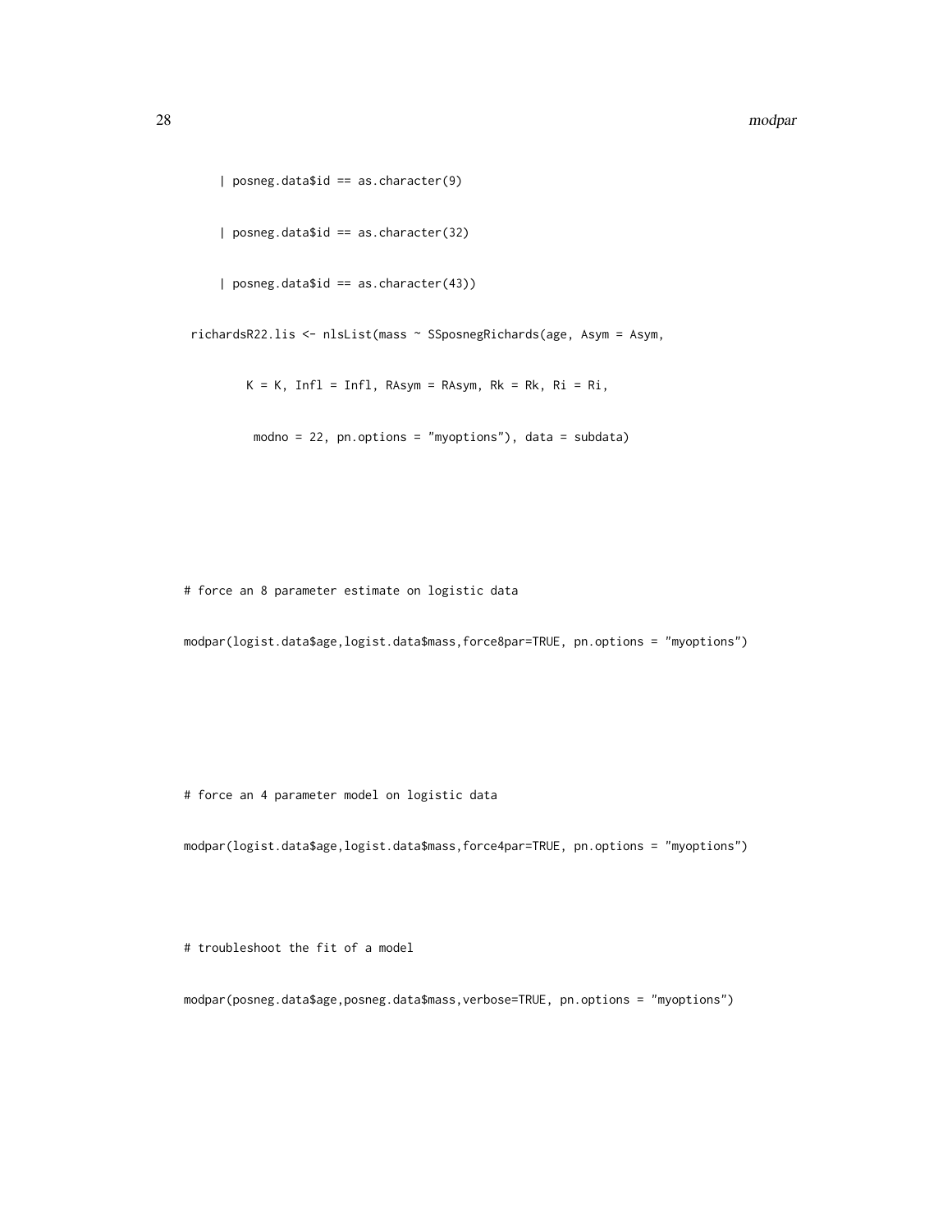```
     | posneg.data$id == as.character(9)

     | posneg.data$id == as.character(32)

     | posneg.data$id == as.character(43))

 richardsR22.lis <- nlsList(mass ~ SSposnegRichards(age, Asym = Asym,

         K = K, Infl = Infl, RAsym = RAsym, Rk = Rk, Ri = Ri,

          modno = 22, pn.options = "myoptions"), data = subdata)




# force an 8 parameter estimate on logistic data

modpar(logist.data$age,logist.data$mass,force8par=TRUE, pn.options = "myoptions")




# force an 4 parameter model on logistic data

modpar(logist.data$age,logist.data$mass,force4par=TRUE, pn.options = "myoptions")



# troubleshoot the fit of a model

modpar(posneg.data$age,posneg.data$mass,verbose=TRUE, pn.options = "myoptions")
```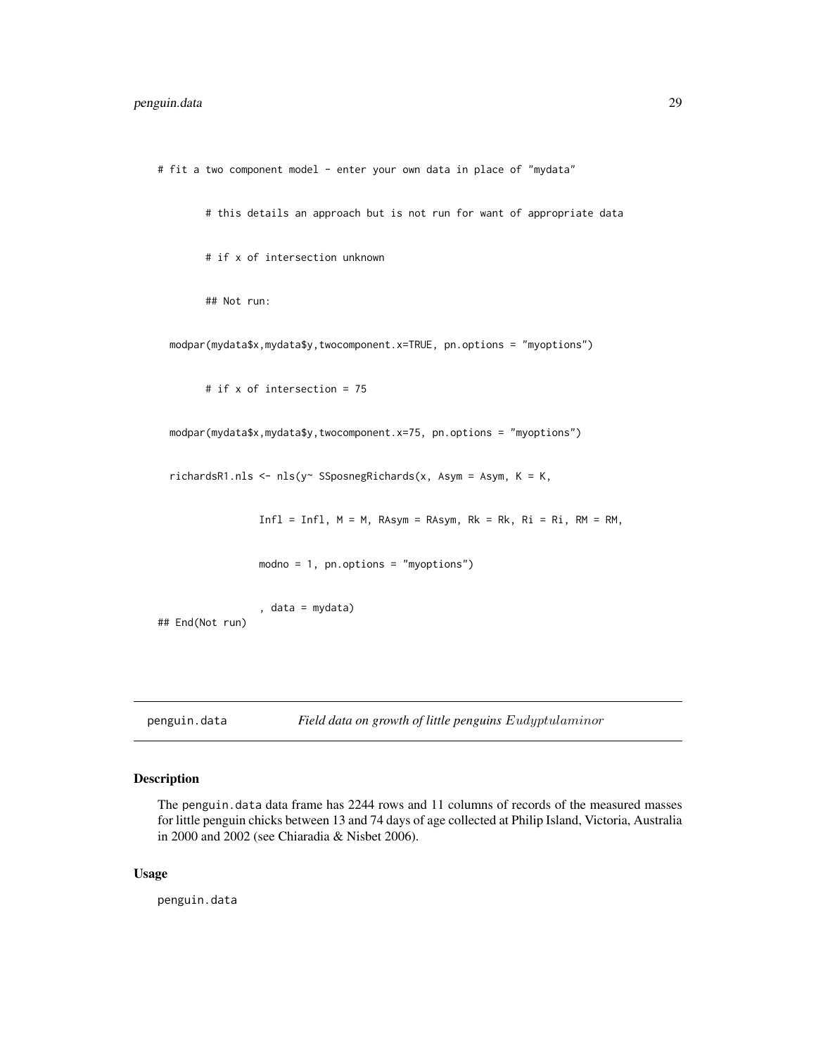```
# fit a two component model - enter your own data in place of "mydata"

        # this details an approach but is not run for want of appropriate data

        # if x of intersection unknown

        ## Not run:

  modpar(mydata$x,mydata$y,twocomponent.x=TRUE, pn.options = "myoptions")

        # if x of intersection = 75

  modpar(mydata$x,mydata$y,twocomponent.x=75, pn.options = "myoptions")

  richardsR1.nls <- nls(y~ SSposnegRichards(x, Asym = Asym, K = K,

                Infl = Infl, M = M, RAsym = RAsym, Rk = Rk, Ri = Ri, RM = RM,

                modno = 1, pn.options = "myoptions")

                , data = mydata)
## End(Not run)
```

---

penguin.data    *Field data on growth of little penguins Eudyptula minor*

---

## Description

The `penguin.data` data frame has 2244 rows and 11 columns of records of the measured masses for little penguin chicks between 13 and 74 days of age collected at Philip Island, Victoria, Australia in 2000 and 2002 (see Chiaradia & Nisbet 2006).

## Usage

```
penguin.data
```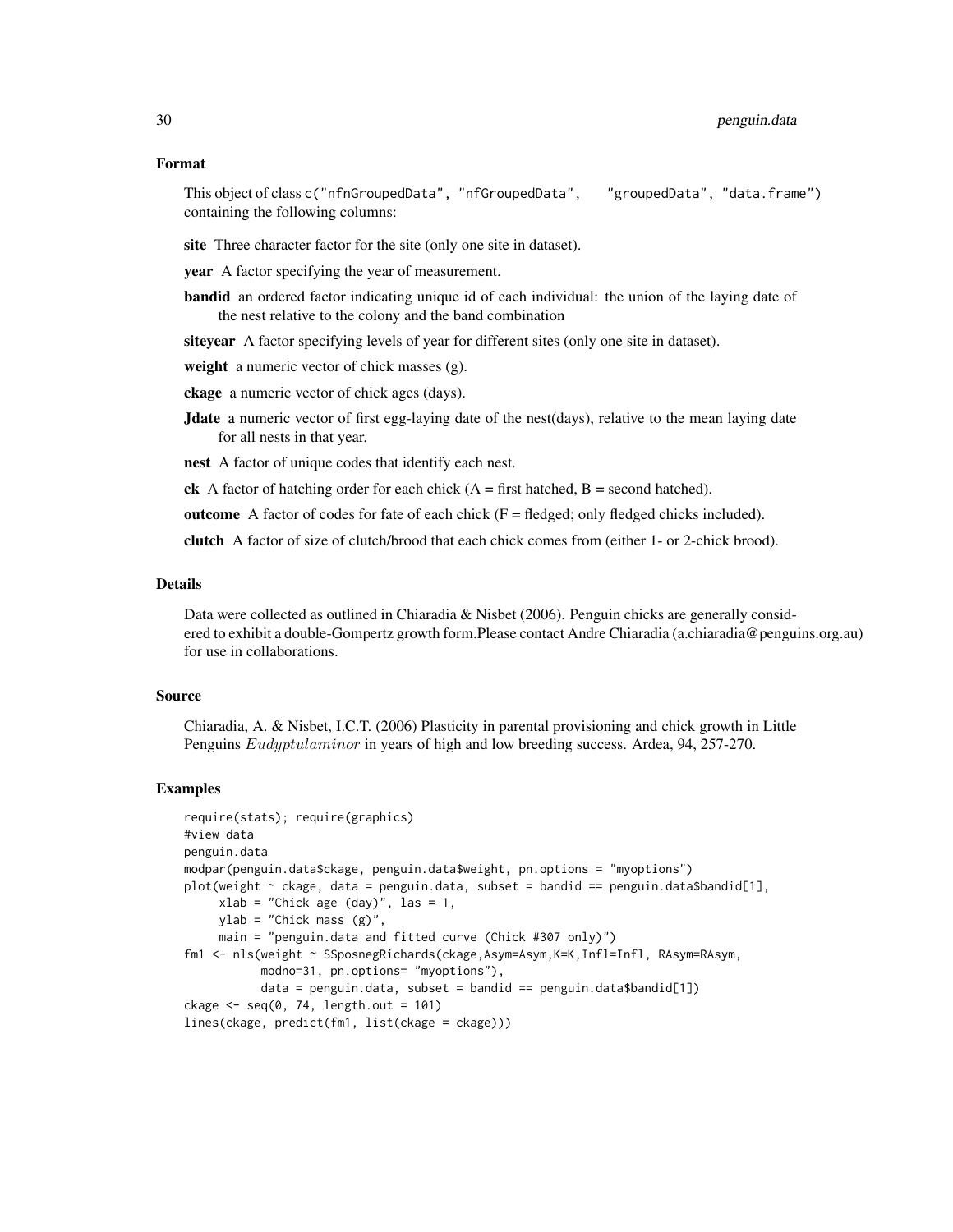## Format

This object of class `c("nfnGroupedData", "nfGroupedData", "groupedData", "data.frame")` containing the following columns:

**site** Three character factor for the site (only one site in dataset).

**year** A factor specifying the year of measurement.

**bandid** an ordered factor indicating unique id of each individual: the union of the laying date of the nest relative to the colony and the band combination

**siteyear** A factor specifying levels of year for different sites (only one site in dataset).

**weight** a numeric vector of chick masses (g).

**ckage** a numeric vector of chick ages (days).

**Jdate** a numeric vector of first egg-laying date of the nest(days), relative to the mean laying date for all nests in that year.

**nest** A factor of unique codes that identify each nest.

**ck** A factor of hatching order for each chick (A = first hatched, B = second hatched).

**outcome** A factor of codes for fate of each chick (F = fledged; only fledged chicks included).

**clutch** A factor of size of clutch/brood that each chick comes from (either 1- or 2-chick brood).

## Details

Data were collected as outlined in Chiaradia & Nisbet (2006). Penguin chicks are generally considered to exhibit a double-Gompertz growth form.Please contact Andre Chiaradia (a.chiaradia@penguins.org.au) for use in collaborations.

## Source

Chiaradia, A. & Nisbet, I.C.T. (2006) Plasticity in parental provisioning and chick growth in Little Penguins *Eudyptulaminor* in years of high and low breeding success. Ardea, 94, 257-270.

## Examples

```
require(stats); require(graphics)
#view data
penguin.data
modpar(penguin.data$ckage, penguin.data$weight, pn.options = "myoptions")
plot(weight ~ ckage, data = penguin.data, subset = bandid == penguin.data$bandid[1],
     xlab = "Chick age (day)", las = 1,
     ylab = "Chick mass (g)",
     main = "penguin.data and fitted curve (Chick #307 only)")
fm1 <- nls(weight ~ SSposnegRichards(ckage,Asym=Asym,K=K,Infl=Infl, RAsym=RAsym,
           modno=31, pn.options= "myoptions"),
           data = penguin.data, subset = bandid == penguin.data$bandid[1])
ckage <- seq(0, 74, length.out = 101)
lines(ckage, predict(fm1, list(ckage = ckage)))
```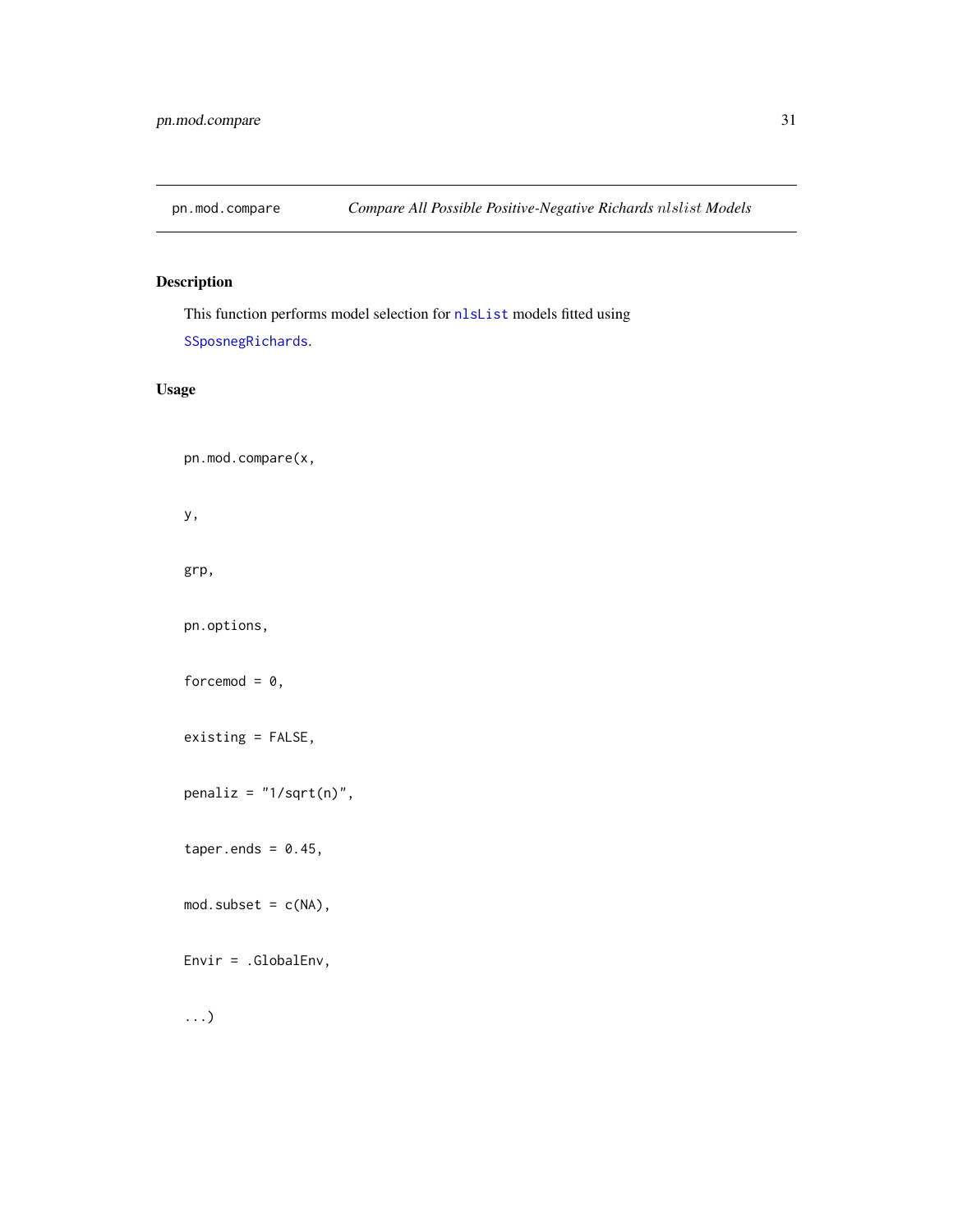# pn.mod.compare — *Compare All Possible Positive-Negative Richards nlslist Models*

## Description

This function performs model selection for `nlsList` models fitted using `SSposnegRichards`.

## Usage

```
pn.mod.compare(x,

y,

grp,

pn.options,

forcemod = 0,

existing = FALSE,

penaliz = "1/sqrt(n)",

taper.ends = 0.45,

mod.subset = c(NA),

Envir = .GlobalEnv,

...)
```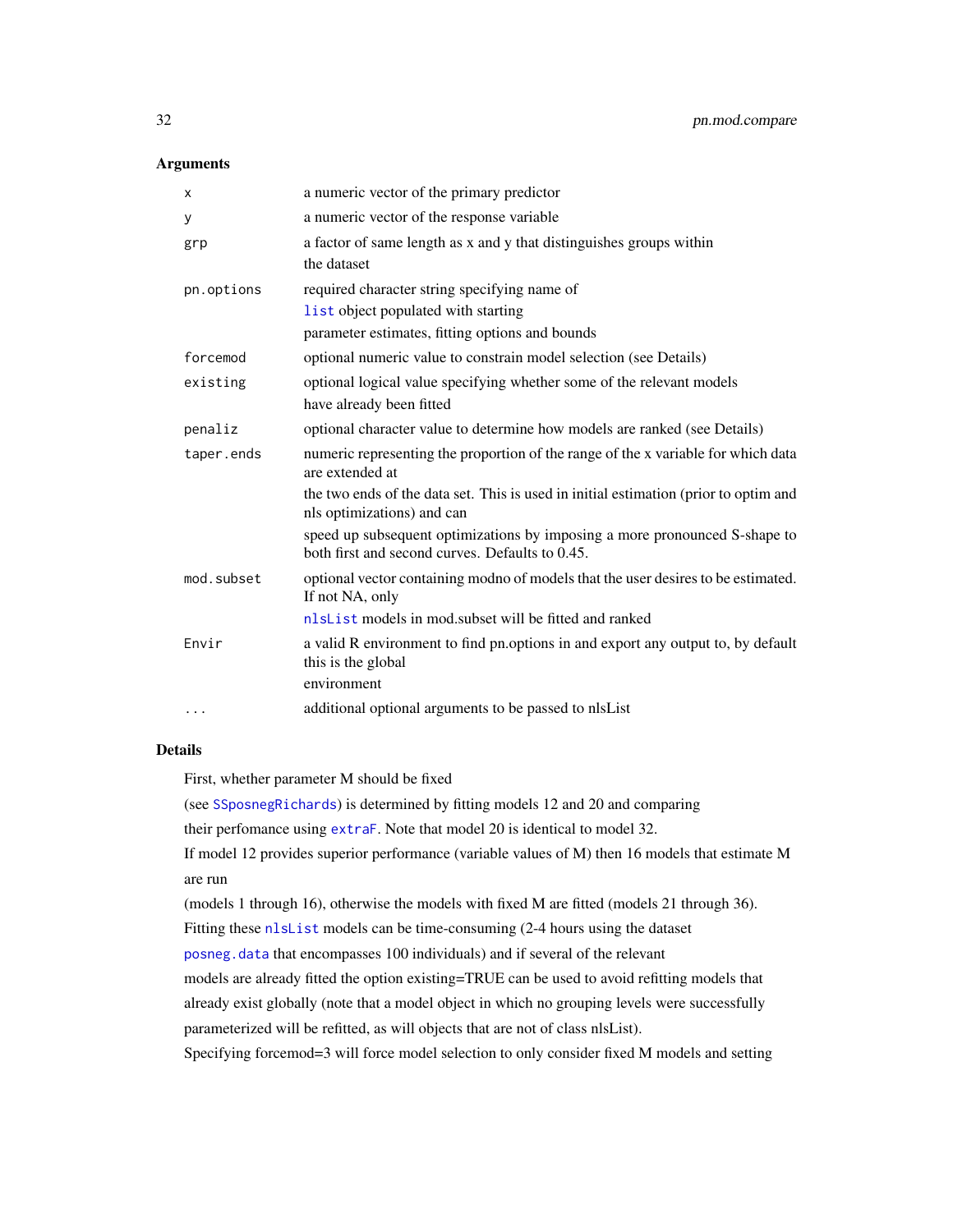## Arguments

| | |
|---|---|
| `x` | a numeric vector of the primary predictor |
| `y` | a numeric vector of the response variable |
| `grp` | a factor of same length as x and y that distinguishes groups within the dataset |
| `pn.options` | required character string specifying name of `list` object populated with starting parameter estimates, fitting options and bounds |
| `forcemod` | optional numeric value to constrain model selection (see Details) |
| `existing` | optional logical value specifying whether some of the relevant models have already been fitted |
| `penaliz` | optional character value to determine how models are ranked (see Details) |
| `taper.ends` | numeric representing the proportion of the range of the x variable for which data are extended at the two ends of the data set. This is used in initial estimation (prior to optim and nls optimizations) and can speed up subsequent optimizations by imposing a more pronounced S-shape to both first and second curves. Defaults to 0.45. |
| `mod.subset` | optional vector containing modno of models that the user desires to be estimated. If not NA, only `nlsList` models in mod.subset will be fitted and ranked |
| `Envir` | a valid R environment to find pn.options in and export any output to, by default this is the global environment |
| `...` | additional optional arguments to be passed to nlsList |

## Details

First, whether parameter M should be fixed (see `SSposnegRichards`) is determined by fitting models 12 and 20 and comparing their perfomance using `extraF`. Note that model 20 is identical to model 32. If model 12 provides superior performance (variable values of M) then 16 models that estimate M are run (models 1 through 16), otherwise the models with fixed M are fitted (models 21 through 36). Fitting these `nlsList` models can be time-consuming (2-4 hours using the dataset `posneg.data` that encompasses 100 individuals) and if several of the relevant models are already fitted the option existing=TRUE can be used to avoid refitting models that already exist globally (note that a model object in which no grouping levels were successfully parameterized will be refitted, as will objects that are not of class nlsList). Specifying forcemod=3 will force model selection to only consider fixed M models and setting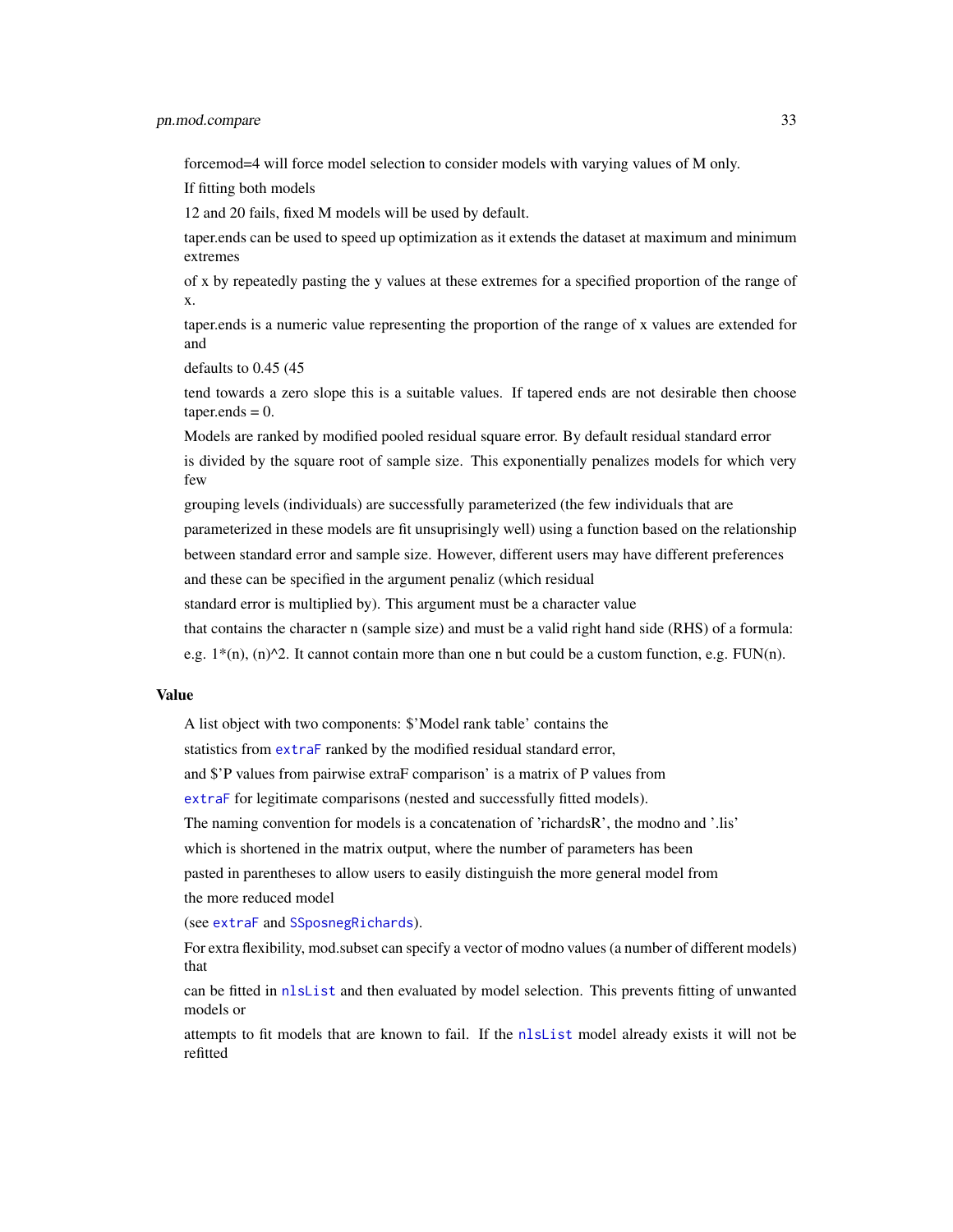forcemod=4 will force model selection to consider models with varying values of M only.

If fitting both models

12 and 20 fails, fixed M models will be used by default.

taper.ends can be used to speed up optimization as it extends the dataset at maximum and minimum extremes

of x by repeatedly pasting the y values at these extremes for a specified proportion of the range of x.

taper.ends is a numeric value representing the proportion of the range of x values are extended for and

defaults to 0.45 (45

tend towards a zero slope this is a suitable values. If tapered ends are not desirable then choose taper.ends = 0.

Models are ranked by modified pooled residual square error. By default residual standard error

is divided by the square root of sample size. This exponentially penalizes models for which very few

grouping levels (individuals) are successfully parameterized (the few individuals that are

parameterized in these models are fit unsuprisingly well) using a function based on the relationship

between standard error and sample size. However, different users may have different preferences

and these can be specified in the argument penaliz (which residual

standard error is multiplied by). This argument must be a character value

that contains the character n (sample size) and must be a valid right hand side (RHS) of a formula:

e.g. 1*(n), (n)^2. It cannot contain more than one n but could be a custom function, e.g. FUN(n).

## Value

A list object with two components: $'Model rank table' contains the

statistics from extraF ranked by the modified residual standard error,

and $'P values from pairwise extraF comparison' is a matrix of P values from

extraF for legitimate comparisons (nested and successfully fitted models).

The naming convention for models is a concatenation of 'richardsR', the modno and '.lis'

which is shortened in the matrix output, where the number of parameters has been

pasted in parentheses to allow users to easily distinguish the more general model from

the more reduced model

(see extraF and SSposnegRichards).

For extra flexibility, mod.subset can specify a vector of modno values (a number of different models) that

can be fitted in nlsList and then evaluated by model selection. This prevents fitting of unwanted models or

attempts to fit models that are known to fail. If the nlsList model already exists it will not be refitted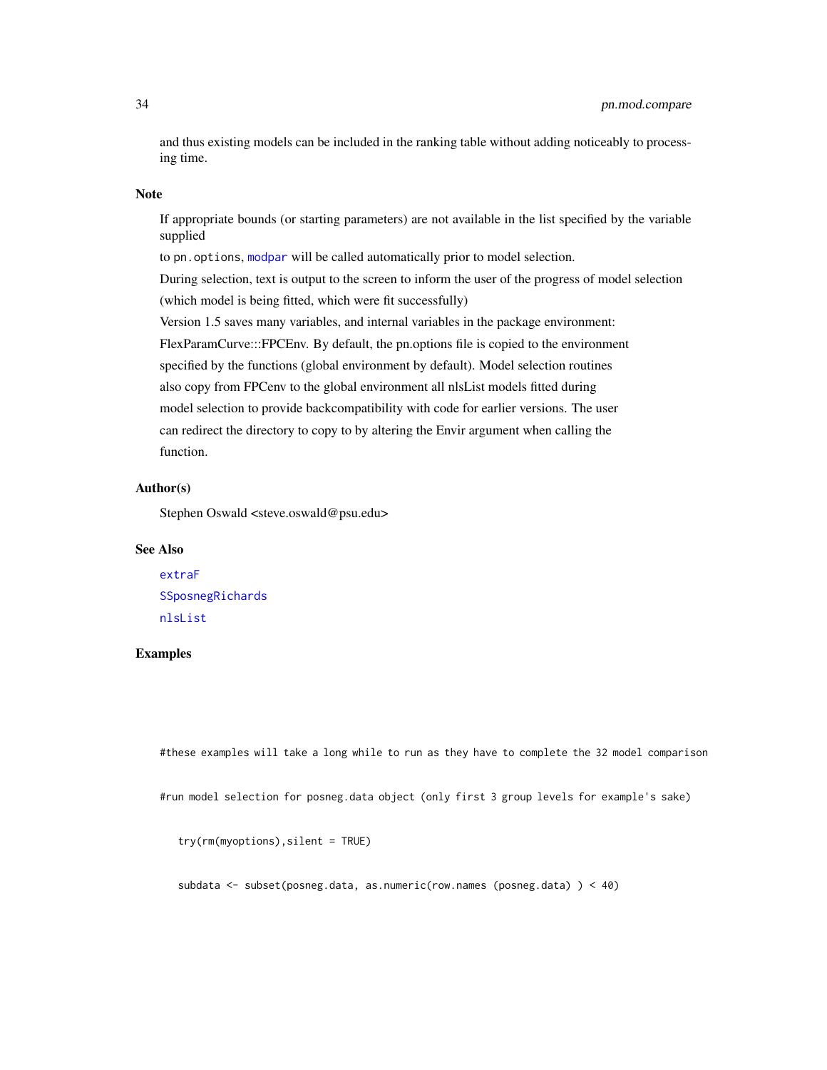and thus existing models can be included in the ranking table without adding noticeably to processing time.

## Note

If appropriate bounds (or starting parameters) are not available in the list specified by the variable supplied

to `pn.options`, `modpar` will be called automatically prior to model selection.

During selection, text is output to the screen to inform the user of the progress of model selection

(which model is being fitted, which were fit successfully)

Version 1.5 saves many variables, and internal variables in the package environment:

FlexParamCurve:::FPCEnv. By default, the pn.options file is copied to the environment

specified by the functions (global environment by default). Model selection routines

also copy from FPCenv to the global environment all nlsList models fitted during

model selection to provide backcompatibility with code for earlier versions. The user

can redirect the directory to copy to by altering the Envir argument when calling the

function.

## Author(s)

Stephen Oswald <steve.oswald@psu.edu>

## See Also

`extraF`

`SSposnegRichards`

`nlsList`

## Examples

```
#these examples will take a long while to run as they have to complete the 32 model comparison


#run model selection for posneg.data object (only first 3 group levels for example's sake)


   try(rm(myoptions),silent = TRUE)


   subdata <- subset(posneg.data, as.numeric(row.names (posneg.data) ) < 40)
```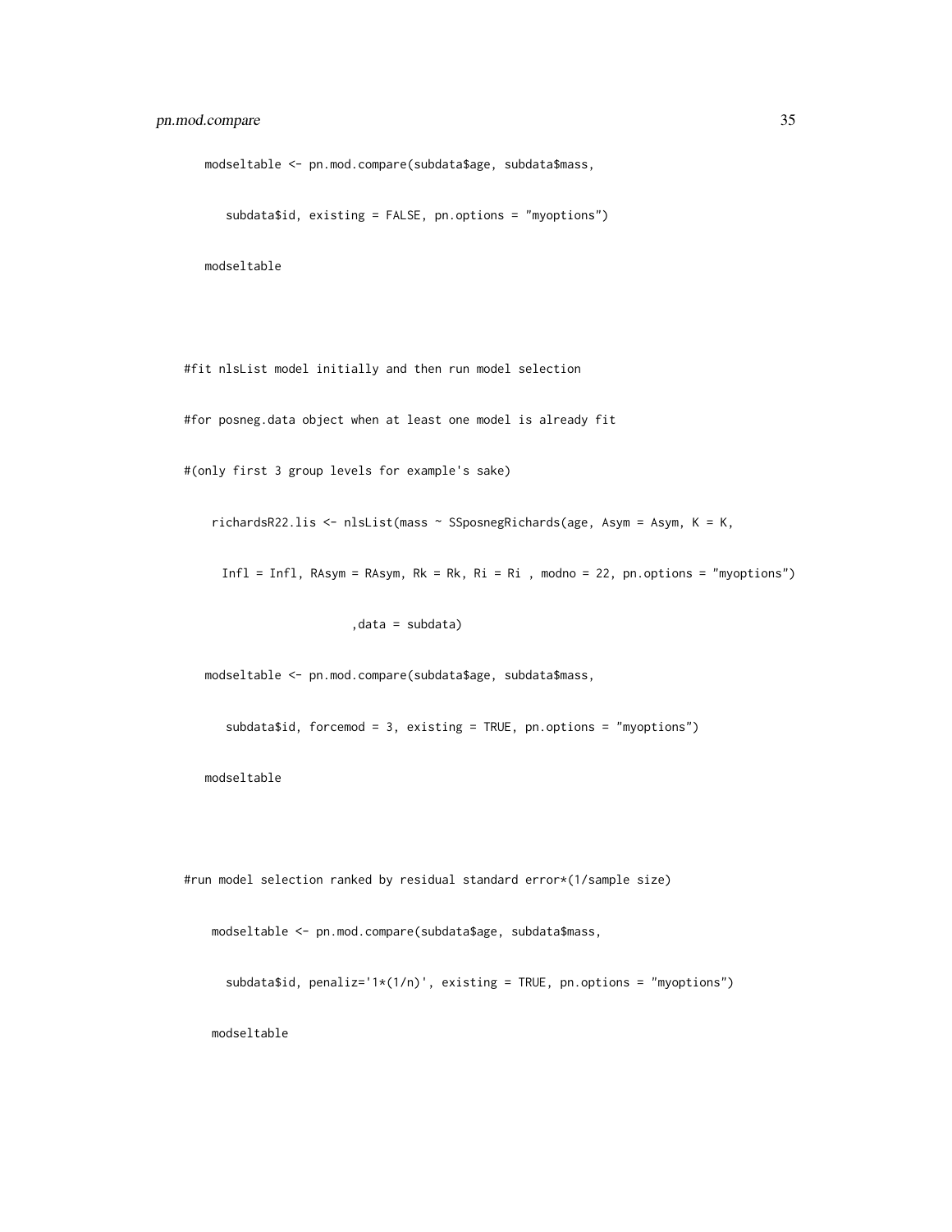```
   modseltable <- pn.mod.compare(subdata$age, subdata$mass,
      subdata$id, existing = FALSE, pn.options = "myoptions")
   modseltable

#fit nlsList model initially and then run model selection
#for posneg.data object when at least one model is already fit
#(only first 3 group levels for example's sake)
    richardsR22.lis <- nlsList(mass ~ SSposnegRichards(age, Asym = Asym, K = K,
      Infl = Infl, RAsym = RAsym, Rk = Rk, Ri = Ri , modno = 22, pn.options = "myoptions")
                        ,data = subdata)
   modseltable <- pn.mod.compare(subdata$age, subdata$mass,
      subdata$id, forcemod = 3, existing = TRUE, pn.options = "myoptions")
   modseltable

#run model selection ranked by residual standard error*(1/sample size)
    modseltable <- pn.mod.compare(subdata$age, subdata$mass,
      subdata$id, penaliz='1*(1/n)', existing = TRUE, pn.options = "myoptions")
    modseltable
```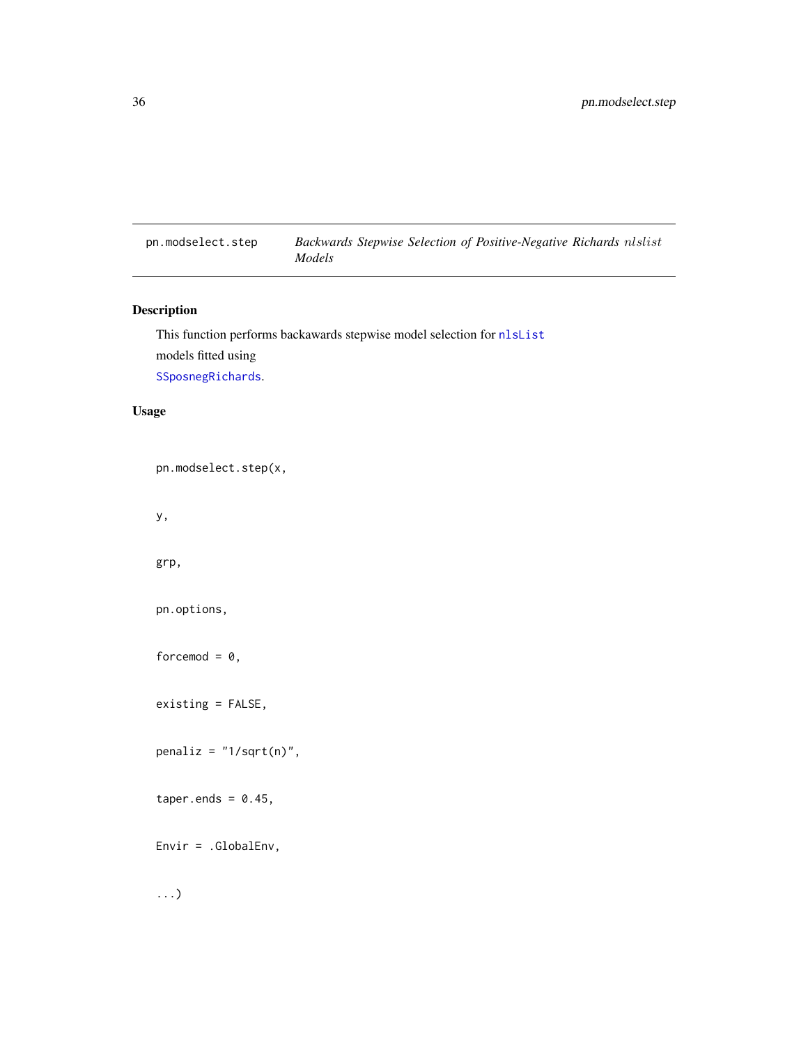pn.modselect.step — *Backwards Stepwise Selection of Positive-Negative Richards* *nlslist* *Models*

## Description

This function performs backawards stepwise model selection for nlsList
models fitted using
SSposnegRichards.

## Usage

```
pn.modselect.step(x,

y,

grp,

pn.options,

forcemod = 0,

existing = FALSE,

penaliz = "1/sqrt(n)",

taper.ends = 0.45,

Envir = .GlobalEnv,

...)
```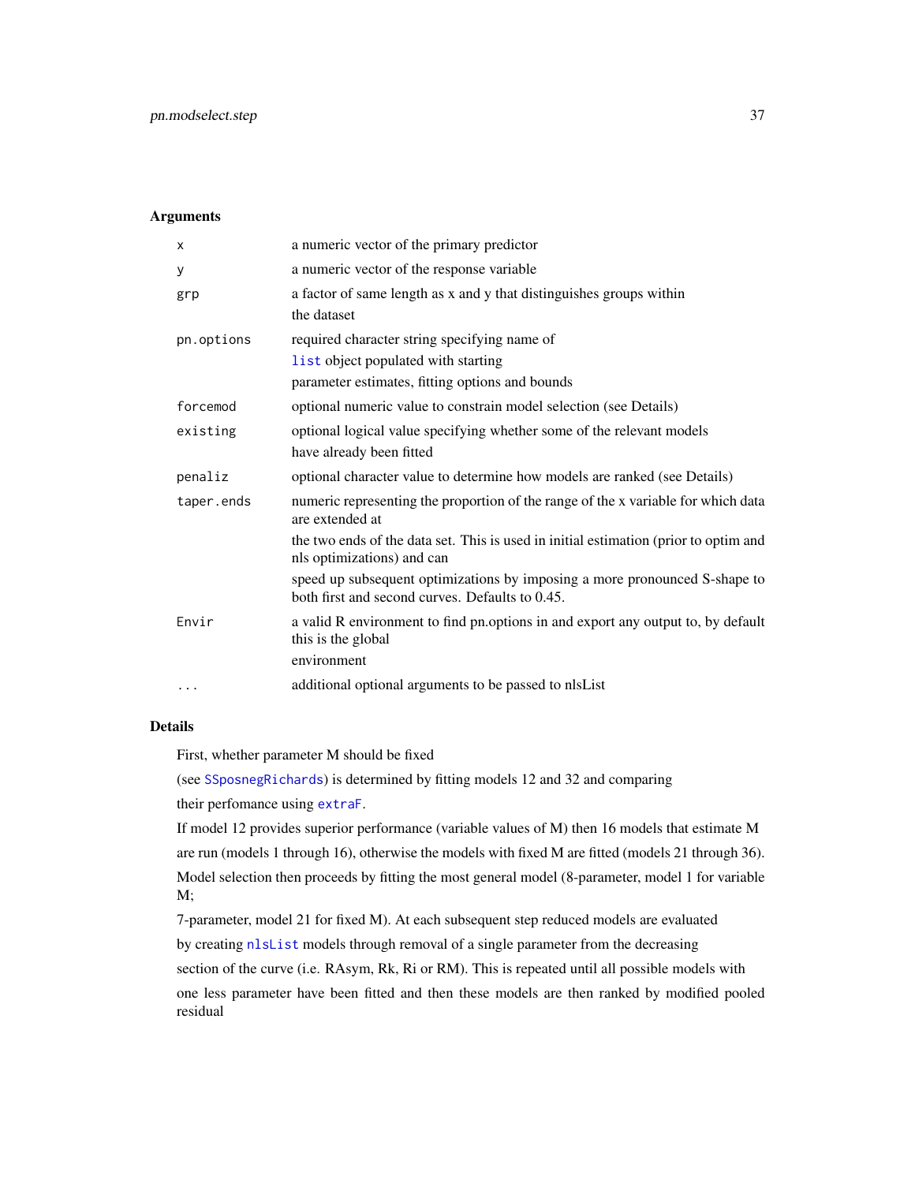## Arguments

| | |
|---|---|
| `x` | a numeric vector of the primary predictor |
| `y` | a numeric vector of the response variable |
| `grp` | a factor of same length as x and y that distinguishes groups within the dataset |
| `pn.options` | required character string specifying name of `list` object populated with starting parameter estimates, fitting options and bounds |
| `forcemod` | optional numeric value to constrain model selection (see Details) |
| `existing` | optional logical value specifying whether some of the relevant models have already been fitted |
| `penaliz` | optional character value to determine how models are ranked (see Details) |
| `taper.ends` | numeric representing the proportion of the range of the x variable for which data are extended at the two ends of the data set. This is used in initial estimation (prior to optim and nls optimizations) and can speed up subsequent optimizations by imposing a more pronounced S-shape to both first and second curves. Defaults to 0.45. |
| `Envir` | a valid R environment to find pn.options in and export any output to, by default this is the global environment |
| `...` | additional optional arguments to be passed to nlsList |

## Details

First, whether parameter M should be fixed (see `SSposnegRichards`) is determined by fitting models 12 and 32 and comparing their perfomance using `extraF`.

If model 12 provides superior performance (variable values of M) then 16 models that estimate M are run (models 1 through 16), otherwise the models with fixed M are fitted (models 21 through 36). Model selection then proceeds by fitting the most general model (8-parameter, model 1 for variable M; 7-parameter, model 21 for fixed M). At each subsequent step reduced models are evaluated by creating `nlsList` models through removal of a single parameter from the decreasing section of the curve (i.e. RAsym, Rk, Ri or RM). This is repeated until all possible models with one less parameter have been fitted and then these models are then ranked by modified pooled residual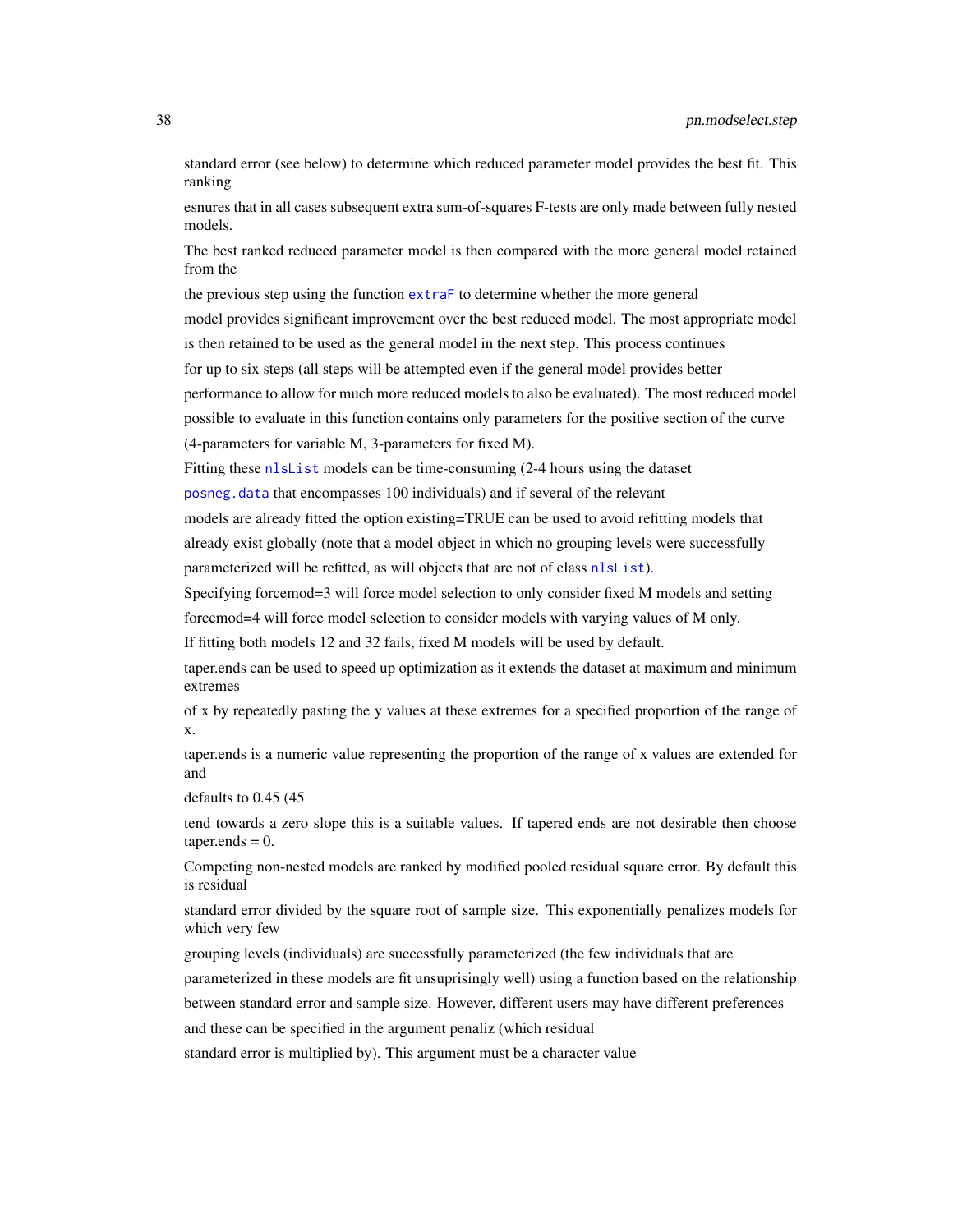standard error (see below) to determine which reduced parameter model provides the best fit. This ranking

esnures that in all cases subsequent extra sum-of-squares F-tests are only made between fully nested models.

The best ranked reduced parameter model is then compared with the more general model retained from the

the previous step using the function extraF to determine whether the more general

model provides significant improvement over the best reduced model. The most appropriate model

is then retained to be used as the general model in the next step. This process continues

for up to six steps (all steps will be attempted even if the general model provides better

performance to allow for much more reduced models to also be evaluated). The most reduced model

possible to evaluate in this function contains only parameters for the positive section of the curve

(4-parameters for variable M, 3-parameters for fixed M).

Fitting these nlsList models can be time-consuming (2-4 hours using the dataset

posneg.data that encompasses 100 individuals) and if several of the relevant

models are already fitted the option existing=TRUE can be used to avoid refitting models that

already exist globally (note that a model object in which no grouping levels were successfully

parameterized will be refitted, as will objects that are not of class nlsList).

Specifying forcemod=3 will force model selection to only consider fixed M models and setting

forcemod=4 will force model selection to consider models with varying values of M only.

If fitting both models 12 and 32 fails, fixed M models will be used by default.

taper.ends can be used to speed up optimization as it extends the dataset at maximum and minimum extremes

of x by repeatedly pasting the y values at these extremes for a specified proportion of the range of x.

taper.ends is a numeric value representing the proportion of the range of x values are extended for and

defaults to 0.45 (45

tend towards a zero slope this is a suitable values. If tapered ends are not desirable then choose taper.ends = 0.

Competing non-nested models are ranked by modified pooled residual square error. By default this is residual

standard error divided by the square root of sample size. This exponentially penalizes models for which very few

grouping levels (individuals) are successfully parameterized (the few individuals that are

parameterized in these models are fit unsuprisingly well) using a function based on the relationship

between standard error and sample size. However, different users may have different preferences

and these can be specified in the argument penaliz (which residual

standard error is multiplied by). This argument must be a character value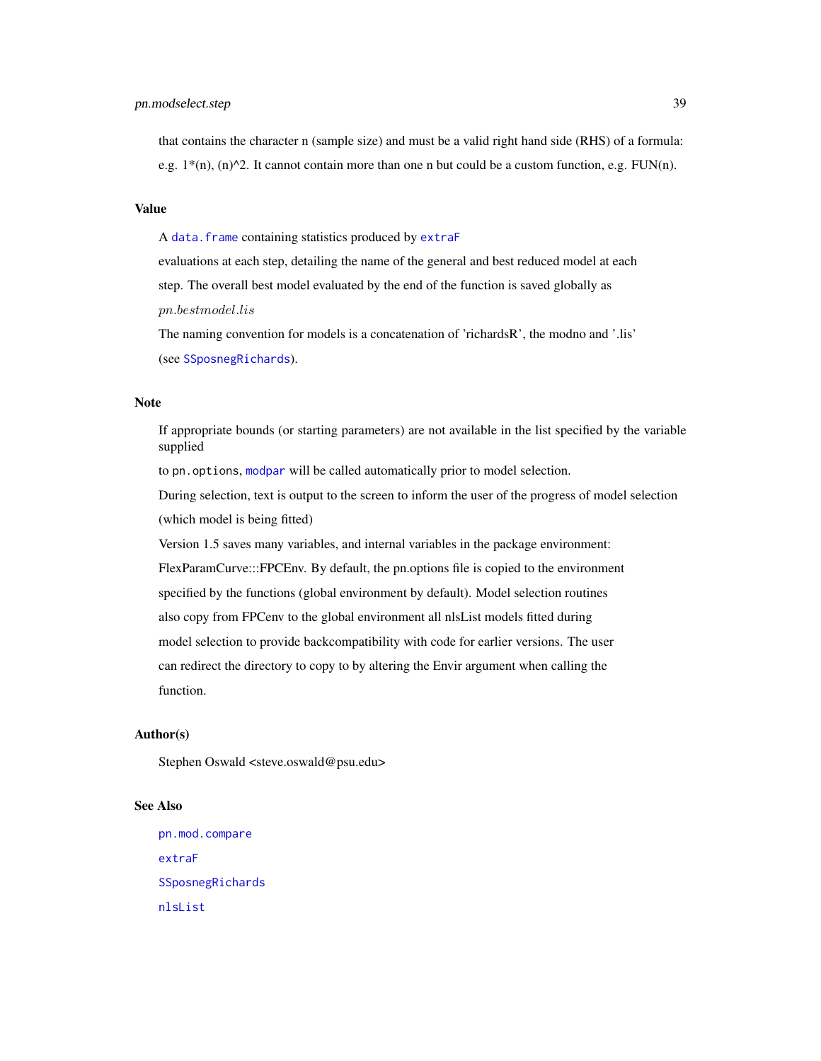that contains the character n (sample size) and must be a valid right hand side (RHS) of a formula: e.g. 1*(n), (n)^2. It cannot contain more than one n but could be a custom function, e.g. FUN(n).

## Value

A `data.frame` containing statistics produced by `extraF`

evaluations at each step, detailing the name of the general and best reduced model at each

step. The overall best model evaluated by the end of the function is saved globally as

*pn.bestmodel.lis*

The naming convention for models is a concatenation of 'richardsR', the modno and '.lis'

(see `SSposnegRichards`).

## Note

If appropriate bounds (or starting parameters) are not available in the list specified by the variable supplied

to `pn.options`, `modpar` will be called automatically prior to model selection.

During selection, text is output to the screen to inform the user of the progress of model selection

(which model is being fitted)

Version 1.5 saves many variables, and internal variables in the package environment:

FlexParamCurve:::FPCEnv. By default, the pn.options file is copied to the environment

specified by the functions (global environment by default). Model selection routines

also copy from FPCenv to the global environment all nlsList models fitted during

model selection to provide backcompatibility with code for earlier versions. The user

can redirect the directory to copy to by altering the Envir argument when calling the

function.

## Author(s)

Stephen Oswald <steve.oswald@psu.edu>

## See Also

`pn.mod.compare`

`extraF`

`SSposnegRichards`

`nlsList`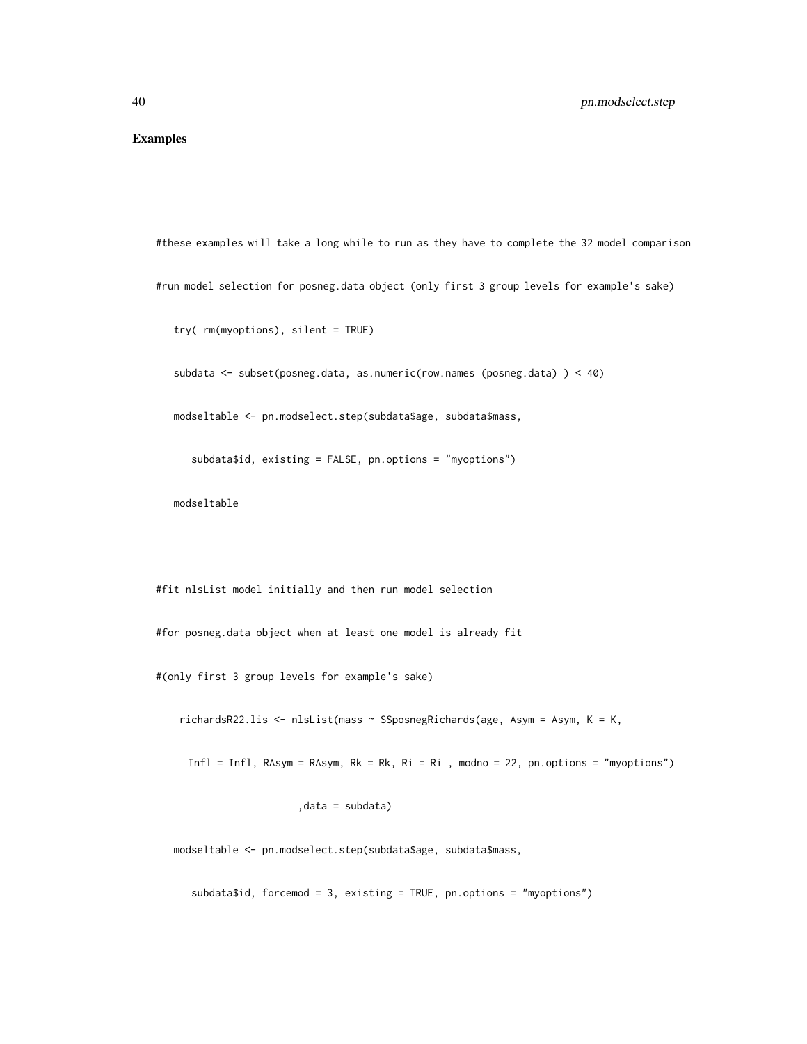## Examples

```
#these examples will take a long while to run as they have to complete the 32 model comparison

#run model selection for posneg.data object (only first 3 group levels for example's sake)

   try( rm(myoptions), silent = TRUE)

   subdata <- subset(posneg.data, as.numeric(row.names (posneg.data) ) < 40)

   modseltable <- pn.modselect.step(subdata$age, subdata$mass,

      subdata$id, existing = FALSE, pn.options = "myoptions")

   modseltable



#fit nlsList model initially and then run model selection

#for posneg.data object when at least one model is already fit

#(only first 3 group levels for example's sake)

    richardsR22.lis <- nlsList(mass ~ SSposnegRichards(age, Asym = Asym, K = K,

      Infl = Infl, RAsym = RAsym, Rk = Rk, Ri = Ri , modno = 22, pn.options = "myoptions")

                        ,data = subdata)

   modseltable <- pn.modselect.step(subdata$age, subdata$mass,

      subdata$id, forcemod = 3, existing = TRUE, pn.options = "myoptions")
```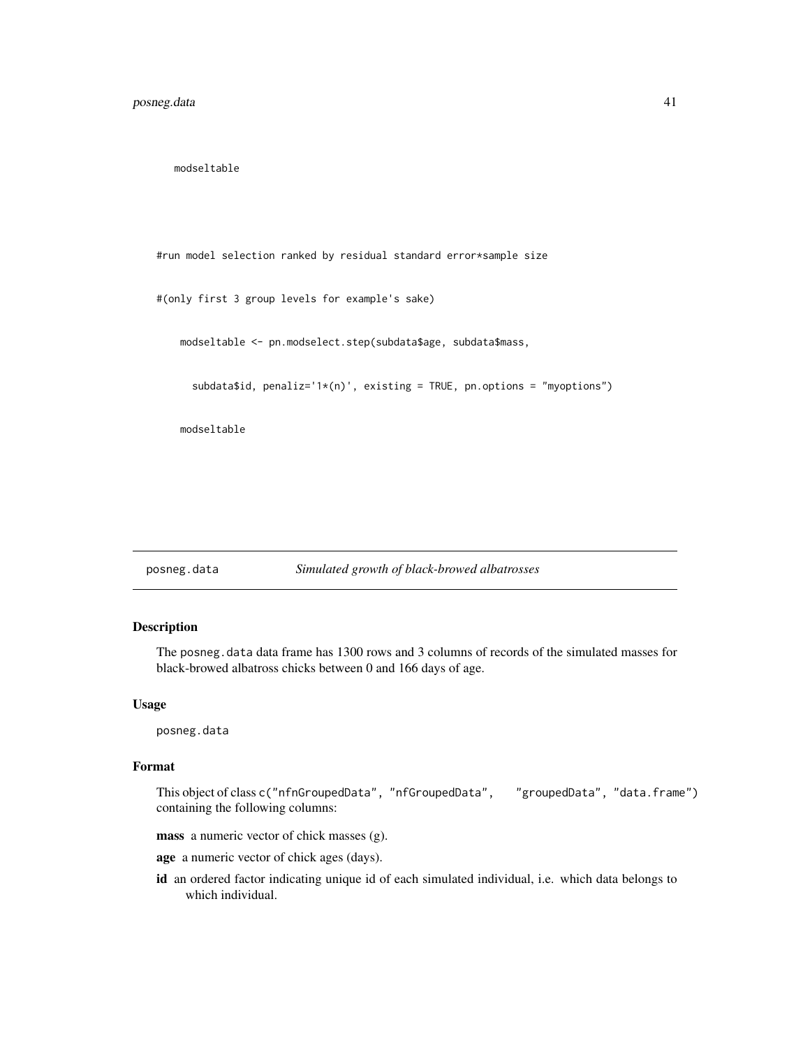```
modseltable

#run model selection ranked by residual standard error*sample size

#(only first 3 group levels for example's sake)

    modseltable <- pn.modselect.step(subdata$age, subdata$mass,

      subdata$id, penaliz='1*(n)', existing = TRUE, pn.options = "myoptions")

    modseltable
```

---

## posneg.data *Simulated growth of black-browed albatrosses*

### Description

The `posneg.data` data frame has 1300 rows and 3 columns of records of the simulated masses for black-browed albatross chicks between 0 and 166 days of age.

### Usage

```
posneg.data
```

### Format

This object of class `c("nfnGroupedData", "nfGroupedData", "groupedData", "data.frame")` containing the following columns:

**mass** a numeric vector of chick masses (g).

**age** a numeric vector of chick ages (days).

**id** an ordered factor indicating unique id of each simulated individual, i.e. which data belongs to which individual.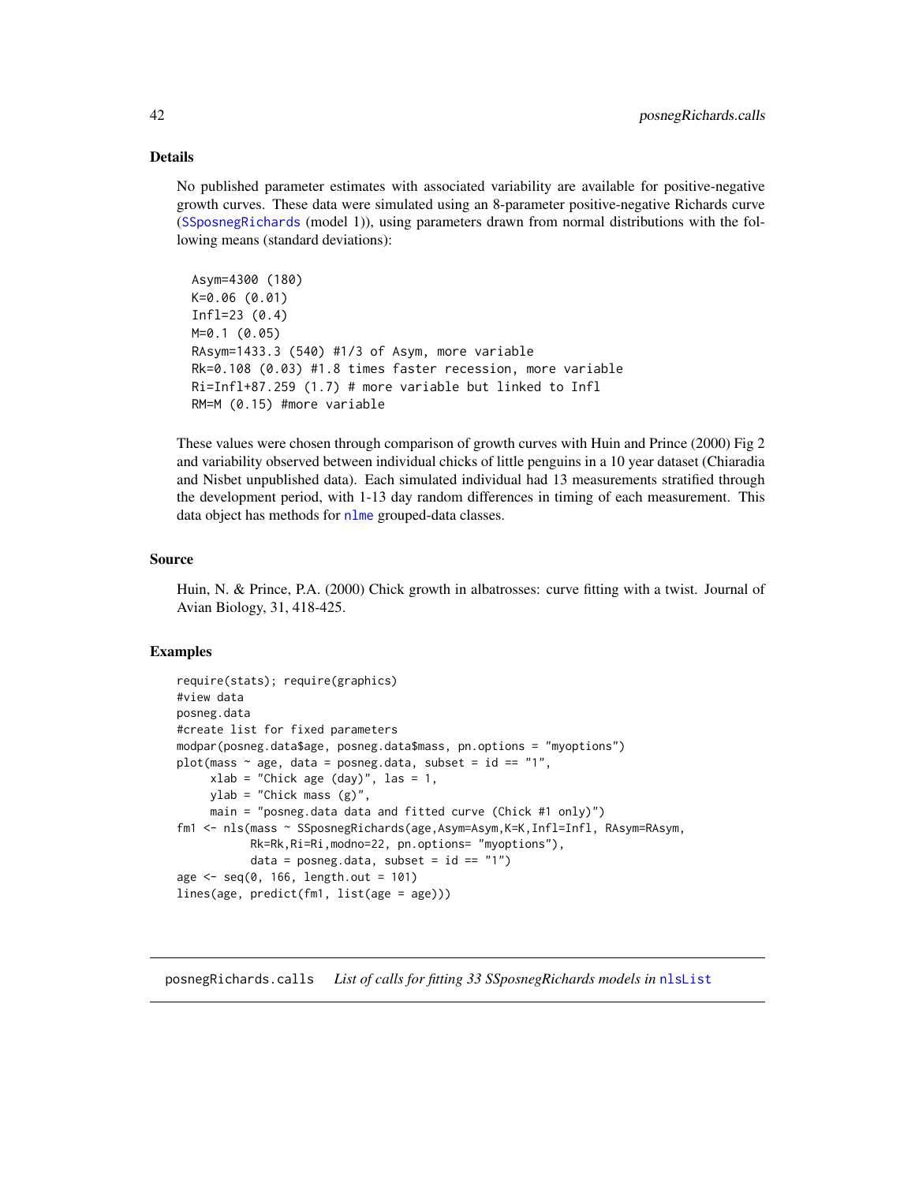## Details

No published parameter estimates with associated variability are available for positive-negative growth curves. These data were simulated using an 8-parameter positive-negative Richards curve (SSposnegRichards (model 1)), using parameters drawn from normal distributions with the following means (standard deviations):

```
Asym=4300 (180)
K=0.06 (0.01)
Infl=23 (0.4)
M=0.1 (0.05)
RAsym=1433.3 (540) #1/3 of Asym, more variable
Rk=0.108 (0.03) #1.8 times faster recession, more variable
Ri=Infl+87.259 (1.7) # more variable but linked to Infl
RM=M (0.15) #more variable
```

These values were chosen through comparison of growth curves with Huin and Prince (2000) Fig 2 and variability observed between individual chicks of little penguins in a 10 year dataset (Chiaradia and Nisbet unpublished data). Each simulated individual had 13 measurements stratified through the development period, with 1-13 day random differences in timing of each measurement. This data object has methods for nlme grouped-data classes.

## Source

Huin, N. & Prince, P.A. (2000) Chick growth in albatrosses: curve fitting with a twist. Journal of Avian Biology, 31, 418-425.

## Examples

```
require(stats); require(graphics)
#view data
posneg.data
#create list for fixed parameters
modpar(posneg.data$age, posneg.data$mass, pn.options = "myoptions")
plot(mass ~ age, data = posneg.data, subset = id == "1",
     xlab = "Chick age (day)", las = 1,
     ylab = "Chick mass (g)",
     main = "posneg.data data and fitted curve (Chick #1 only)")
fm1 <- nls(mass ~ SSposnegRichards(age,Asym=Asym,K=K,Infl=Infl, RAsym=RAsym,
          Rk=Rk,Ri=Ri,modno=22, pn.options= "myoptions"),
          data = posneg.data, subset = id == "1")
age <- seq(0, 166, length.out = 101)
lines(age, predict(fm1, list(age = age)))
```

---

posnegRichards.calls *List of calls for fitting 33 SSposnegRichards models in* nlsList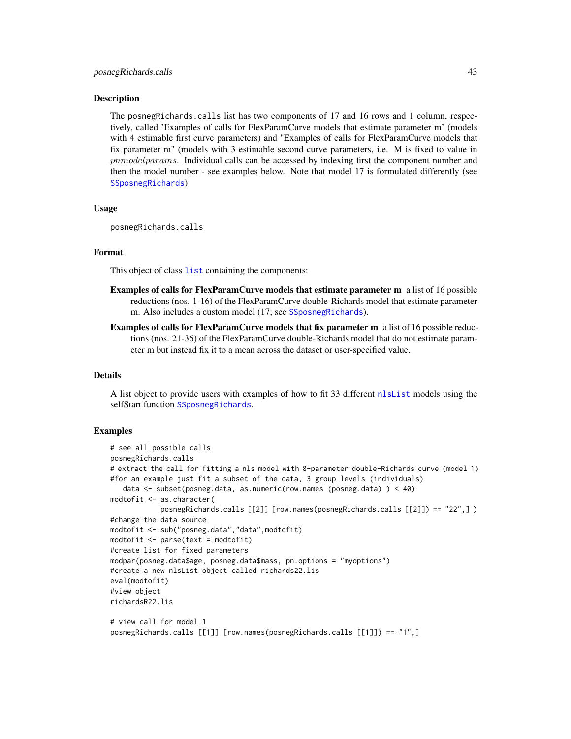## Description

The posnegRichards.calls list has two components of 17 and 16 rows and 1 column, respectively, called 'Examples of calls for FlexParamCurve models that estimate parameter m' (models with 4 estimable first curve parameters) and "Examples of calls for FlexParamCurve models that fix parameter m" (models with 3 estimable second curve parameters, i.e. M is fixed to value in $pnmodelparams$. Individual calls can be accessed by indexing first the component number and then the model number - see examples below. Note that model 17 is formulated differently (see SSposnegRichards)

## Usage

```
posnegRichards.calls
```

## Format

This object of class list containing the components:

**Examples of calls for FlexParamCurve models that estimate parameter m** a list of 16 possible reductions (nos. 1-16) of the FlexParamCurve double-Richards model that estimate parameter m. Also includes a custom model (17; see SSposnegRichards).

**Examples of calls for FlexParamCurve models that fix parameter m** a list of 16 possible reductions (nos. 21-36) of the FlexParamCurve double-Richards model that do not estimate parameter m but instead fix it to a mean across the dataset or user-specified value.

## Details

A list object to provide users with examples of how to fit 33 different nlsList models using the selfStart function SSposnegRichards.

## Examples

```
# see all possible calls
posnegRichards.calls
# extract the call for fitting a nls model with 8-parameter double-Richards curve (model 1)
#for an example just fit a subset of the data, 3 group levels (individuals)
   data <- subset(posneg.data, as.numeric(row.names (posneg.data) ) < 40)
modtofit <- as.character(
            posnegRichards.calls [[2]] [row.names(posnegRichards.calls [[2]]) == "22",] )
#change the data source
modtofit <- sub("posneg.data","data",modtofit)
modtofit <- parse(text = modtofit)
#create list for fixed parameters
modpar(posneg.data$age, posneg.data$mass, pn.options = "myoptions")
#create a new nlsList object called richards22.lis
eval(modtofit)
#view object
richardsR22.lis

# view call for model 1
posnegRichards.calls [[1]] [row.names(posnegRichards.calls [[1]]) == "1",]
```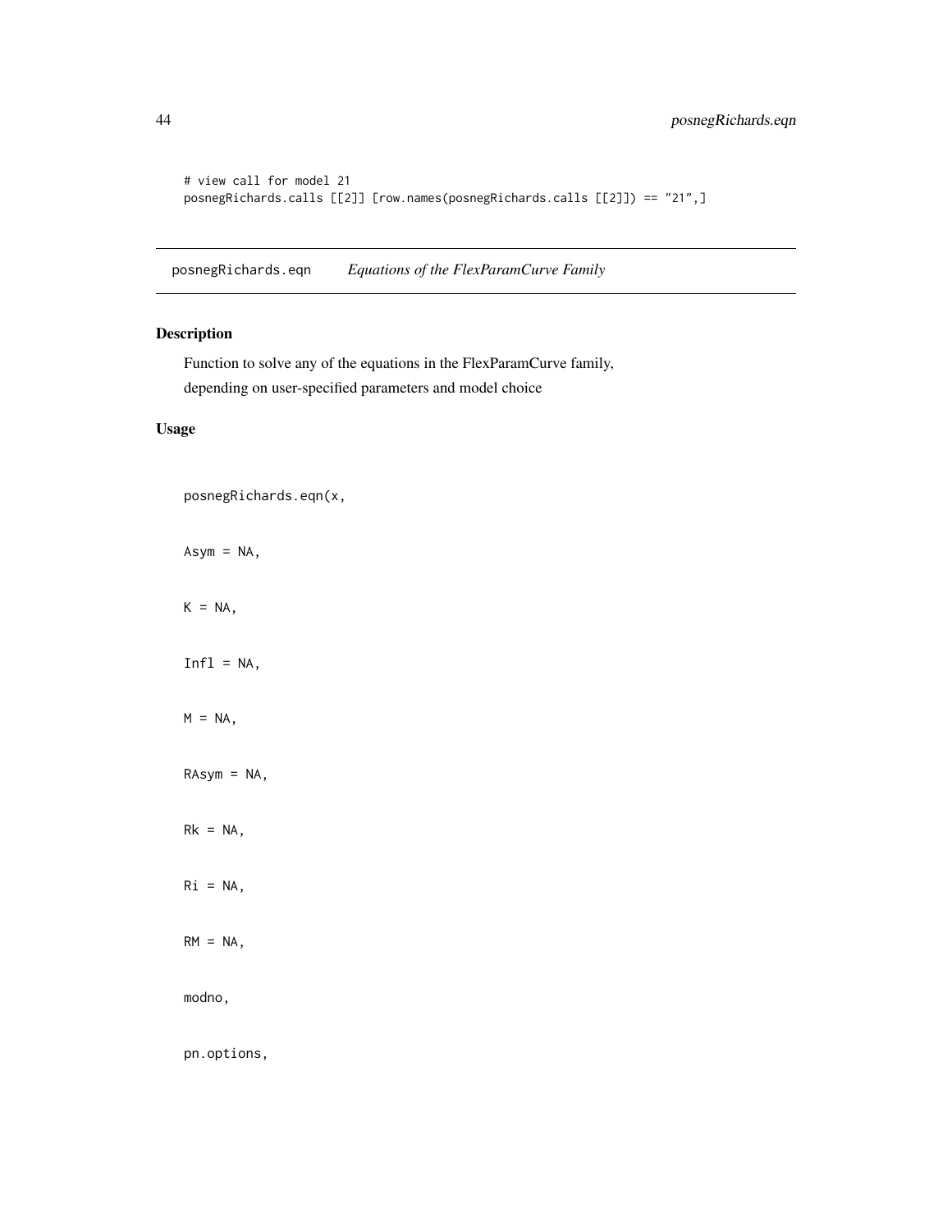```
# view call for model 21
posnegRichards.calls [[2]] [row.names(posnegRichards.calls [[2]]) == "21",]
```

---

posnegRichards.eqn *Equations of the FlexParamCurve Family*

## Description

Function to solve any of the equations in the FlexParamCurve family,
depending on user-specified parameters and model choice

## Usage

```
posnegRichards.eqn(x,

Asym = NA,

K = NA,

Infl = NA,

M = NA,

RAsym = NA,

Rk = NA,

Ri = NA,

RM = NA,

modno,

pn.options,
```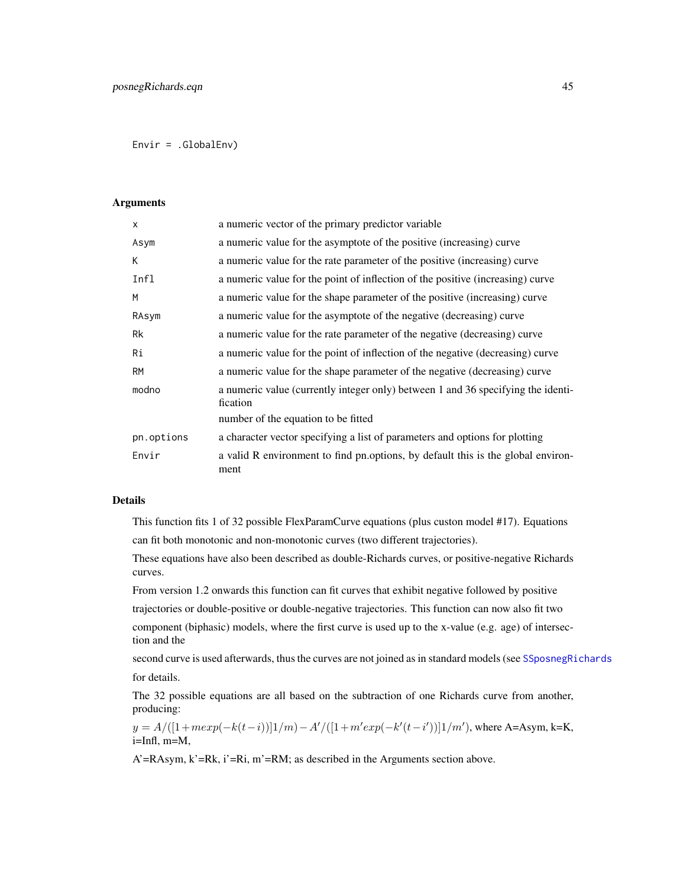```
Envir = .GlobalEnv)
```

## Arguments

| | |
|---|---|
| x | a numeric vector of the primary predictor variable |
| Asym | a numeric value for the asymptote of the positive (increasing) curve |
| K | a numeric value for the rate parameter of the positive (increasing) curve |
| Infl | a numeric value for the point of inflection of the positive (increasing) curve |
| M | a numeric value for the shape parameter of the positive (increasing) curve |
| RAsym | a numeric value for the asymptote of the negative (decreasing) curve |
| Rk | a numeric value for the rate parameter of the negative (decreasing) curve |
| Ri | a numeric value for the point of inflection of the negative (decreasing) curve |
| RM | a numeric value for the shape parameter of the negative (decreasing) curve |
| modno | a numeric value (currently integer only) between 1 and 36 specifying the identification number of the equation to be fitted |
| pn.options | a character vector specifying a list of parameters and options for plotting |
| Envir | a valid R environment to find pn.options, by default this is the global environment |

## Details

This function fits 1 of 32 possible FlexParamCurve equations (plus custon model #17). Equations can fit both monotonic and non-monotonic curves (two different trajectories).

These equations have also been described as double-Richards curves, or positive-negative Richards curves.

From version 1.2 onwards this function can fit curves that exhibit negative followed by positive trajectories or double-positive or double-negative trajectories. This function can now also fit two component (biphasic) models, where the first curve is used up to the x-value (e.g. age) of intersection and the

second curve is used afterwards, thus the curves are not joined as in standard models (see SSposnegRichards for details.

The 32 possible equations are all based on the subtraction of one Richards curve from another, producing:

$y = A/([1+mexp(-k(t-i))]1/m) - A'/([1+m'exp(-k'(t-i'))]1/m')$, where A=Asym, k=K, i=Infl, m=M,

A'=RAsym, k'=Rk, i'=Ri, m'=RM; as described in the Arguments section above.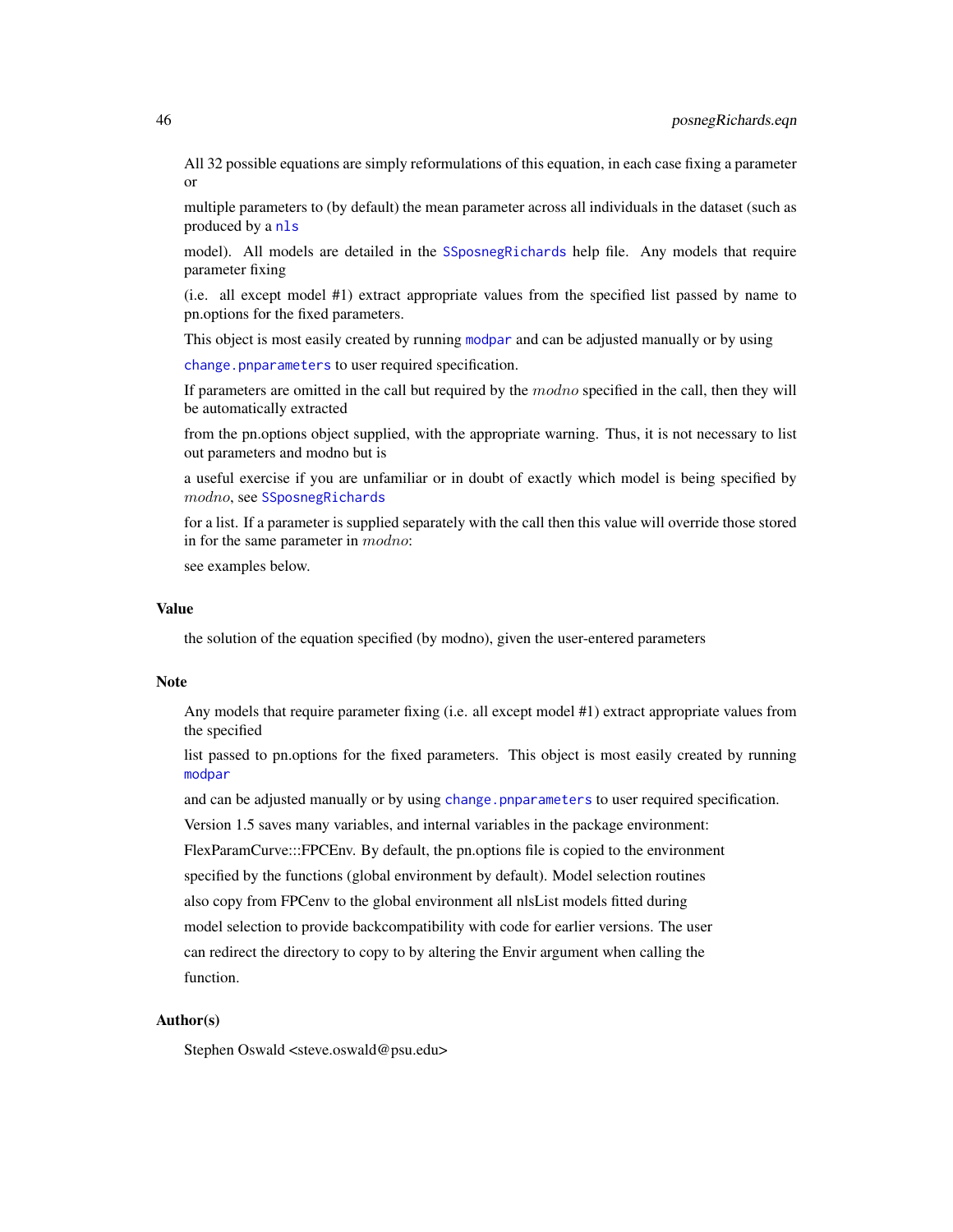All 32 possible equations are simply reformulations of this equation, in each case fixing a parameter or

multiple parameters to (by default) the mean parameter across all individuals in the dataset (such as produced by a `nls`

model). All models are detailed in the `SSposnegRichards` help file. Any models that require parameter fixing

(i.e. all except model #1) extract appropriate values from the specified list passed by name to pn.options for the fixed parameters.

This object is most easily created by running `modpar` and can be adjusted manually or by using

`change.pnparameters` to user required specification.

If parameters are omitted in the call but required by the $modno$ specified in the call, then they will be automatically extracted

from the pn.options object supplied, with the appropriate warning. Thus, it is not necessary to list out parameters and modno but is

a useful exercise if you are unfamiliar or in doubt of exactly which model is being specified by $modno$, see `SSposnegRichards`

for a list. If a parameter is supplied separately with the call then this value will override those stored in for the same parameter in $modno$:

see examples below.

## Value

the solution of the equation specified (by modno), given the user-entered parameters

## Note

Any models that require parameter fixing (i.e. all except model #1) extract appropriate values from the specified

list passed to pn.options for the fixed parameters. This object is most easily created by running `modpar`

and can be adjusted manually or by using `change.pnparameters` to user required specification.

Version 1.5 saves many variables, and internal variables in the package environment:

FlexParamCurve:::FPCEnv. By default, the pn.options file is copied to the environment

specified by the functions (global environment by default). Model selection routines

also copy from FPCenv to the global environment all nlsList models fitted during

model selection to provide backcompatibility with code for earlier versions. The user

can redirect the directory to copy to by altering the Envir argument when calling the

function.

## Author(s)

Stephen Oswald <steve.oswald@psu.edu>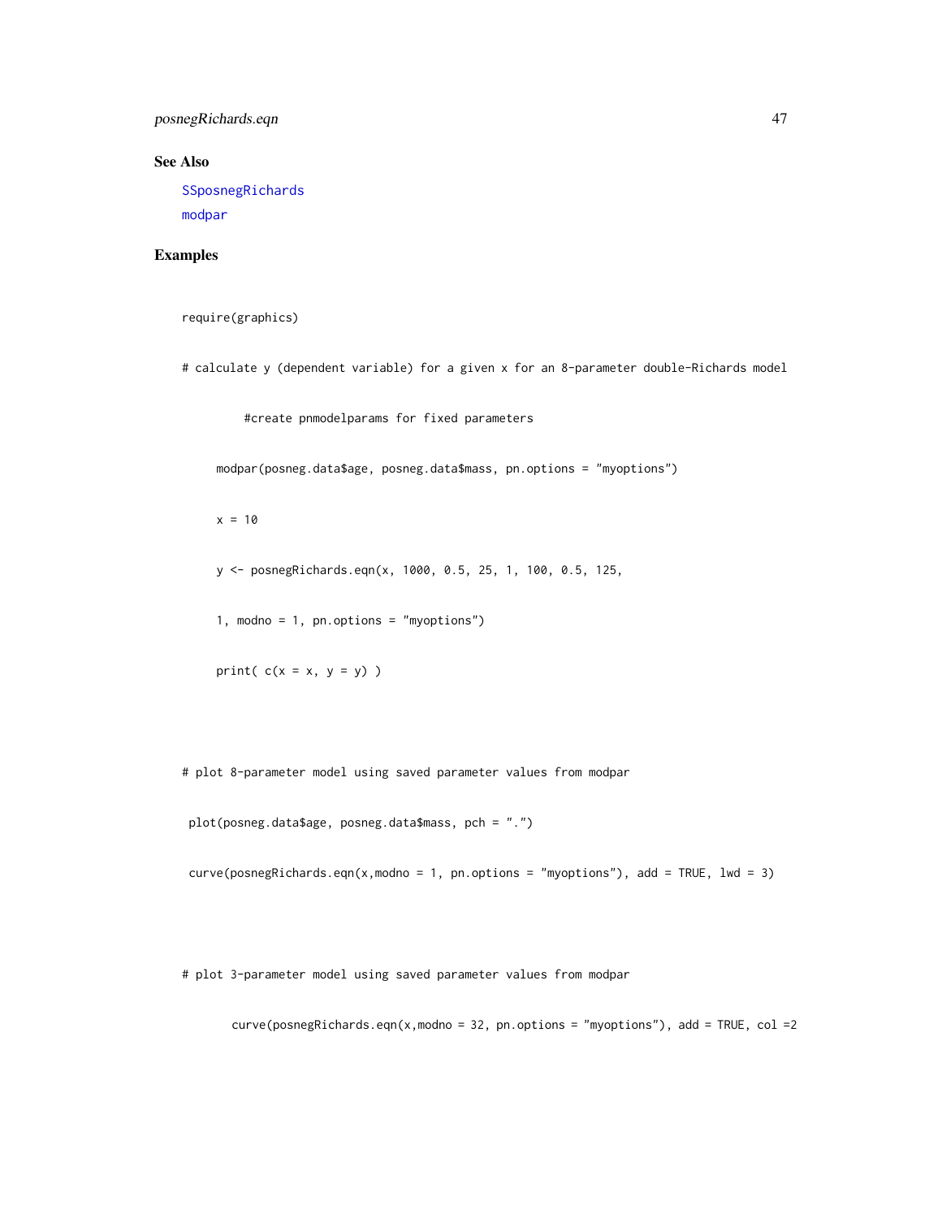## See Also

SSposnegRichards
modpar

## Examples

```
require(graphics)

# calculate y (dependent variable) for a given x for an 8-parameter double-Richards model

          #create pnmodelparams for fixed parameters

     modpar(posneg.data$age, posneg.data$mass, pn.options = "myoptions")

     x = 10

     y <- posnegRichards.eqn(x, 1000, 0.5, 25, 1, 100, 0.5, 125,

     1, modno = 1, pn.options = "myoptions")

     print( c(x = x, y = y) )



# plot 8-parameter model using saved parameter values from modpar

 plot(posneg.data$age, posneg.data$mass, pch = ".")

 curve(posnegRichards.eqn(x,modno = 1, pn.options = "myoptions"), add = TRUE, lwd = 3)



# plot 3-parameter model using saved parameter values from modpar

       curve(posnegRichards.eqn(x,modno = 32, pn.options = "myoptions"), add = TRUE, col =2
```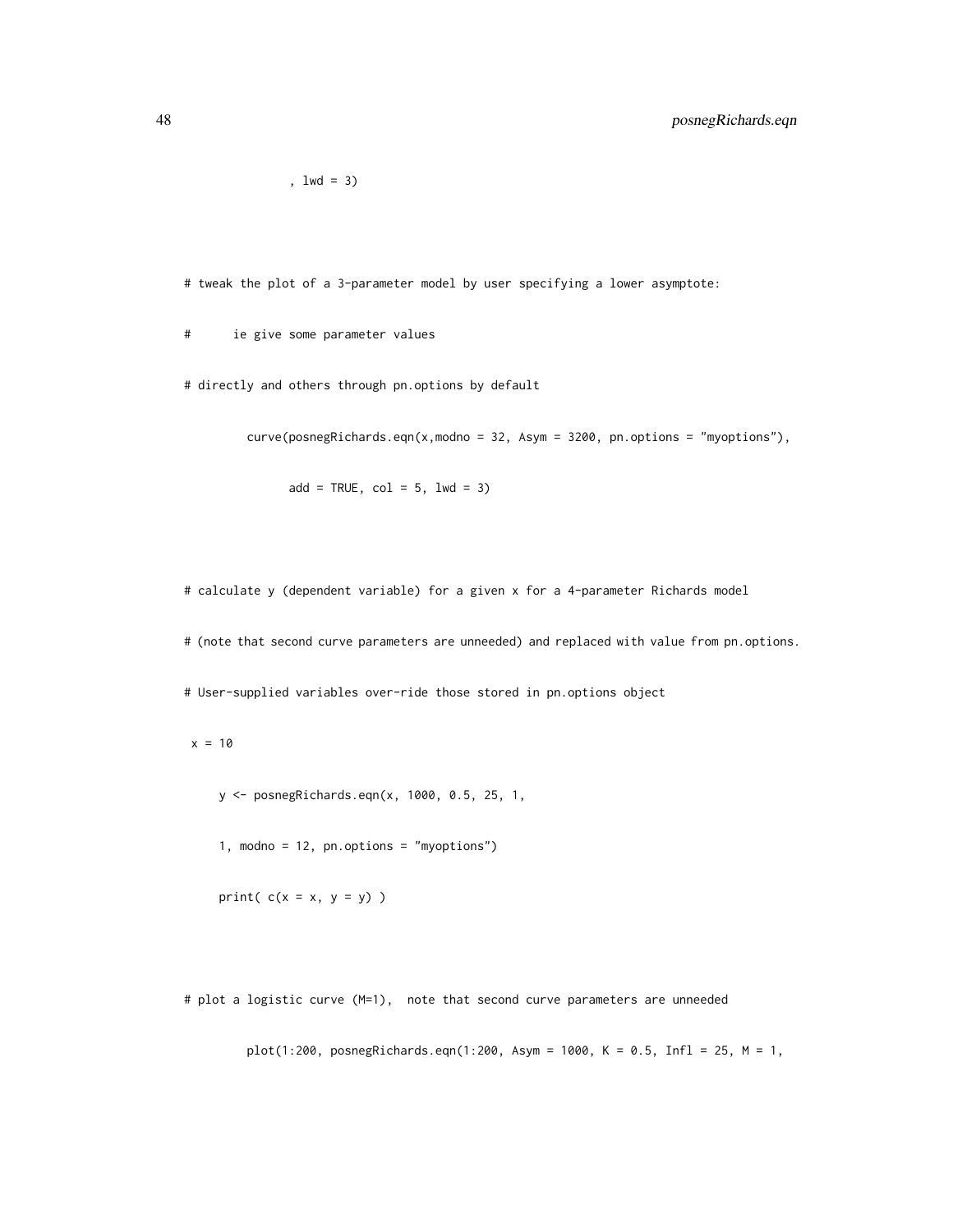```
              , lwd = 3)

# tweak the plot of a 3-parameter model by user specifying a lower asymptote:
#      ie give some parameter values
# directly and others through pn.options by default
         curve(posnegRichards.eqn(x,modno = 32, Asym = 3200, pn.options = "myoptions"),
               add = TRUE, col = 5, lwd = 3)

# calculate y (dependent variable) for a given x for a 4-parameter Richards model
# (note that second curve parameters are unneeded) and replaced with value from pn.options.
# User-supplied variables over-ride those stored in pn.options object
 x = 10
     y <- posnegRichards.eqn(x, 1000, 0.5, 25, 1,
     1, modno = 12, pn.options = "myoptions")
     print( c(x = x, y = y) )

# plot a logistic curve (M=1),  note that second curve parameters are unneeded
         plot(1:200, posnegRichards.eqn(1:200, Asym = 1000, K = 0.5, Infl = 25, M = 1,
```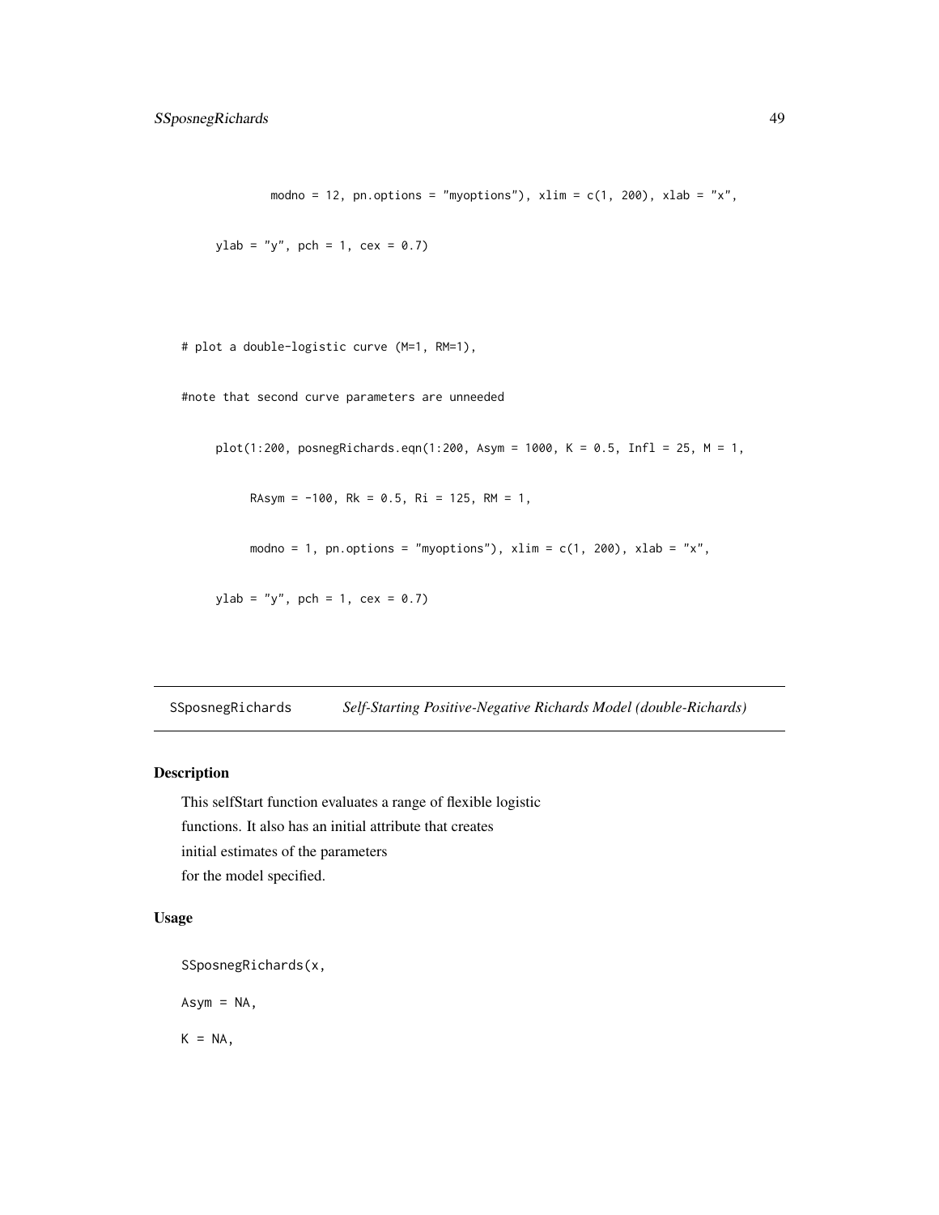```
            modno = 12, pn.options = "myoptions"), xlim = c(1, 200), xlab = "x",
    ylab = "y", pch = 1, cex = 0.7)

# plot a double-logistic curve (M=1, RM=1),
#note that second curve parameters are unneeded
    plot(1:200, posnegRichards.eqn(1:200, Asym = 1000, K = 0.5, Infl = 25, M = 1,
         RAsym = -100, Rk = 0.5, Ri = 125, RM = 1,
         modno = 1, pn.options = "myoptions"), xlim = c(1, 200), xlab = "x",
    ylab = "y", pch = 1, cex = 0.7)
```

## SSposnegRichards *Self-Starting Positive-Negative Richards Model (double-Richards)*

### Description

This selfStart function evaluates a range of flexible logistic functions. It also has an initial attribute that creates initial estimates of the parameters for the model specified.

### Usage

```
SSposnegRichards(x,
Asym = NA,
K = NA,
```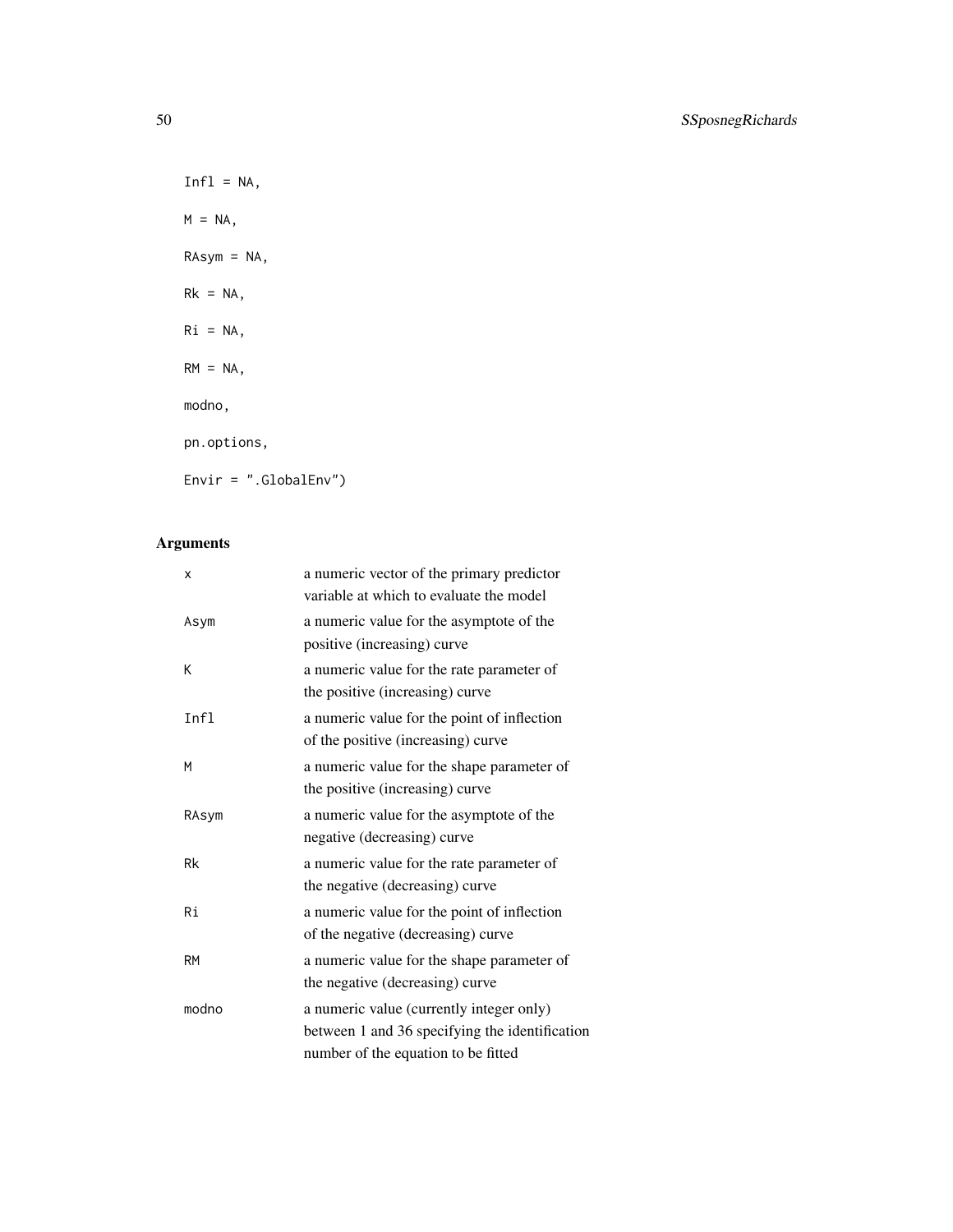```
Infl = NA,

M = NA,

RAsym = NA,

Rk = NA,

Ri = NA,

RM = NA,

modno,

pn.options,

Envir = ".GlobalEnv")
```

## Arguments

| | |
|---|---|
| `x` | a numeric vector of the primary predictor variable at which to evaluate the model |
| `Asym` | a numeric value for the asymptote of the positive (increasing) curve |
| `K` | a numeric value for the rate parameter of the positive (increasing) curve |
| `Infl` | a numeric value for the point of inflection of the positive (increasing) curve |
| `M` | a numeric value for the shape parameter of the positive (increasing) curve |
| `RAsym` | a numeric value for the asymptote of the negative (decreasing) curve |
| `Rk` | a numeric value for the rate parameter of the negative (decreasing) curve |
| `Ri` | a numeric value for the point of inflection of the negative (decreasing) curve |
| `RM` | a numeric value for the shape parameter of the negative (decreasing) curve |
| `modno` | a numeric value (currently integer only) between 1 and 36 specifying the identification number of the equation to be fitted |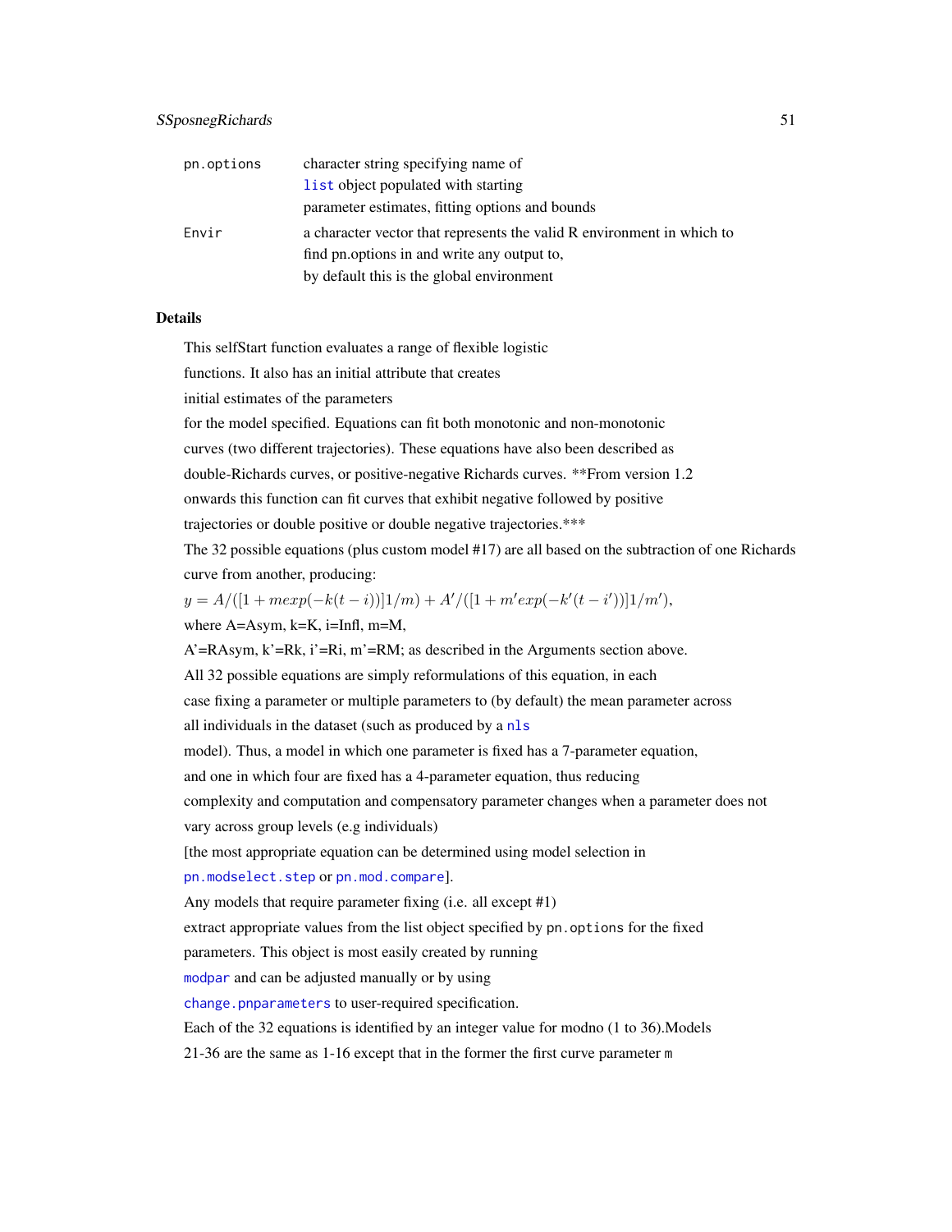| | |
|---|---|
| pn.options | character string specifying name of `list` object populated with starting parameter estimates, fitting options and bounds |
| Envir | a character vector that represents the valid R environment in which to find pn.options in and write any output to, by default this is the global environment |

## Details

This selfStart function evaluates a range of flexible logistic functions. It also has an initial attribute that creates initial estimates of the parameters for the model specified. Equations can fit both monotonic and non-monotonic curves (two different trajectories). These equations have also been described as double-Richards curves, or positive-negative Richards curves. **From version 1.2 onwards this function can fit curves that exhibit negative followed by positive trajectories or double positive or double negative trajectories.***

The 32 possible equations (plus custom model #17) are all based on the subtraction of one Richards curve from another, producing:

$y = A/([1 + mexp(-k(t-i))]1/m) + A'/([1 + m'exp(-k'(t-i'))]1/m')$,

where A=Asym, k=K, i=Infl, m=M,

A'=RAsym, k'=Rk, i'=Ri, m'=RM; as described in the Arguments section above.

All 32 possible equations are simply reformulations of this equation, in each case fixing a parameter or multiple parameters to (by default) the mean parameter across all individuals in the dataset (such as produced by a `nls` model). Thus, a model in which one parameter is fixed has a 7-parameter equation, and one in which four are fixed has a 4-parameter equation, thus reducing complexity and computation and compensatory parameter changes when a parameter does not vary across group levels (e.g individuals)

[the most appropriate equation can be determined using model selection in `pn.modselect.step` or `pn.mod.compare`].

Any models that require parameter fixing (i.e. all except #1) extract appropriate values from the list object specified by `pn.options` for the fixed parameters. This object is most easily created by running `modpar` and can be adjusted manually or by using `change.pnparameters` to user-required specification.

Each of the 32 equations is identified by an integer value for modno (1 to 36).Models 21-36 are the same as 1-16 except that in the former the first curve parameter `m`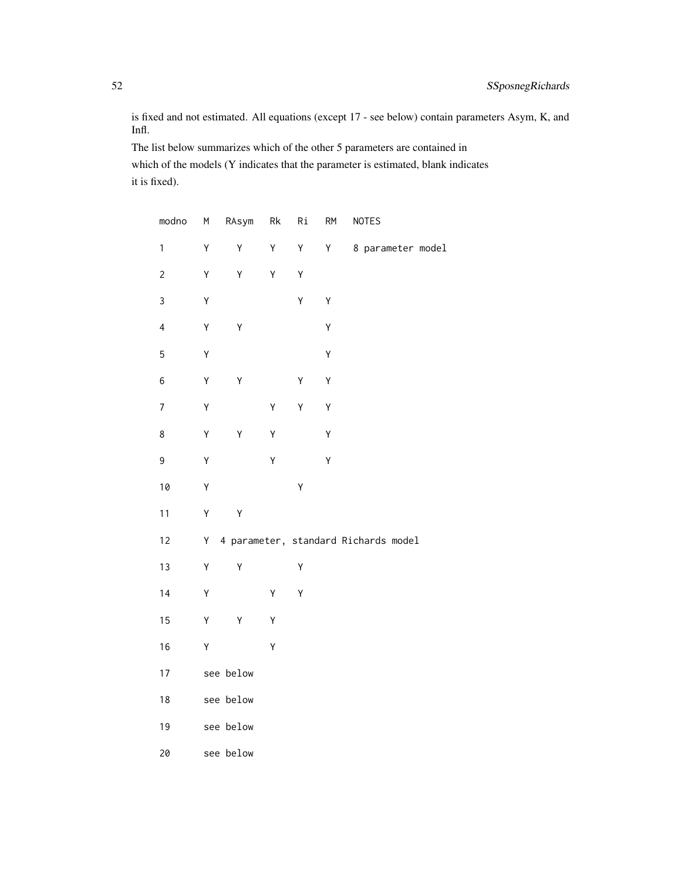is fixed and not estimated. All equations (except 17 - see below) contain parameters Asym, K, and Infl.

The list below summarizes which of the other 5 parameters are contained in which of the models (Y indicates that the parameter is estimated, blank indicates it is fixed).

```
modno   M   RAsym   Rk   Ri   RM   NOTES
1       Y     Y     Y    Y    Y    8 parameter model
2       Y     Y     Y    Y
3       Y                Y    Y
4       Y     Y               Y
5       Y                     Y
6       Y     Y          Y    Y
7       Y           Y    Y    Y
8       Y     Y     Y         Y
9       Y           Y         Y
10      Y                Y
11      Y     Y
12      Y  4 parameter, standard Richards model
13      Y     Y          Y
14      Y           Y    Y
15      Y     Y     Y
16      Y           Y
17      see below
18      see below
19      see below
20      see below
```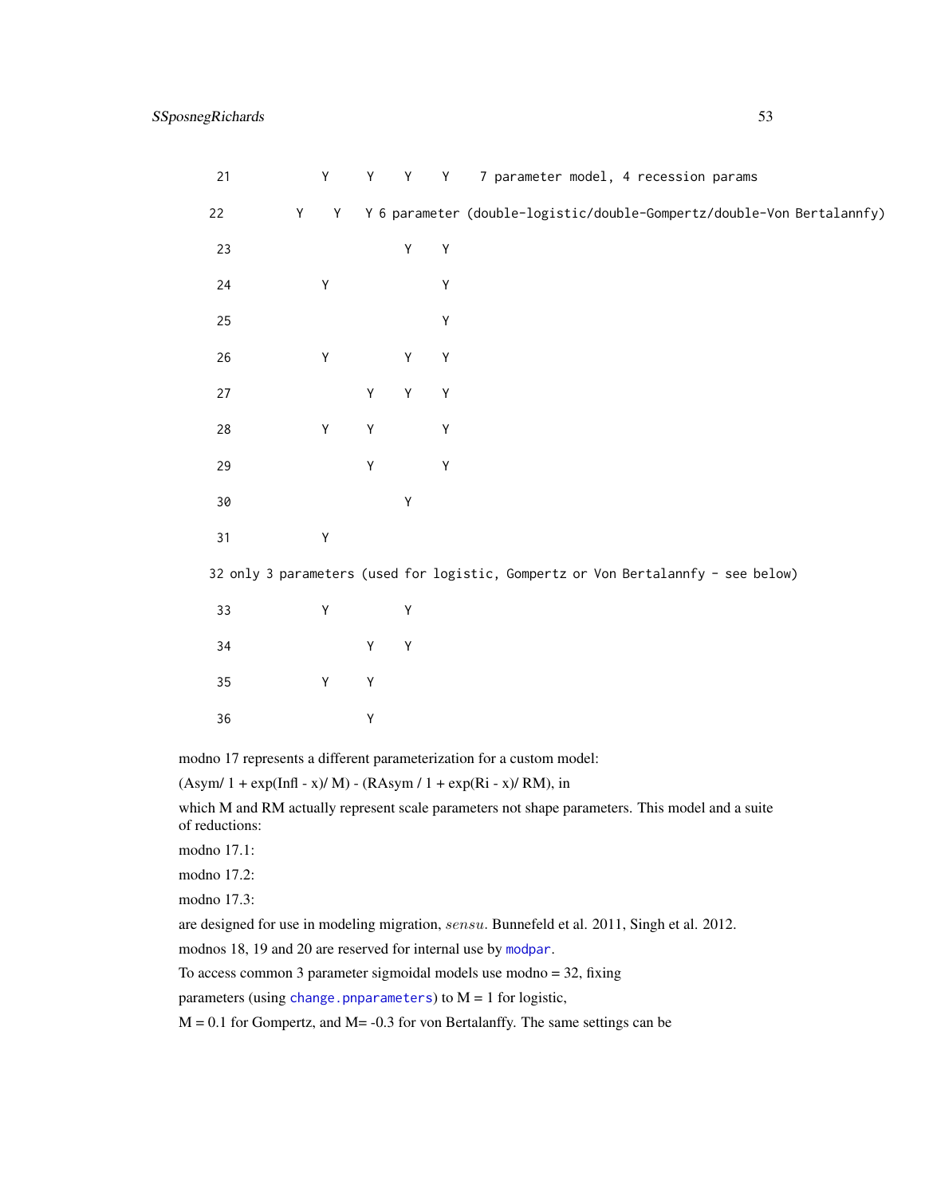```
 21           Y     Y    Y    Y    7 parameter model, 4 recession params

22         Y    Y    Y 6 parameter (double-logistic/double-Gompertz/double-Von Bertalannfy)

 23                      Y    Y

 24           Y               Y

 25                           Y

 26           Y          Y    Y

 27                 Y    Y    Y

 28           Y     Y         Y

 29                 Y         Y

 30                      Y

 31           Y

32 only 3 parameters (used for logistic, Gompertz or Von Bertalannfy - see below)

 33           Y          Y

 34                 Y    Y

 35           Y     Y

 36                 Y
```

modno 17 represents a different parameterization for a custom model:

(Asym/ 1 + exp(Infl - x)/ M) - (RAsym / 1 + exp(Ri - x)/ RM), in

which M and RM actually represent scale parameters not shape parameters. This model and a suite of reductions:

modno 17.1:

modno 17.2:

modno 17.3:

are designed for use in modeling migration, *sensu*. Bunnefeld et al. 2011, Singh et al. 2012.

modnos 18, 19 and 20 are reserved for internal use by `modpar`.

To access common 3 parameter sigmoidal models use modno = 32, fixing

parameters (using `change.pnparameters`) to M = 1 for logistic,

M = 0.1 for Gompertz, and M= -0.3 for von Bertalanffy. The same settings can be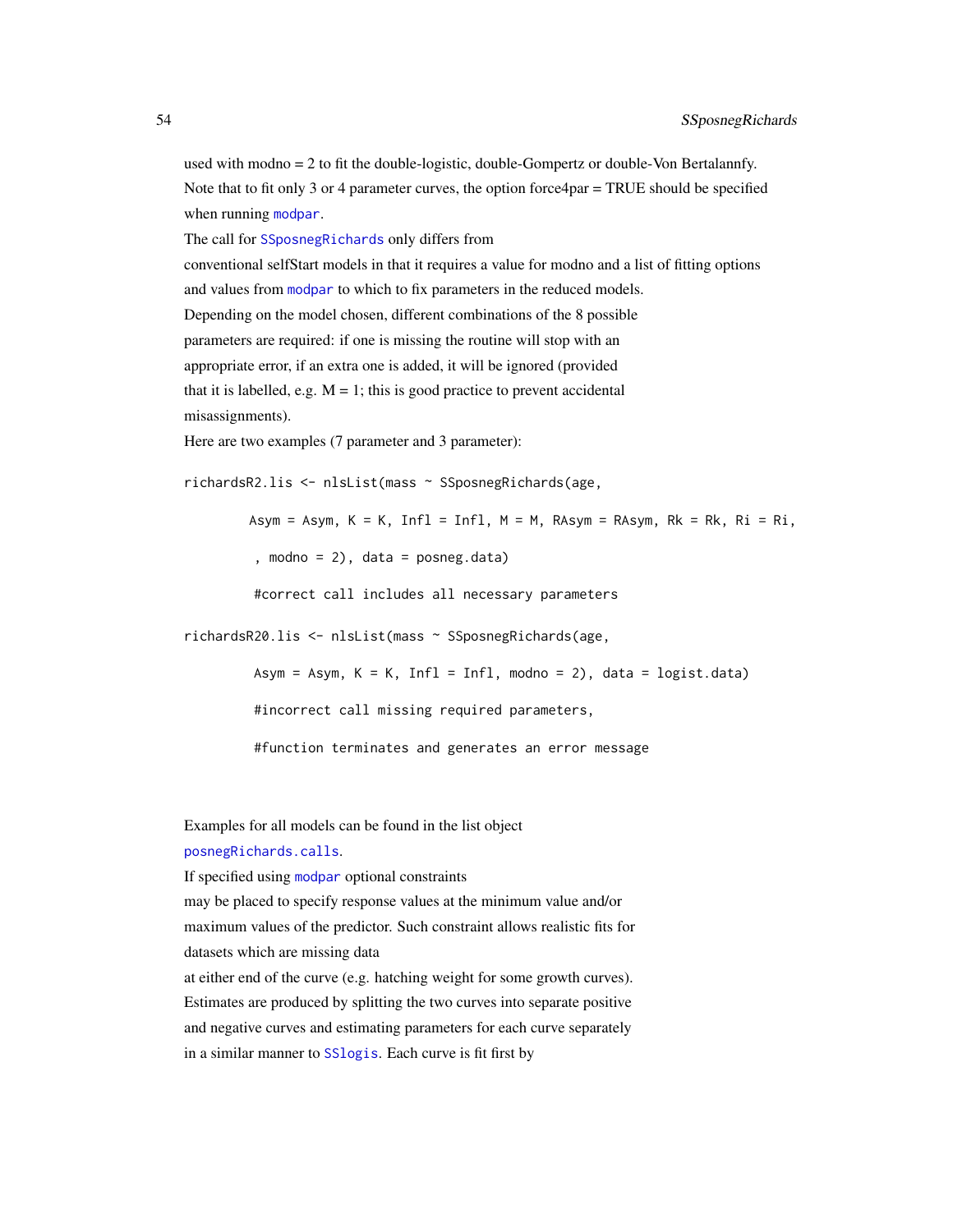used with modno = 2 to fit the double-logistic, double-Gompertz or double-Von Bertalannfy. Note that to fit only 3 or 4 parameter curves, the option force4par = TRUE should be specified when running modpar.

The call for SSposnegRichards only differs from conventional selfStart models in that it requires a value for modno and a list of fitting options and values from modpar to which to fix parameters in the reduced models. Depending on the model chosen, different combinations of the 8 possible parameters are required: if one is missing the routine will stop with an appropriate error, if an extra one is added, it will be ignored (provided that it is labelled, e.g. M = 1; this is good practice to prevent accidental misassignments).

Here are two examples (7 parameter and 3 parameter):

```
richardsR2.lis <- nlsList(mass ~ SSposnegRichards(age,
        Asym = Asym, K = K, Infl = Infl, M = M, RAsym = RAsym, Rk = Rk, Ri = Ri,
         , modno = 2), data = posneg.data)
         #correct call includes all necessary parameters
richardsR20.lis <- nlsList(mass ~ SSposnegRichards(age,
         Asym = Asym, K = K, Infl = Infl, modno = 2), data = logist.data)
         #incorrect call missing required parameters,
         #function terminates and generates an error message
```

Examples for all models can be found in the list object posnegRichards.calls.

If specified using modpar optional constraints may be placed to specify response values at the minimum value and/or maximum values of the predictor. Such constraint allows realistic fits for datasets which are missing data at either end of the curve (e.g. hatching weight for some growth curves). Estimates are produced by splitting the two curves into separate positive and negative curves and estimating parameters for each curve separately in a similar manner to SSlogis. Each curve is fit first by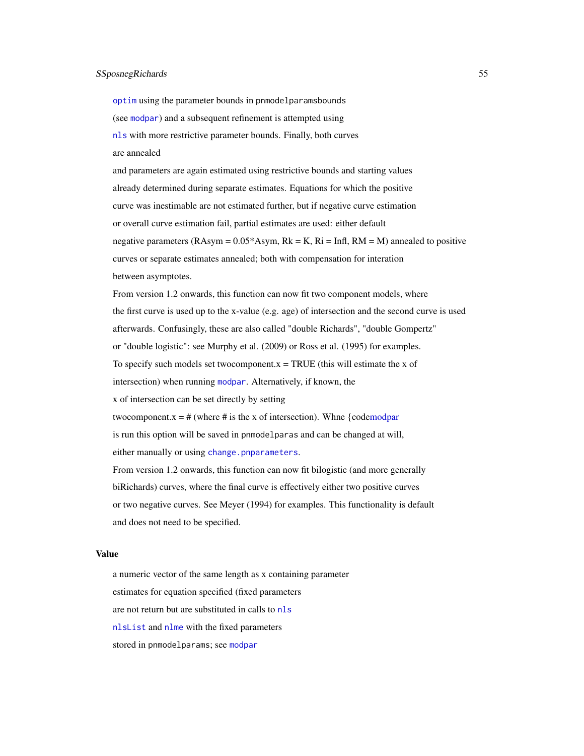optim using the parameter bounds in pnmodelparamsbounds

(see modpar) and a subsequent refinement is attempted using

nls with more restrictive parameter bounds. Finally, both curves

are annealed

and parameters are again estimated using restrictive bounds and starting values

already determined during separate estimates. Equations for which the positive

curve was inestimable are not estimated further, but if negative curve estimation

or overall curve estimation fail, partial estimates are used: either default

negative parameters (RAsym = 0.05*Asym, Rk = K, Ri = Infl, RM = M) annealed to positive

curves or separate estimates annealed; both with compensation for interation

between asymptotes.

From version 1.2 onwards, this function can now fit two component models, where

the first curve is used up to the x-value (e.g. age) of intersection and the second curve is used

afterwards. Confusingly, these are also called "double Richards", "double Gompertz"

or "double logistic": see Murphy et al. (2009) or Ross et al. (1995) for examples.

To specify such models set twocomponent.x = TRUE (this will estimate the x of

intersection) when running modpar. Alternatively, if known, the

x of intersection can be set directly by setting

twocomponent.x = # (where # is the x of intersection). Whne {codemodpar

is run this option will be saved in pnmodelparas and can be changed at will,

either manually or using change.pnparameters.

From version 1.2 onwards, this function can now fit bilogistic (and more generally

biRichards) curves, where the final curve is effectively either two positive curves

or two negative curves. See Meyer (1994) for examples. This functionality is default

and does not need to be specified.

## Value

a numeric vector of the same length as x containing parameter

estimates for equation specified (fixed parameters

are not return but are substituted in calls to nls

nlsList and nlme with the fixed parameters

stored in pnmodelparams; see modpar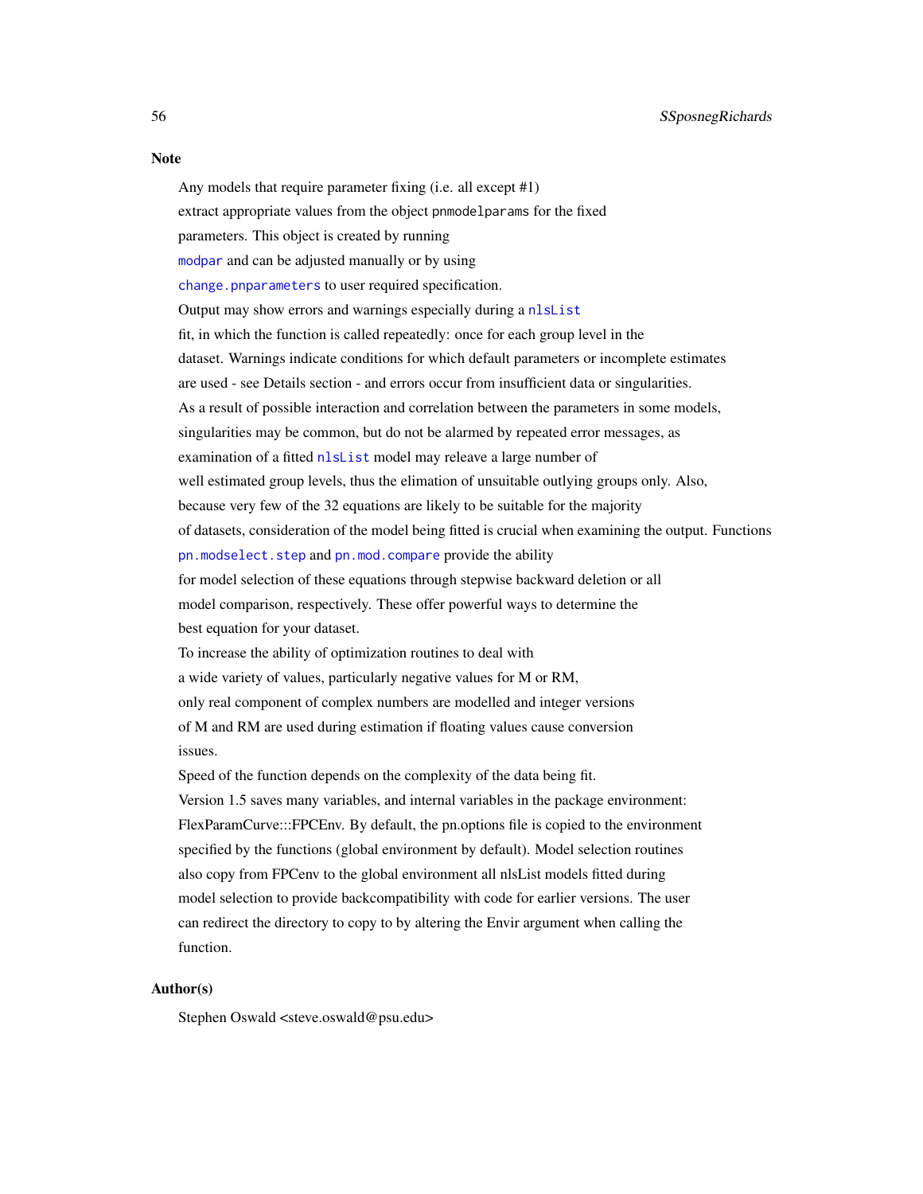## Note

Any models that require parameter fixing (i.e. all except #1) extract appropriate values from the object `pnmodelparams` for the fixed parameters. This object is created by running `modpar` and can be adjusted manually or by using `change.pnparameters` to user required specification.

Output may show errors and warnings especially during a `nlsList` fit, in which the function is called repeatedly: once for each group level in the dataset. Warnings indicate conditions for which default parameters or incomplete estimates are used - see Details section - and errors occur from insufficient data or singularities. As a result of possible interaction and correlation between the parameters in some models, singularities may be common, but do not be alarmed by repeated error messages, as examination of a fitted `nlsList` model may releave a large number of well estimated group levels, thus the elimation of unsuitable outlying groups only. Also, because very few of the 32 equations are likely to be suitable for the majority of datasets, consideration of the model being fitted is crucial when examining the output. Functions `pn.modselect.step` and `pn.mod.compare` provide the ability for model selection of these equations through stepwise backward deletion or all model comparison, respectively. These offer powerful ways to determine the best equation for your dataset.

To increase the ability of optimization routines to deal with a wide variety of values, particularly negative values for M or RM, only real component of complex numbers are modelled and integer versions of M and RM are used during estimation if floating values cause conversion issues.

Speed of the function depends on the complexity of the data being fit.

Version 1.5 saves many variables, and internal variables in the package environment: FlexParamCurve:::FPCEnv. By default, the pn.options file is copied to the environment specified by the functions (global environment by default). Model selection routines also copy from FPCenv to the global environment all nlsList models fitted during model selection to provide backcompatibility with code for earlier versions. The user can redirect the directory to copy to by altering the Envir argument when calling the function.

## Author(s)

Stephen Oswald <steve.oswald@psu.edu>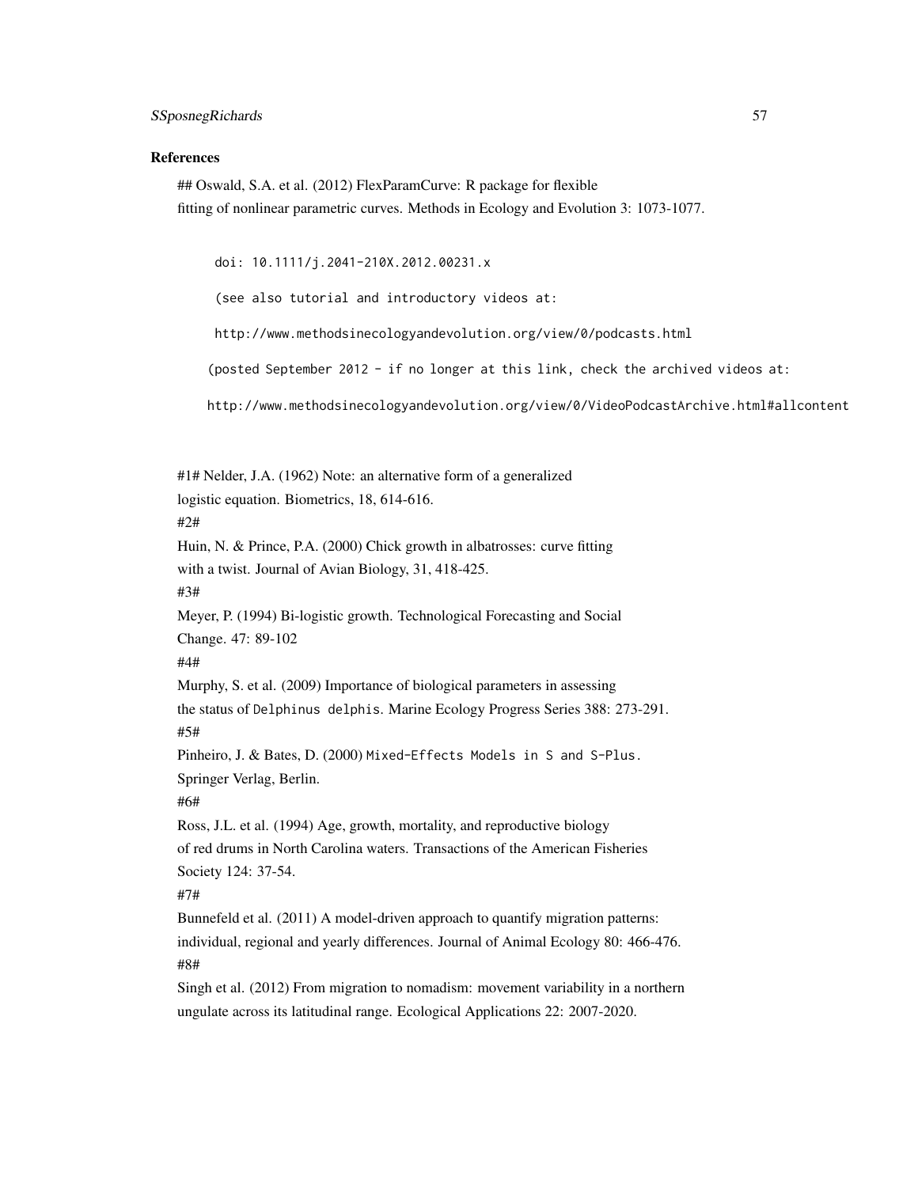### References

## Oswald, S.A. et al. (2012) FlexParamCurve: R package for flexible fitting of nonlinear parametric curves. Methods in Ecology and Evolution 3: 1073-1077.

```
doi: 10.1111/j.2041-210X.2012.00231.x

(see also tutorial and introductory videos at:

http://www.methodsinecologyandevolution.org/view/0/podcasts.html

(posted September 2012 - if no longer at this link, check the archived videos at:

http://www.methodsinecologyandevolution.org/view/0/VideoPodcastArchive.html#allcontent
```

#1# Nelder, J.A. (1962) Note: an alternative form of a generalized logistic equation. Biometrics, 18, 614-616.

#2#

Huin, N. & Prince, P.A. (2000) Chick growth in albatrosses: curve fitting with a twist. Journal of Avian Biology, 31, 418-425.

#3#

Meyer, P. (1994) Bi-logistic growth. Technological Forecasting and Social Change. 47: 89-102

#4#

Murphy, S. et al. (2009) Importance of biological parameters in assessing the status of `Delphinus delphis`. Marine Ecology Progress Series 388: 273-291.

#5#

Pinheiro, J. & Bates, D. (2000) `Mixed-Effects Models in S and S-Plus`. Springer Verlag, Berlin.

#6#

Ross, J.L. et al. (1994) Age, growth, mortality, and reproductive biology of red drums in North Carolina waters. Transactions of the American Fisheries Society 124: 37-54.

#7#

Bunnefeld et al. (2011) A model-driven approach to quantify migration patterns: individual, regional and yearly differences. Journal of Animal Ecology 80: 466-476.

#8#

Singh et al. (2012) From migration to nomadism: movement variability in a northern ungulate across its latitudinal range. Ecological Applications 22: 2007-2020.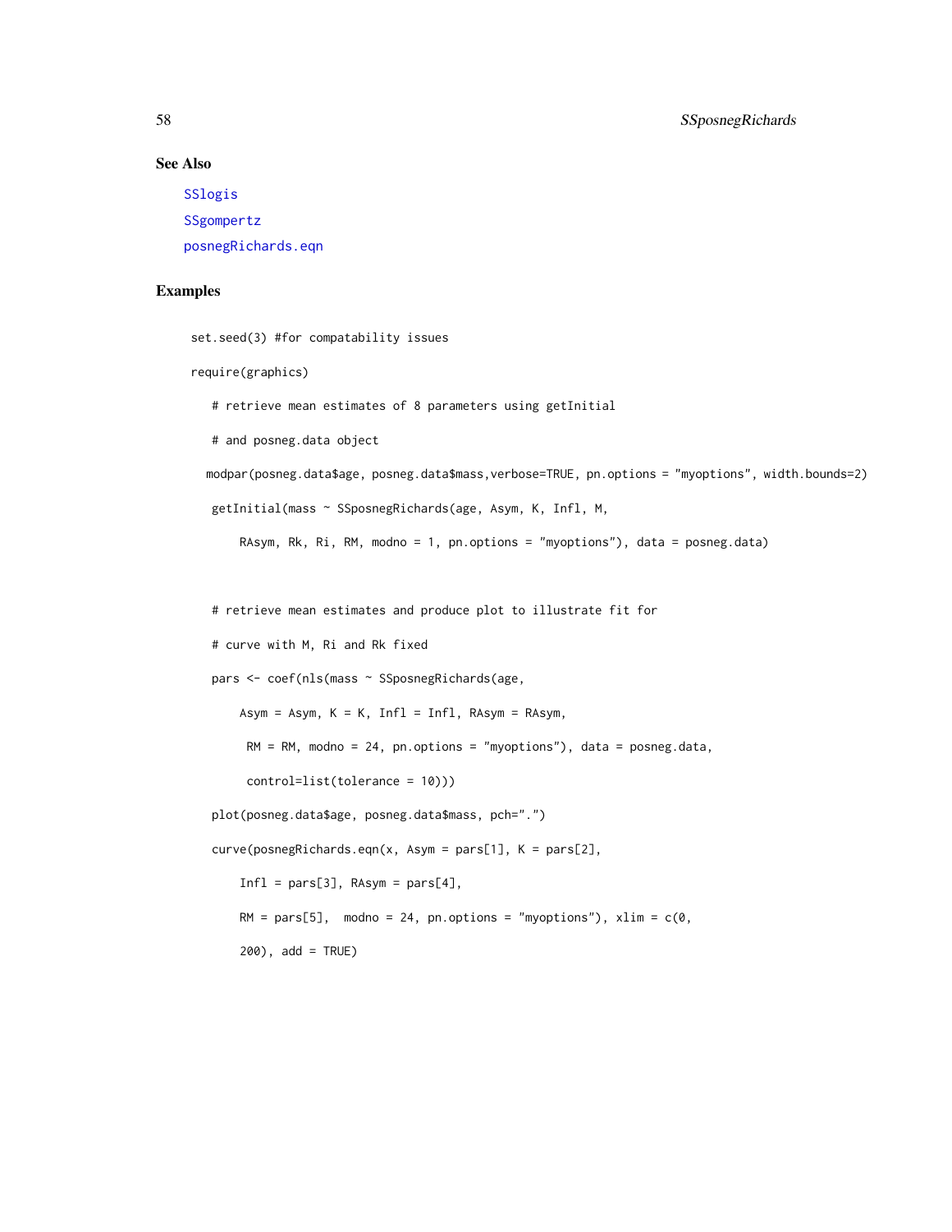### See Also

SSlogis

SSgompertz

posnegRichards.eqn

### Examples

```
set.seed(3) #for compatability issues

require(graphics)

   # retrieve mean estimates of 8 parameters using getInitial

   # and posneg.data object

  modpar(posneg.data$age, posneg.data$mass,verbose=TRUE, pn.options = "myoptions", width.bounds=2)

   getInitial(mass ~ SSposnegRichards(age, Asym, K, Infl, M,

       RAsym, Rk, Ri, RM, modno = 1, pn.options = "myoptions"), data = posneg.data)


   # retrieve mean estimates and produce plot to illustrate fit for

   # curve with M, Ri and Rk fixed

   pars <- coef(nls(mass ~ SSposnegRichards(age,

       Asym = Asym, K = K, Infl = Infl, RAsym = RAsym,

        RM = RM, modno = 24, pn.options = "myoptions"), data = posneg.data,

        control=list(tolerance = 10)))

   plot(posneg.data$age, posneg.data$mass, pch=".")

   curve(posnegRichards.eqn(x, Asym = pars[1], K = pars[2],

       Infl = pars[3], RAsym = pars[4],

       RM = pars[5],  modno = 24, pn.options = "myoptions"), xlim = c(0,

       200), add = TRUE)
```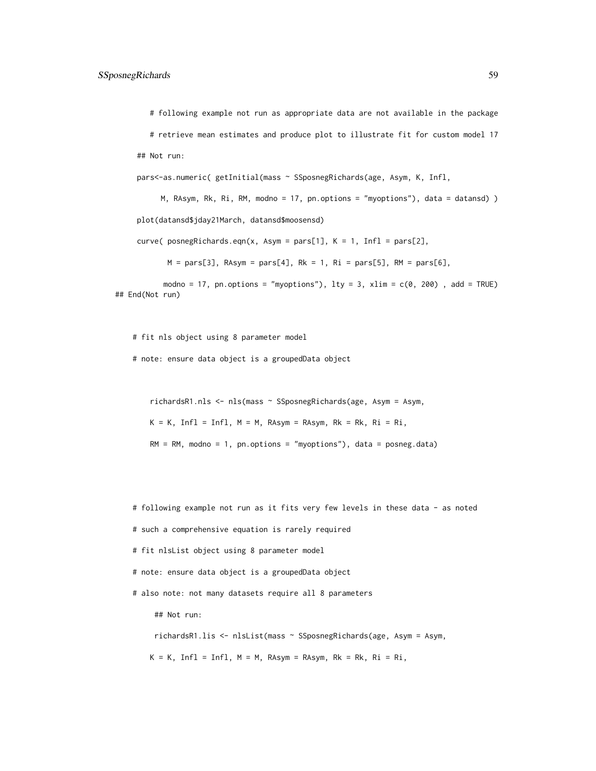```
    # following example not run as appropriate data are not available in the package

    # retrieve mean estimates and produce plot to illustrate fit for custom model 17

  ## Not run:

  pars<-as.numeric( getInitial(mass ~ SSposnegRichards(age, Asym, K, Infl,

       M, RAsym, Rk, Ri, RM, modno = 17, pn.options = "myoptions"), data = datansd) )

  plot(datansd$jday21March, datansd$moosensd)

  curve( posnegRichards.eqn(x, Asym = pars[1], K = 1, Infl = pars[2],

        M = pars[3], RAsym = pars[4], Rk = 1, Ri = pars[5], RM = pars[6],

        modno = 17, pn.options = "myoptions"), lty = 3, xlim = c(0, 200) , add = TRUE)
## End(Not run)


  # fit nls object using 8 parameter model

  # note: ensure data object is a groupedData object


    richardsR1.nls <- nls(mass ~ SSposnegRichards(age, Asym = Asym,

    K = K, Infl = Infl, M = M, RAsym = RAsym, Rk = Rk, Ri = Ri,

    RM = RM, modno = 1, pn.options = "myoptions"), data = posneg.data)




  # following example not run as it fits very few levels in these data - as noted

  # such a comprehensive equation is rarely required

  # fit nlsList object using 8 parameter model

  # note: ensure data object is a groupedData object

  # also note: not many datasets require all 8 parameters

     ## Not run:

     richardsR1.lis <- nlsList(mass ~ SSposnegRichards(age, Asym = Asym,

    K = K, Infl = Infl, M = M, RAsym = RAsym, Rk = Rk, Ri = Ri,
```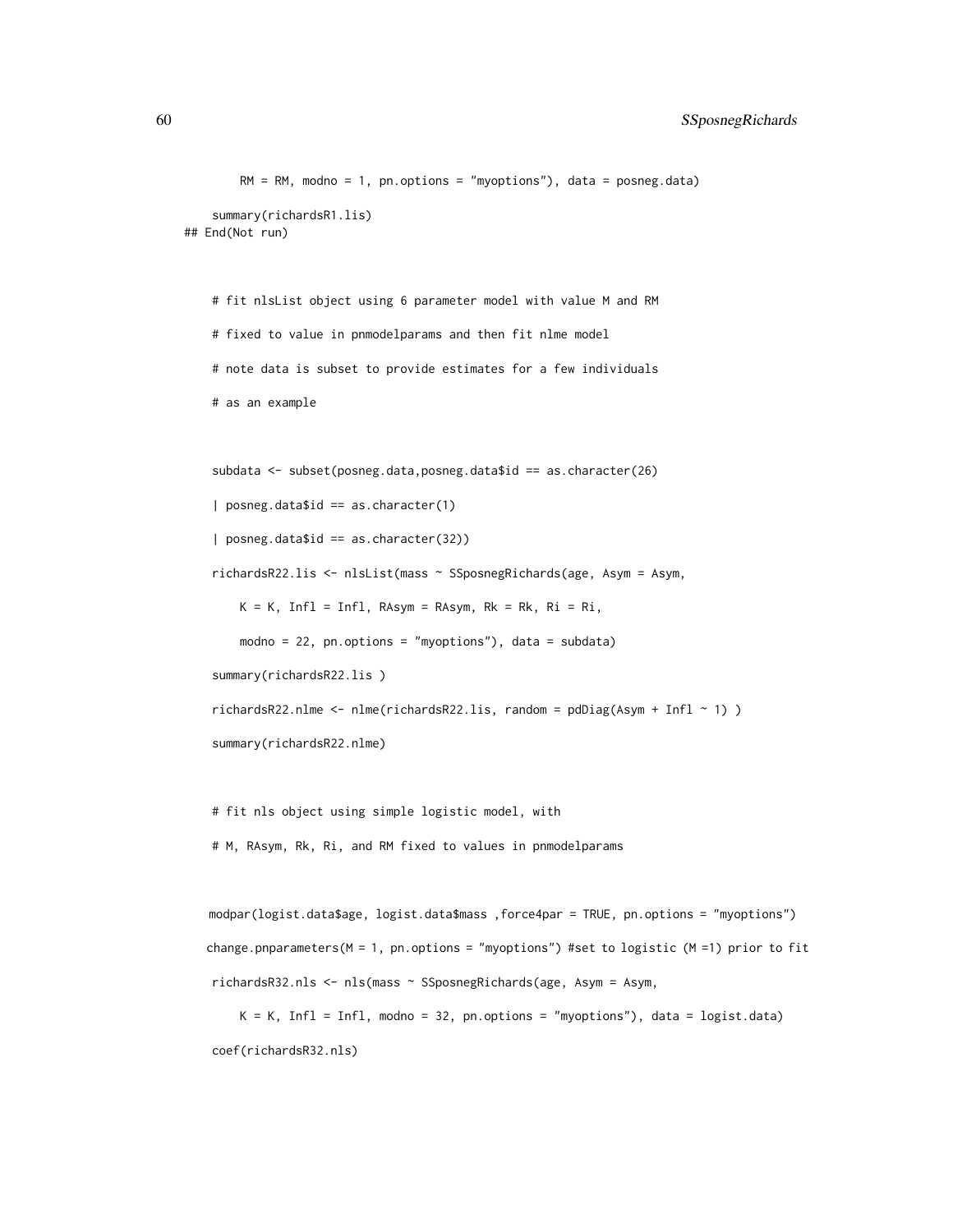```
        RM = RM, modno = 1, pn.options = "myoptions"), data = posneg.data)

    summary(richardsR1.lis)
## End(Not run)


    # fit nlsList object using 6 parameter model with value M and RM

    # fixed to value in pnmodelparams and then fit nlme model

    # note data is subset to provide estimates for a few individuals

    # as an example


    subdata <- subset(posneg.data,posneg.data$id == as.character(26)

    | posneg.data$id == as.character(1)

    | posneg.data$id == as.character(32))

    richardsR22.lis <- nlsList(mass ~ SSposnegRichards(age, Asym = Asym,

        K = K, Infl = Infl, RAsym = RAsym, Rk = Rk, Ri = Ri,

        modno = 22, pn.options = "myoptions"), data = subdata)

    summary(richardsR22.lis )

    richardsR22.nlme <- nlme(richardsR22.lis, random = pdDiag(Asym + Infl ~ 1) )

    summary(richardsR22.nlme)


    # fit nls object using simple logistic model, with

    # M, RAsym, Rk, Ri, and RM fixed to values in pnmodelparams


    modpar(logist.data$age, logist.data$mass ,force4par = TRUE, pn.options = "myoptions")

    change.pnparameters(M = 1, pn.options = "myoptions") #set to logistic (M =1) prior to fit

    richardsR32.nls <- nls(mass ~ SSposnegRichards(age, Asym = Asym,

        K = K, Infl = Infl, modno = 32, pn.options = "myoptions"), data = logist.data)

    coef(richardsR32.nls)
```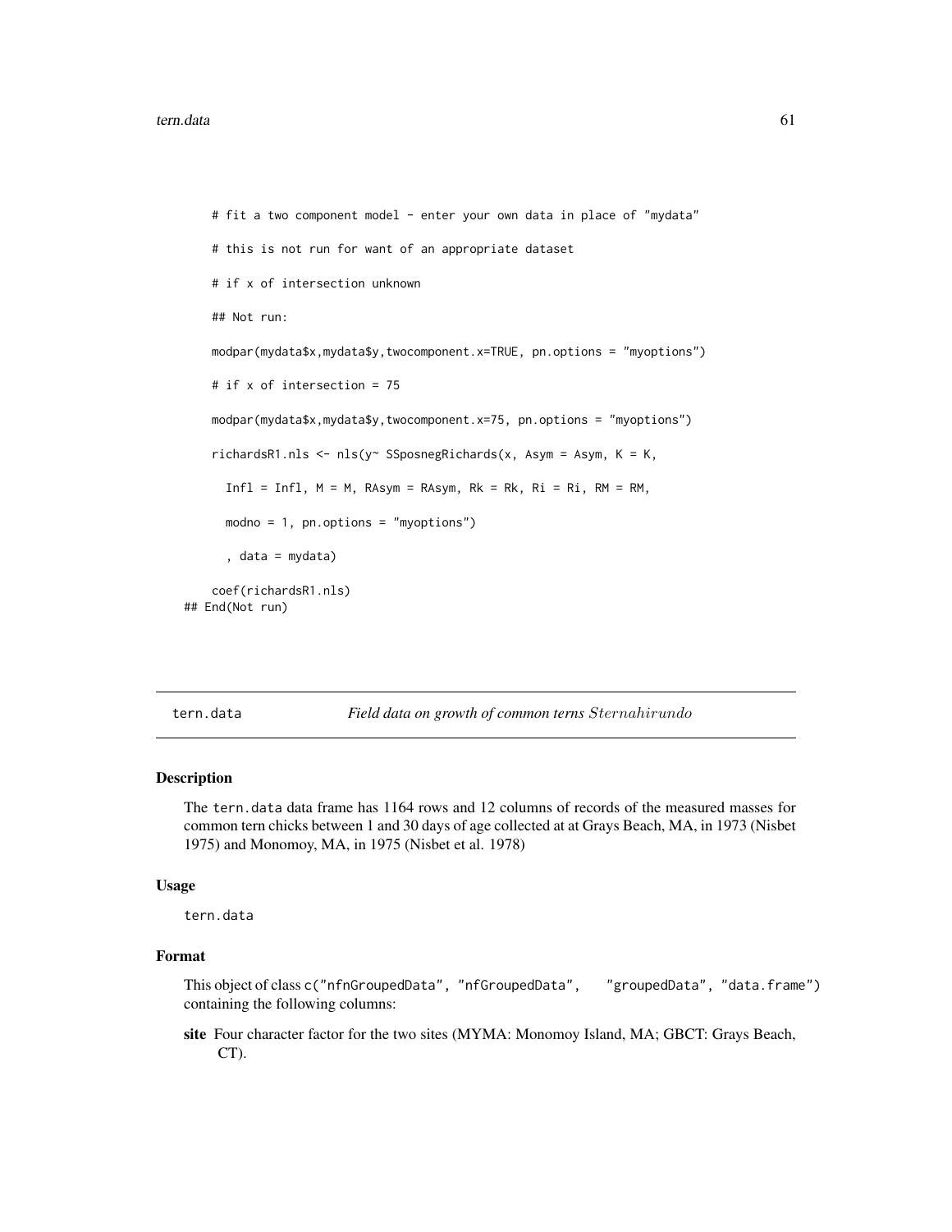```
    # fit a two component model - enter your own data in place of "mydata"

    # this is not run for want of an appropriate dataset

    # if x of intersection unknown

    ## Not run:

    modpar(mydata$x,mydata$y,twocomponent.x=TRUE, pn.options = "myoptions")

    # if x of intersection = 75

    modpar(mydata$x,mydata$y,twocomponent.x=75, pn.options = "myoptions")

    richardsR1.nls <- nls(y~ SSposnegRichards(x, Asym = Asym, K = K,

      Infl = Infl, M = M, RAsym = RAsym, Rk = Rk, Ri = Ri, RM = RM,

      modno = 1, pn.options = "myoptions")

      , data = mydata)

    coef(richardsR1.nls)
## End(Not run)
```

---

tern.data *Field data on growth of common terns $Sternahirundo$*

---

## Description

The `tern.data` data frame has 1164 rows and 12 columns of records of the measured masses for common tern chicks between 1 and 30 days of age collected at at Grays Beach, MA, in 1973 (Nisbet 1975) and Monomoy, MA, in 1975 (Nisbet et al. 1978)

## Usage

```
tern.data
```

## Format

This object of class `c("nfnGroupedData", "nfGroupedData", "groupedData", "data.frame")` containing the following columns:

**site** Four character factor for the two sites (MYMA: Monomoy Island, MA; GBCT: Grays Beach, CT).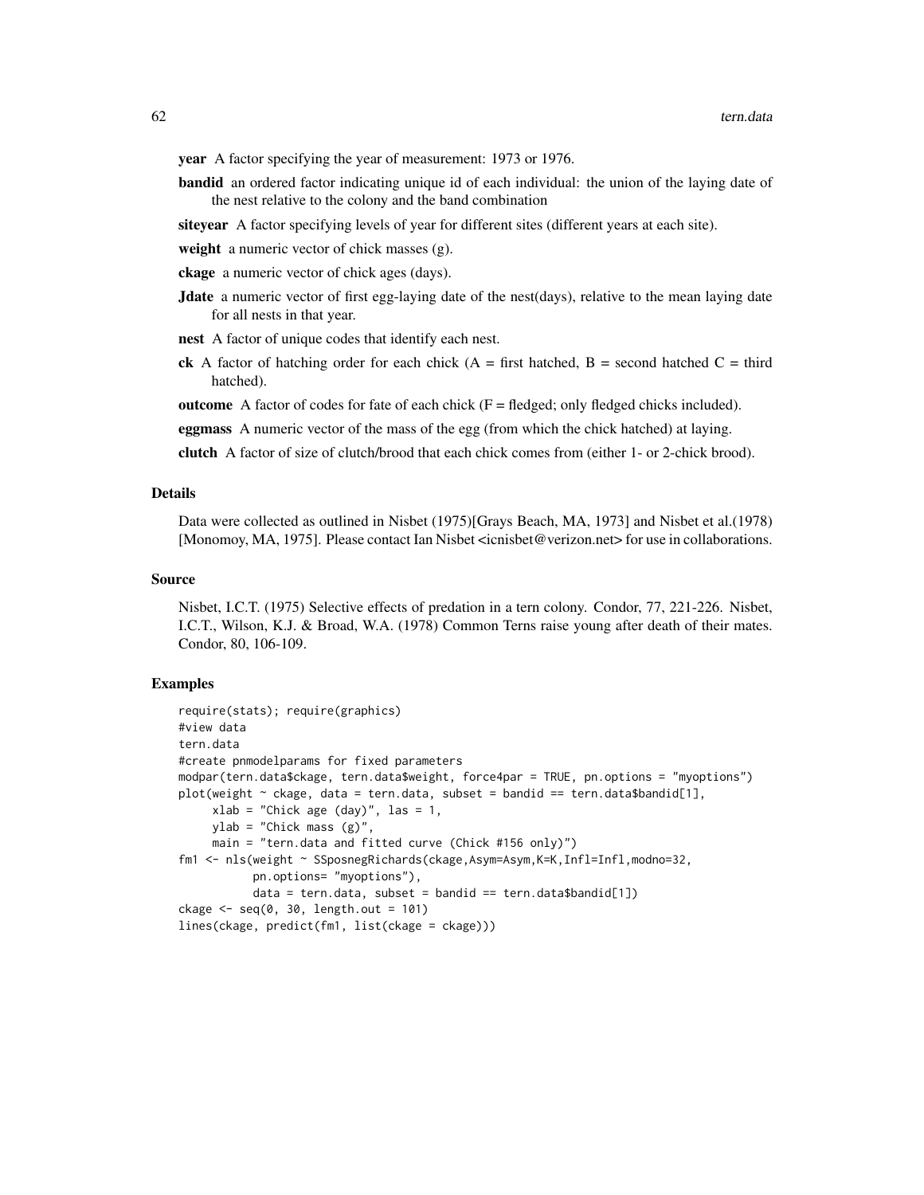**year** A factor specifying the year of measurement: 1973 or 1976.

**bandid** an ordered factor indicating unique id of each individual: the union of the laying date of the nest relative to the colony and the band combination

**siteyear** A factor specifying levels of year for different sites (different years at each site).

**weight** a numeric vector of chick masses (g).

**ckage** a numeric vector of chick ages (days).

**Jdate** a numeric vector of first egg-laying date of the nest(days), relative to the mean laying date for all nests in that year.

**nest** A factor of unique codes that identify each nest.

**ck** A factor of hatching order for each chick (A = first hatched, B = second hatched C = third hatched).

**outcome** A factor of codes for fate of each chick (F = fledged; only fledged chicks included).

**eggmass** A numeric vector of the mass of the egg (from which the chick hatched) at laying.

**clutch** A factor of size of clutch/brood that each chick comes from (either 1- or 2-chick brood).

### Details

Data were collected as outlined in Nisbet (1975)[Grays Beach, MA, 1973] and Nisbet et al.(1978) [Monomoy, MA, 1975]. Please contact Ian Nisbet <icnisbet@verizon.net> for use in collaborations.

### Source

Nisbet, I.C.T. (1975) Selective effects of predation in a tern colony. Condor, 77, 221-226. Nisbet, I.C.T., Wilson, K.J. & Broad, W.A. (1978) Common Terns raise young after death of their mates. Condor, 80, 106-109.

### Examples

```
require(stats); require(graphics)
#view data
tern.data
#create pnmodelparams for fixed parameters
modpar(tern.data$ckage, tern.data$weight, force4par = TRUE, pn.options = "myoptions")
plot(weight ~ ckage, data = tern.data, subset = bandid == tern.data$bandid[1],
     xlab = "Chick age (day)", las = 1,
     ylab = "Chick mass (g)",
     main = "tern.data and fitted curve (Chick #156 only)")
fm1 <- nls(weight ~ SSposnegRichards(ckage,Asym=Asym,K=K,Infl=Infl,modno=32,
           pn.options= "myoptions"),
           data = tern.data, subset = bandid == tern.data$bandid[1])
ckage <- seq(0, 30, length.out = 101)
lines(ckage, predict(fm1, list(ckage = ckage)))
```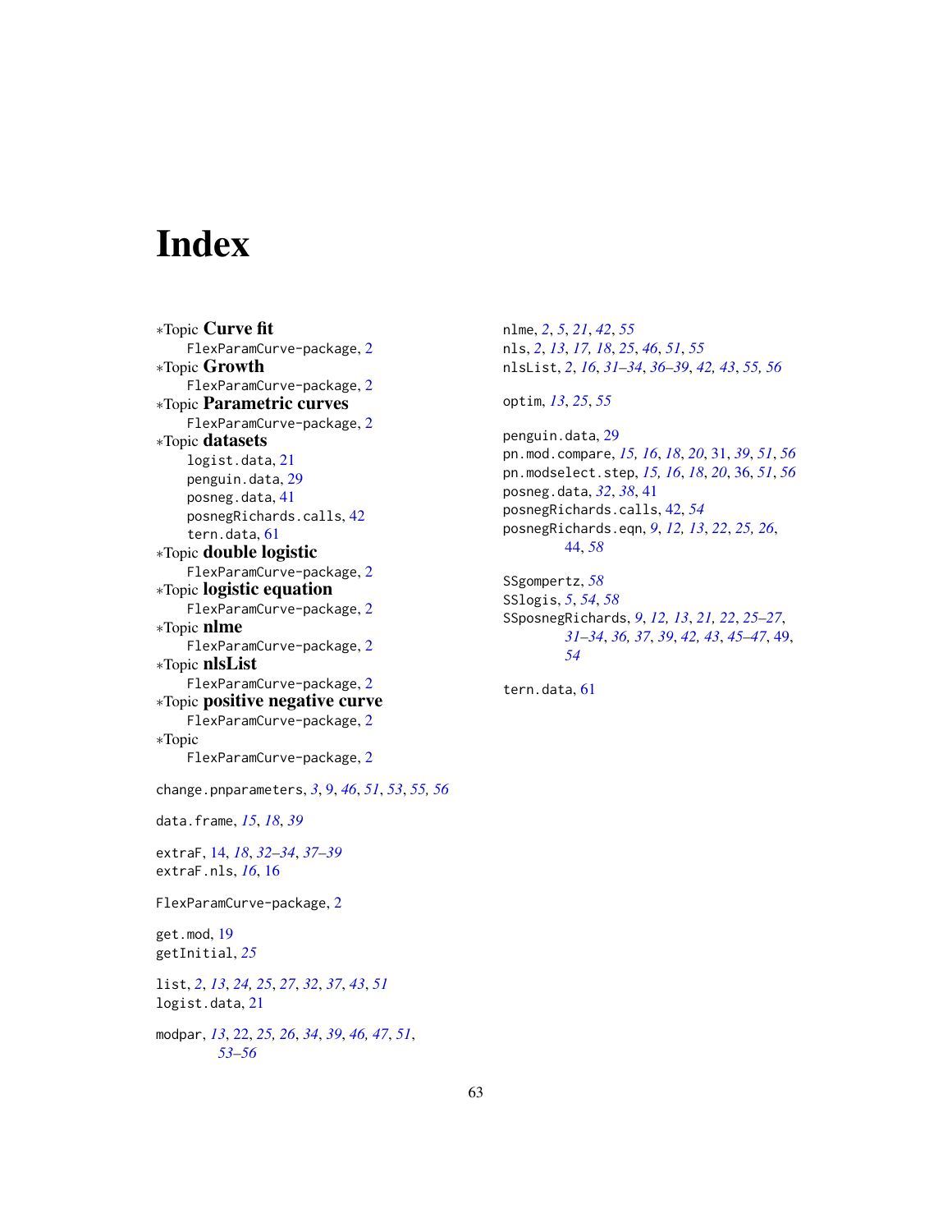# Index

*Topic **Curve fit**
  FlexParamCurve-package, 2

*Topic **Growth**
  FlexParamCurve-package, 2

*Topic **Parametric curves**
  FlexParamCurve-package, 2

*Topic **datasets**
  logist.data, 21
  penguin.data, 29
  posneg.data, 41
  posnegRichards.calls, 42
  tern.data, 61

*Topic **double logistic**
  FlexParamCurve-package, 2

*Topic **logistic equation**
  FlexParamCurve-package, 2

*Topic **nlme**
  FlexParamCurve-package, 2

*Topic **nlsList**
  FlexParamCurve-package, 2

*Topic **positive negative curve**
  FlexParamCurve-package, 2

*Topic
  FlexParamCurve-package, 2

change.pnparameters, *3*, 9, *46*, *51*, *53*, *55, 56*

data.frame, *15*, *18*, *39*

extraF, 14, *18*, *32–34*, *37–39*
extraF.nls, *16*, 16

FlexParamCurve-package, 2

get.mod, 19
getInitial, *25*

list, *2*, *13*, *24, 25*, *27*, *32*, *37*, *43*, *51*
logist.data, 21

modpar, *13*, 22, *25, 26*, *34*, *39*, *46, 47*, *51*, *53–56*

nlme, *2*, *5*, *21*, *42*, *55*
nls, *2*, *13*, *17, 18*, *25*, *46*, *51*, *55*
nlsList, *2*, *16*, *31–34*, *36–39*, *42, 43*, *55, 56*

optim, *13*, *25*, *55*

penguin.data, 29
pn.mod.compare, *15, 16*, *18*, *20*, 31, *39*, *51*, *56*
pn.modselect.step, *15, 16*, *18*, *20*, 36, *51*, *56*
posneg.data, *32*, *38*, 41
posnegRichards.calls, 42, *54*
posnegRichards.eqn, *9*, *12, 13*, *22*, *25, 26*, 44, *58*

SSgompertz, *58*
SSlogis, *5*, *54*, *58*
SSposnegRichards, *9*, *12, 13*, *21, 22*, *25–27*, *31–34*, *36, 37*, *39*, *42, 43*, *45–47*, 49, *54*

tern.data, 61